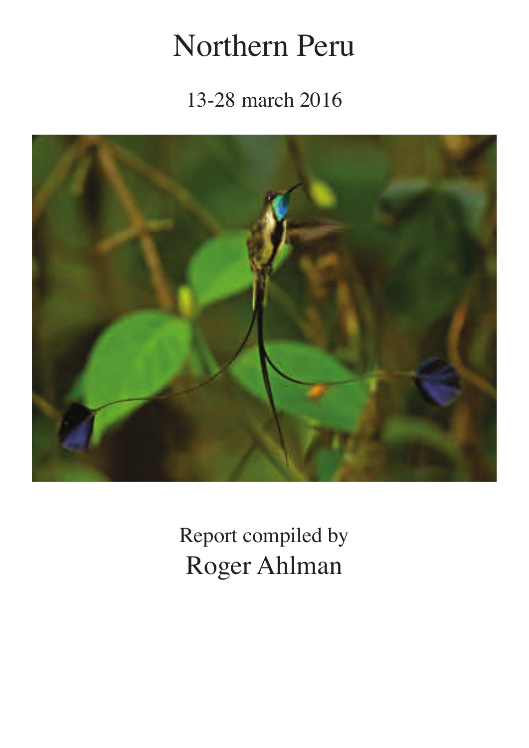# Northern Peru

13-28 march 2016

Report compiled by

Roger Ahlman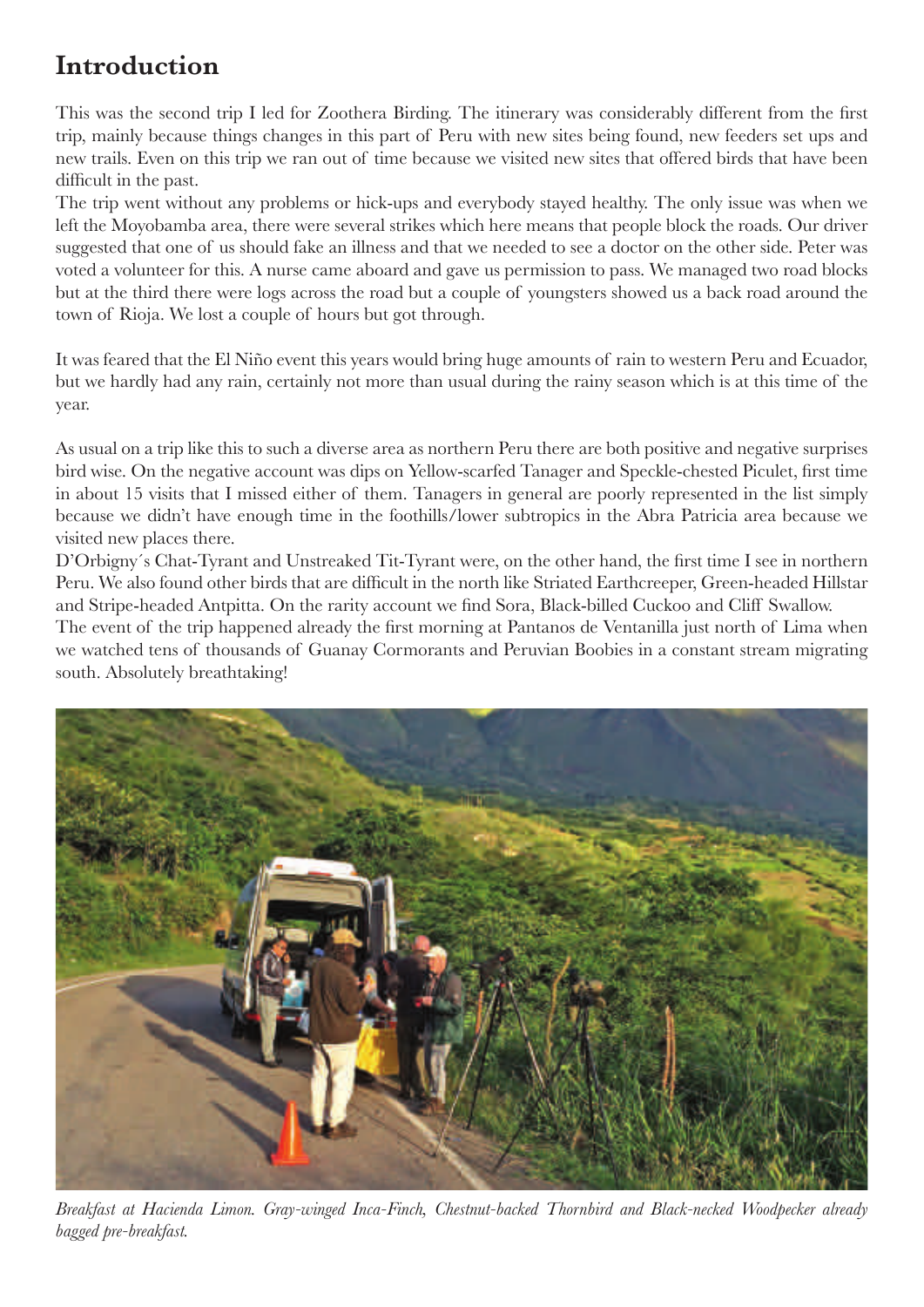# Introduction

This was the second trip I led for Zoothera Birding. The itinerary was considerably different from the first trip, mainly because things changes in this part of Peru with new sites being found, new feeders set ups and new trails. Even on this trip we ran out of time because we visited new sites that offered birds that have been difficult in the past.

The trip went without any problems or hick-ups and everybody stayed healthy. The only issue was when we left the Moyobamba area, there were several strikes which here means that people block the roads. Our driver suggested that one of us should fake an illness and that we needed to see a doctor on the other side. Peter was voted a volunteer for this. A nurse came aboard and gave us permission to pass. We managed two road blocks but at the third there were logs across the road but a couple of youngsters showed us a back road around the town of Rioja. We lost a couple of hours but got through.

It was feared that the El Niño event this years would bring huge amounts of rain to western Peru and Ecuador, but we hardly had any rain, certainly not more than usual during the rainy season which is at this time of the year.

As usual on a trip like this to such a diverse area as northern Peru there are both positive and negative surprises bird wise. On the negative account was dips on Yellow-scarfed Tanager and Speckle-chested Piculet, first time in about 15 visits that I missed either of them. Tanagers in general are poorly represented in the list simply because we didn't have enough time in the foothills/lower subtropics in the Abra Patricia area because we visited new places there.

D'Orbigny´s Chat-Tyrant and Unstreaked Tit-Tyrant were, on the other hand, the first time I see in northern Peru. We also found other birds that are difficult in the north like Striated Earthcreeper, Green-headed Hillstar and Stripe-headed Antpitta. On the rarity account we find Sora, Black-billed Cuckoo and Cliff Swallow.

The event of the trip happened already the first morning at Pantanos de Ventanilla just north of Lima when we watched tens of thousands of Guanay Cormorants and Peruvian Boobies in a constant stream migrating south. Absolutely breathtaking!

*Breakfast at Hacienda Limon. Gray-winged Inca-Finch, Chestnut-backed Thornbird and Black-necked Woodpecker already bagged pre-breakfast.*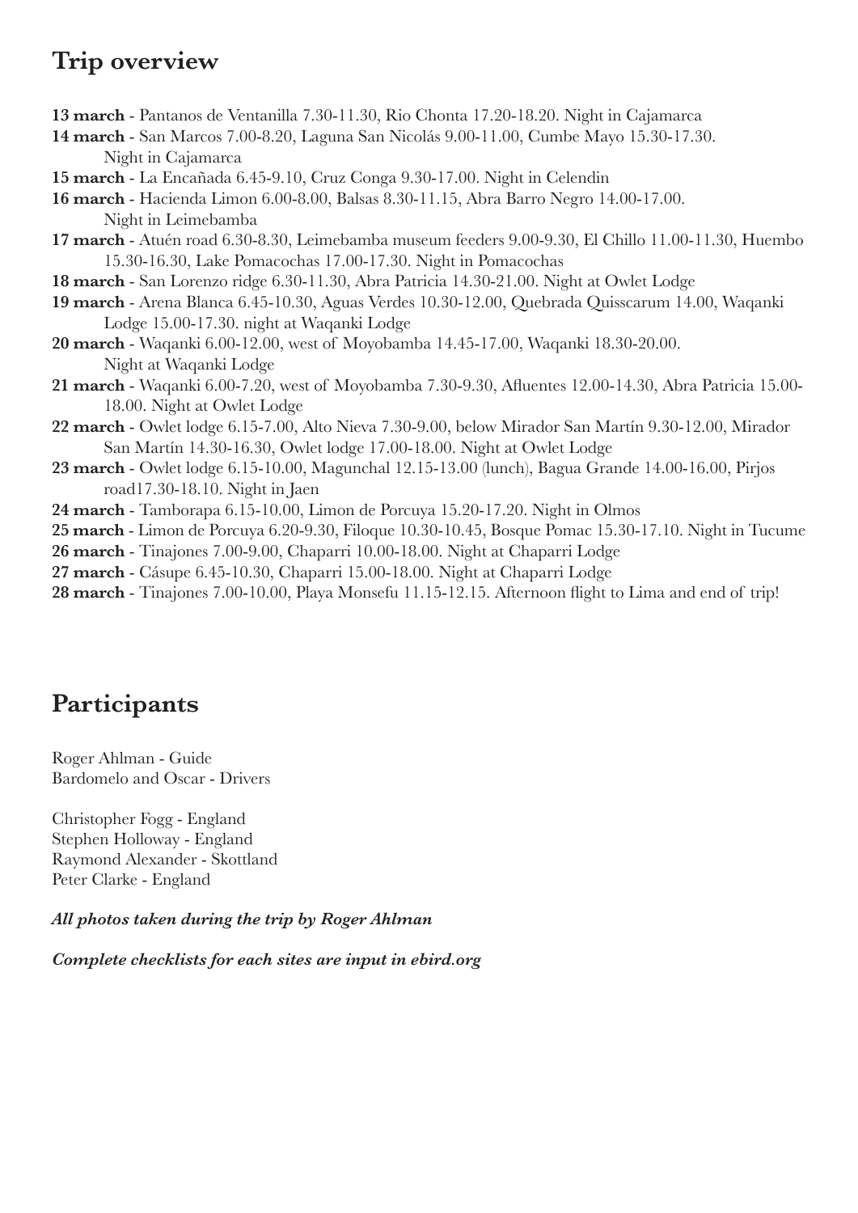## Trip overview

**13 march** - Pantanos de Ventanilla 7.30-11.30, Rio Chonta 17.20-18.20. Night in Cajamarca

**14 march** - San Marcos 7.00-8.20, Laguna San Nicolás 9.00-11.00, Cumbe Mayo 15.30-17.30. Night in Cajamarca

**15 march** - La Encañada 6.45-9.10, Cruz Conga 9.30-17.00. Night in Celendin

**16 march** - Hacienda Limon 6.00-8.00, Balsas 8.30-11.15, Abra Barro Negro 14.00-17.00. Night in Leimebamba

**17 march** - Atuén road 6.30-8.30, Leimebamba museum feeders 9.00-9.30, El Chillo 11.00-11.30, Huembo 15.30-16.30, Lake Pomacochas 17.00-17.30. Night in Pomacochas

**18 march** - San Lorenzo ridge 6.30-11.30, Abra Patricia 14.30-21.00. Night at Owlet Lodge

**19 march** - Arena Blanca 6.45-10.30, Aguas Verdes 10.30-12.00, Quebrada Quisscarum 14.00, Waqanki Lodge 15.00-17.30. night at Waqanki Lodge

**20 march** - Waqanki 6.00-12.00, west of Moyobamba 14.45-17.00, Waqanki 18.30-20.00. Night at Waqanki Lodge

**21 march** - Waqanki 6.00-7.20, west of Moyobamba 7.30-9.30, Afluentes 12.00-14.30, Abra Patricia 15.00-18.00. Night at Owlet Lodge

**22 march** - Owlet lodge 6.15-7.00, Alto Nieva 7.30-9.00, below Mirador San Martín 9.30-12.00, Mirador San Martín 14.30-16.30, Owlet lodge 17.00-18.00. Night at Owlet Lodge

**23 march** - Owlet lodge 6.15-10.00, Magunchal 12.15-13.00 (lunch), Bagua Grande 14.00-16.00, Pirjos road17.30-18.10. Night in Jaen

**24 march** - Tamborapa 6.15-10.00, Limon de Porcuya 15.20-17.20. Night in Olmos

**25 march** - Limon de Porcuya 6.20-9.30, Filoque 10.30-10.45, Bosque Pomac 15.30-17.10. Night in Tucume

**26 march** - Tinajones 7.00-9.00, Chaparri 10.00-18.00. Night at Chaparri Lodge

**27 march** - Cásupe 6.45-10.30, Chaparri 15.00-18.00. Night at Chaparri Lodge

**28 march** - Tinajones 7.00-10.00, Playa Monsefu 11.15-12.15. Afternoon flight to Lima and end of trip!

## Participants

Roger Ahlman - Guide
Bardomelo and Oscar - Drivers

Christopher Fogg - England
Stephen Holloway - England
Raymond Alexander - Skottland
Peter Clarke - England

***All photos taken during the trip by Roger Ahlman***

***Complete checklists for each sites are input in ebird.org***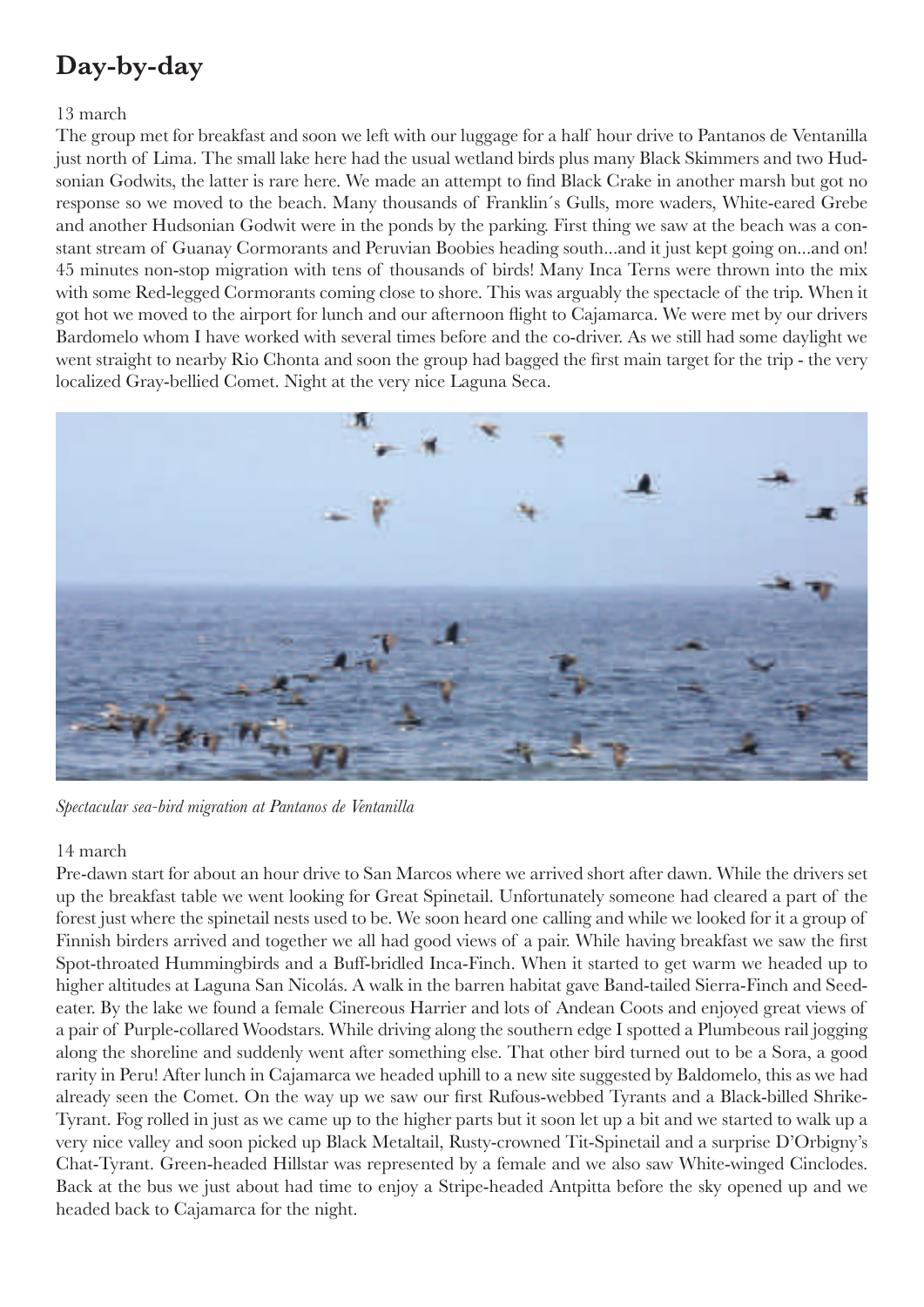# Day-by-day

13 march

The group met for breakfast and soon we left with our luggage for a half hour drive to Pantanos de Ventanilla just north of Lima. The small lake here had the usual wetland birds plus many Black Skimmers and two Hudsonian Godwits, the latter is rare here. We made an attempt to find Black Crake in another marsh but got no response so we moved to the beach. Many thousands of Franklin´s Gulls, more waders, White-eared Grebe and another Hudsonian Godwit were in the ponds by the parking. First thing we saw at the beach was a constant stream of Guanay Cormorants and Peruvian Boobies heading south...and it just kept going on...and on! 45 minutes non-stop migration with tens of thousands of birds! Many Inca Terns were thrown into the mix with some Red-legged Cormorants coming close to shore. This was arguably the spectacle of the trip. When it got hot we moved to the airport for lunch and our afternoon flight to Cajamarca. We were met by our drivers Bardomelo whom I have worked with several times before and the co-driver. As we still had some daylight we went straight to nearby Rio Chonta and soon the group had bagged the first main target for the trip - the very localized Gray-bellied Comet. Night at the very nice Laguna Seca.

*Spectacular sea-bird migration at Pantanos de Ventanilla*

14 march

Pre-dawn start for about an hour drive to San Marcos where we arrived short after dawn. While the drivers set up the breakfast table we went looking for Great Spinetail. Unfortunately someone had cleared a part of the forest just where the spinetail nests used to be. We soon heard one calling and while we looked for it a group of Finnish birders arrived and together we all had good views of a pair. While having breakfast we saw the first Spot-throated Hummingbirds and a Buff-bridled Inca-Finch. When it started to get warm we headed up to higher altitudes at Laguna San Nicolás. A walk in the barren habitat gave Band-tailed Sierra-Finch and Seedeater. By the lake we found a female Cinereous Harrier and lots of Andean Coots and enjoyed great views of a pair of Purple-collared Woodstars. While driving along the southern edge I spotted a Plumbeous rail jogging along the shoreline and suddenly went after something else. That other bird turned out to be a Sora, a good rarity in Peru! After lunch in Cajamarca we headed uphill to a new site suggested by Baldomelo, this as we had already seen the Comet. On the way up we saw our first Rufous-webbed Tyrants and a Black-billed Shrike-Tyrant. Fog rolled in just as we came up to the higher parts but it soon let up a bit and we started to walk up a very nice valley and soon picked up Black Metaltail, Rusty-crowned Tit-Spinetail and a surprise D'Orbigny's Chat-Tyrant. Green-headed Hillstar was represented by a female and we also saw White-winged Cinclodes. Back at the bus we just about had time to enjoy a Stripe-headed Antpitta before the sky opened up and we headed back to Cajamarca for the night.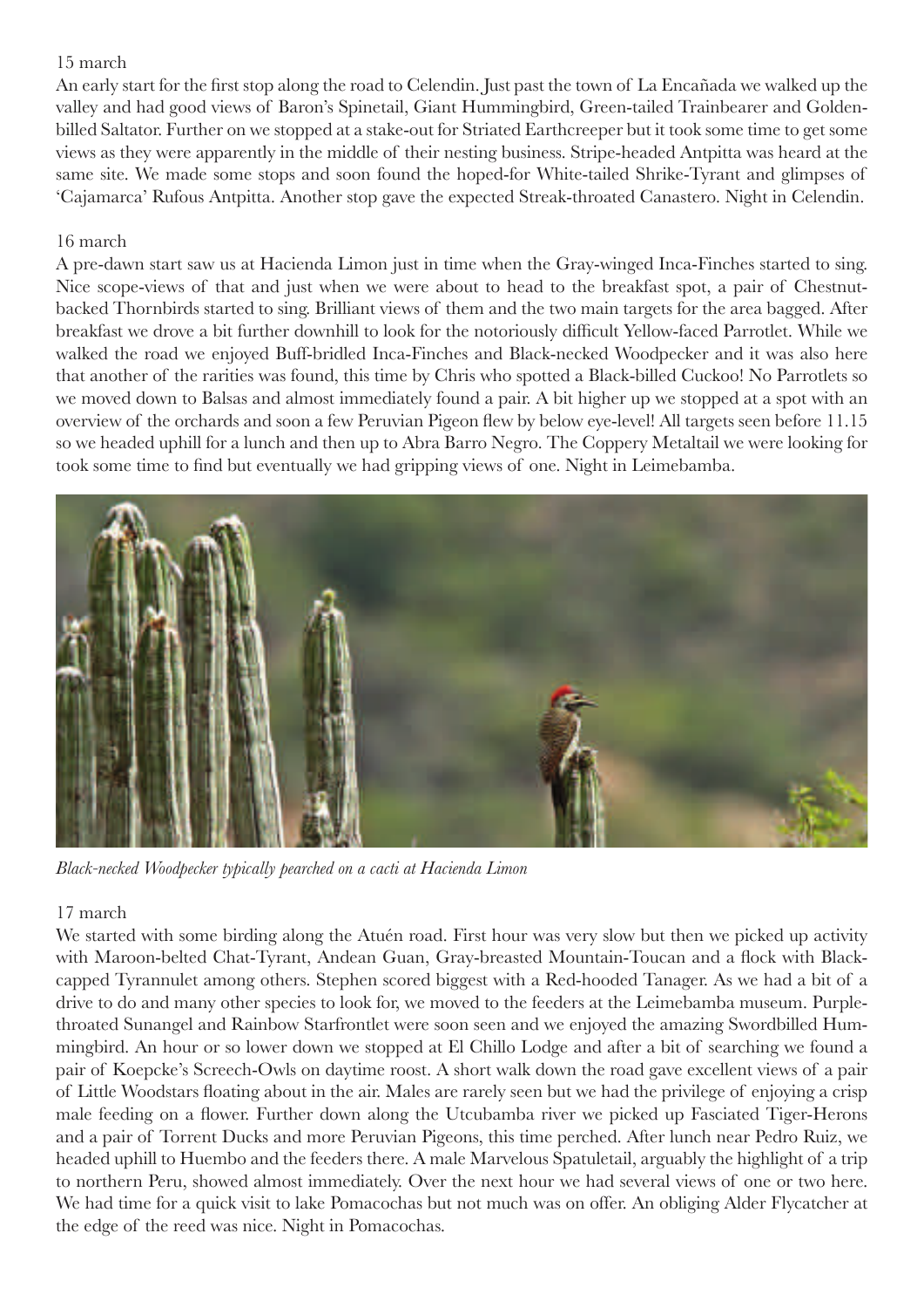15 march

An early start for the first stop along the road to Celendin. Just past the town of La Encañada we walked up the valley and had good views of Baron's Spinetail, Giant Hummingbird, Green-tailed Trainbearer and Golden-billed Saltator. Further on we stopped at a stake-out for Striated Earthcreeper but it took some time to get some views as they were apparently in the middle of their nesting business. Stripe-headed Antpitta was heard at the same site. We made some stops and soon found the hoped-for White-tailed Shrike-Tyrant and glimpses of 'Cajamarca' Rufous Antpitta. Another stop gave the expected Streak-throated Canastero. Night in Celendin.

16 march

A pre-dawn start saw us at Hacienda Limon just in time when the Gray-winged Inca-Finches started to sing. Nice scope-views of that and just when we were about to head to the breakfast spot, a pair of Chestnut-backed Thornbirds started to sing. Brilliant views of them and the two main targets for the area bagged. After breakfast we drove a bit further downhill to look for the notoriously difficult Yellow-faced Parrotlet. While we walked the road we enjoyed Buff-bridled Inca-Finches and Black-necked Woodpecker and it was also here that another of the rarities was found, this time by Chris who spotted a Black-billed Cuckoo! No Parrotlets so we moved down to Balsas and almost immediately found a pair. A bit higher up we stopped at a spot with an overview of the orchards and soon a few Peruvian Pigeon flew by below eye-level! All targets seen before 11.15 so we headed uphill for a lunch and then up to Abra Barro Negro. The Coppery Metaltail we were looking for took some time to find but eventually we had gripping views of one. Night in Leimebamba.

*Black-necked Woodpecker typically pearched on a cacti at Hacienda Limon*

17 march

We started with some birding along the Atuén road. First hour was very slow but then we picked up activity with Maroon-belted Chat-Tyrant, Andean Guan, Gray-breasted Mountain-Toucan and a flock with Black-capped Tyrannulet among others. Stephen scored biggest with a Red-hooded Tanager. As we had a bit of a drive to do and many other species to look for, we moved to the feeders at the Leimebamba museum. Purple-throated Sunangel and Rainbow Starfrontlet were soon seen and we enjoyed the amazing Swordbilled Hummingbird. An hour or so lower down we stopped at El Chillo Lodge and after a bit of searching we found a pair of Koepcke's Screech-Owls on daytime roost. A short walk down the road gave excellent views of a pair of Little Woodstars floating about in the air. Males are rarely seen but we had the privilege of enjoying a crisp male feeding on a flower. Further down along the Utcubamba river we picked up Fasciated Tiger-Herons and a pair of Torrent Ducks and more Peruvian Pigeons, this time perched. After lunch near Pedro Ruiz, we headed uphill to Huembo and the feeders there. A male Marvelous Spatuletail, arguably the highlight of a trip to northern Peru, showed almost immediately. Over the next hour we had several views of one or two here. We had time for a quick visit to lake Pomacochas but not much was on offer. An obliging Alder Flycatcher at the edge of the reed was nice. Night in Pomacochas.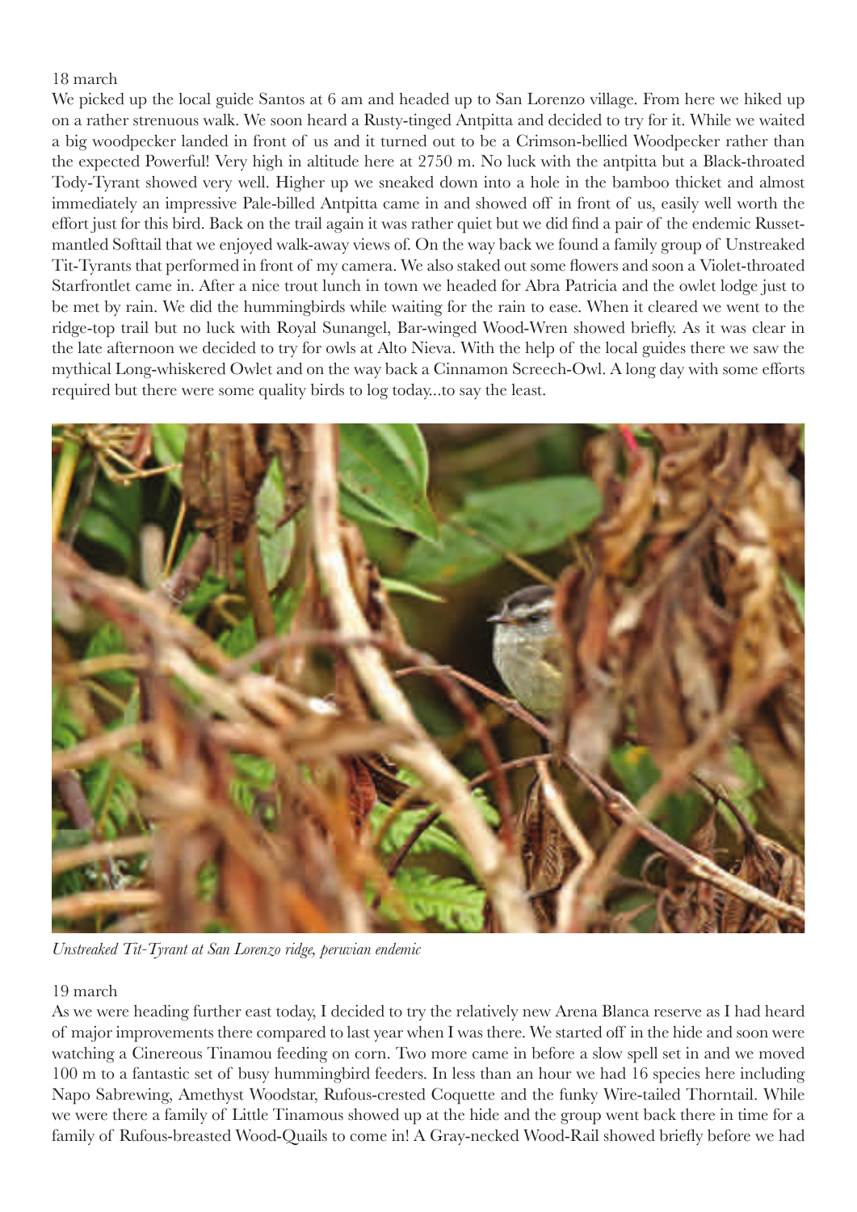18 march

We picked up the local guide Santos at 6 am and headed up to San Lorenzo village. From here we hiked up on a rather strenuous walk. We soon heard a Rusty-tinged Antpitta and decided to try for it. While we waited a big woodpecker landed in front of us and it turned out to be a Crimson-bellied Woodpecker rather than the expected Powerful! Very high in altitude here at 2750 m. No luck with the antpitta but a Black-throated Tody-Tyrant showed very well. Higher up we sneaked down into a hole in the bamboo thicket and almost immediately an impressive Pale-billed Antpitta came in and showed off in front of us, easily well worth the effort just for this bird. Back on the trail again it was rather quiet but we did find a pair of the endemic Russet-mantled Softtail that we enjoyed walk-away views of. On the way back we found a family group of Unstreaked Tit-Tyrants that performed in front of my camera. We also staked out some flowers and soon a Violet-throated Starfrontlet came in. After a nice trout lunch in town we headed for Abra Patricia and the owlet lodge just to be met by rain. We did the hummingbirds while waiting for the rain to ease. When it cleared we went to the ridge-top trail but no luck with Royal Sunangel, Bar-winged Wood-Wren showed briefly. As it was clear in the late afternoon we decided to try for owls at Alto Nieva. With the help of the local guides there we saw the mythical Long-whiskered Owlet and on the way back a Cinnamon Screech-Owl. A long day with some efforts required but there were some quality birds to log today...to say the least.

*Unstreaked Tit-Tyrant at San Lorenzo ridge, peruvian endemic*

19 march

As we were heading further east today, I decided to try the relatively new Arena Blanca reserve as I had heard of major improvements there compared to last year when I was there. We started off in the hide and soon were watching a Cinereous Tinamou feeding on corn. Two more came in before a slow spell set in and we moved 100 m to a fantastic set of busy hummingbird feeders. In less than an hour we had 16 species here including Napo Sabrewing, Amethyst Woodstar, Rufous-crested Coquette and the funky Wire-tailed Thorntail. While we were there a family of Little Tinamous showed up at the hide and the group went back there in time for a family of Rufous-breasted Wood-Quails to come in! A Gray-necked Wood-Rail showed briefly before we had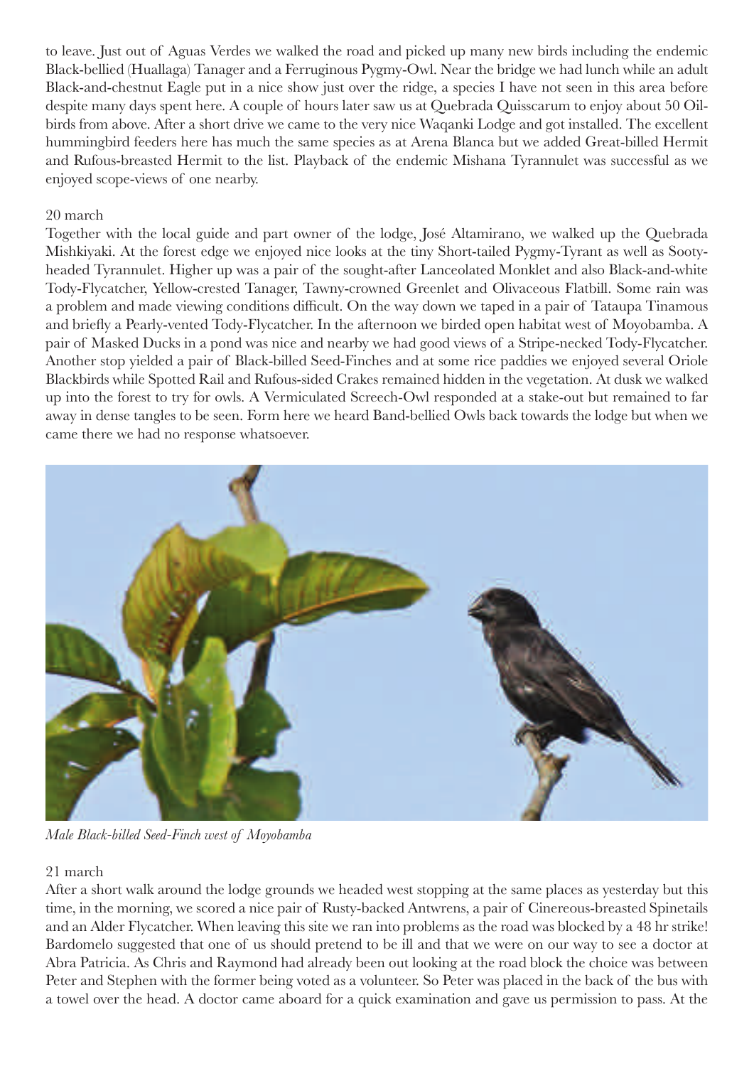to leave. Just out of Aguas Verdes we walked the road and picked up many new birds including the endemic Black-bellied (Huallaga) Tanager and a Ferruginous Pygmy-Owl. Near the bridge we had lunch while an adult Black-and-chestnut Eagle put in a nice show just over the ridge, a species I have not seen in this area before despite many days spent here. A couple of hours later saw us at Quebrada Quisscarum to enjoy about 50 Oil-birds from above. After a short drive we came to the very nice Waqanki Lodge and got installed. The excellent hummingbird feeders here has much the same species as at Arena Blanca but we added Great-billed Hermit and Rufous-breasted Hermit to the list. Playback of the endemic Mishana Tyrannulet was successful as we enjoyed scope-views of one nearby.

20 march

Together with the local guide and part owner of the lodge, José Altamirano, we walked up the Quebrada Mishkiyaki. At the forest edge we enjoyed nice looks at the tiny Short-tailed Pygmy-Tyrant as well as Sooty-headed Tyrannulet. Higher up was a pair of the sought-after Lanceolated Monklet and also Black-and-white Tody-Flycatcher, Yellow-crested Tanager, Tawny-crowned Greenlet and Olivaceous Flatbill. Some rain was a problem and made viewing conditions difficult. On the way down we taped in a pair of Tataupa Tinamous and briefly a Pearly-vented Tody-Flycatcher. In the afternoon we birded open habitat west of Moyobamba. A pair of Masked Ducks in a pond was nice and nearby we had good views of a Stripe-necked Tody-Flycatcher. Another stop yielded a pair of Black-billed Seed-Finches and at some rice paddies we enjoyed several Oriole Blackbirds while Spotted Rail and Rufous-sided Crakes remained hidden in the vegetation. At dusk we walked up into the forest to try for owls. A Vermiculated Screech-Owl responded at a stake-out but remained to far away in dense tangles to be seen. Form here we heard Band-bellied Owls back towards the lodge but when we came there we had no response whatsoever.

*Male Black-billed Seed-Finch west of Moyobamba*

21 march

After a short walk around the lodge grounds we headed west stopping at the same places as yesterday but this time, in the morning, we scored a nice pair of Rusty-backed Antwrens, a pair of Cinereous-breasted Spinetails and an Alder Flycatcher. When leaving this site we ran into problems as the road was blocked by a 48 hr strike! Bardomelo suggested that one of us should pretend to be ill and that we were on our way to see a doctor at Abra Patricia. As Chris and Raymond had already been out looking at the road block the choice was between Peter and Stephen with the former being voted as a volunteer. So Peter was placed in the back of the bus with a towel over the head. A doctor came aboard for a quick examination and gave us permission to pass. At the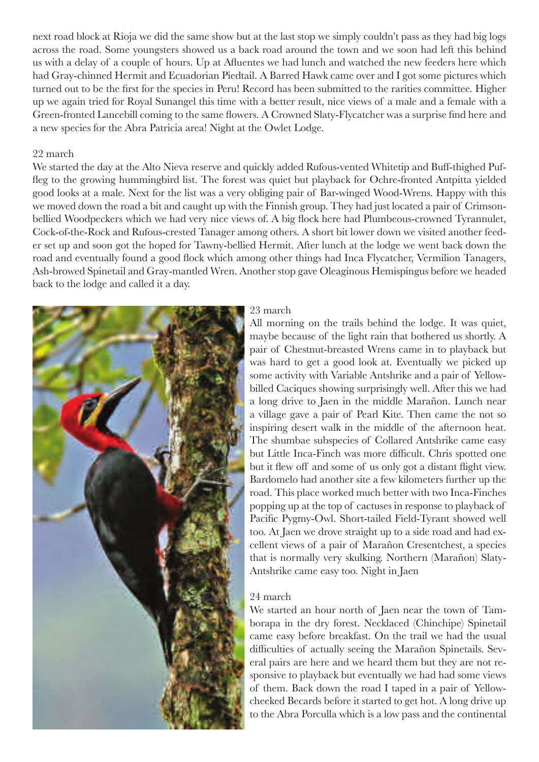next road block at Rioja we did the same show but at the last stop we simply couldn't pass as they had big logs across the road. Some youngsters showed us a back road around the town and we soon had left this behind us with a delay of a couple of hours. Up at Afluentes we had lunch and watched the new feeders here which had Gray-chinned Hermit and Ecuadorian Piedtail. A Barred Hawk came over and I got some pictures which turned out to be the first for the species in Peru! Record has been submitted to the rarities committee. Higher up we again tried for Royal Sunangel this time with a better result, nice views of a male and a female with a Green-fronted Lancebill coming to the same flowers. A Crowned Slaty-Flycatcher was a surprise find here and a new species for the Abra Patricia area! Night at the Owlet Lodge.

22 march

We started the day at the Alto Nieva reserve and quickly added Rufous-vented Whitetip and Buff-thighed Puffleg to the growing hummingbird list. The forest was quiet but playback for Ochre-fronted Antpitta yielded good looks at a male. Next for the list was a very obliging pair of Bar-winged Wood-Wrens. Happy with this we moved down the road a bit and caught up with the Finnish group. They had just located a pair of Crimson-bellied Woodpeckers which we had very nice views of. A big flock here had Plumbeous-crowned Tyrannulet, Cock-of-the-Rock and Rufous-crested Tanager among others. A short bit lower down we visited another feeder set up and soon got the hoped for Tawny-bellied Hermit. After lunch at the lodge we went back down the road and eventually found a good flock which among other things had Inca Flycatcher, Vermilion Tanagers, Ash-browed Spinetail and Gray-mantled Wren. Another stop gave Oleaginous Hemispingus before we headed back to the lodge and called it a day.

23 march

All morning on the trails behind the lodge. It was quiet, maybe because of the light rain that bothered us shortly. A pair of Chestnut-breasted Wrens came in to playback but was hard to get a good look at. Eventually we picked up some activity with Variable Antshrike and a pair of Yellow-billed Caciques showing surprisingly well. After this we had a long drive to Jaen in the middle Marañon. Lunch near a village gave a pair of Pearl Kite. Then came the not so inspiring desert walk in the middle of the afternoon heat. The shumbae subspecies of Collared Antshrike came easy but Little Inca-Finch was more difficult. Chris spotted one but it flew off and some of us only got a distant flight view. Bardomelo had another site a few kilometers further up the road. This place worked much better with two Inca-Finches popping up at the top of cactuses in response to playback of Pacific Pygmy-Owl. Short-tailed Field-Tyrant showed well too. At Jaen we drove straight up to a side road and had excellent views of a pair of Marañon Cresentchest, a species that is normally very skulking. Northern (Marañon) Slaty-Antshrike came easy too. Night in Jaen

24 march

We started an hour north of Jaen near the town of Tamborapa in the dry forest. Necklaced (Chinchipe) Spinetail came easy before breakfast. On the trail we had the usual difficulties of actually seeing the Marañon Spinetails. Several pairs are here and we heard them but they are not responsive to playback but eventually we had had some views of them. Back down the road I taped in a pair of Yellow-cheeked Becards before it started to get hot. A long drive up to the Abra Porculla which is a low pass and the continental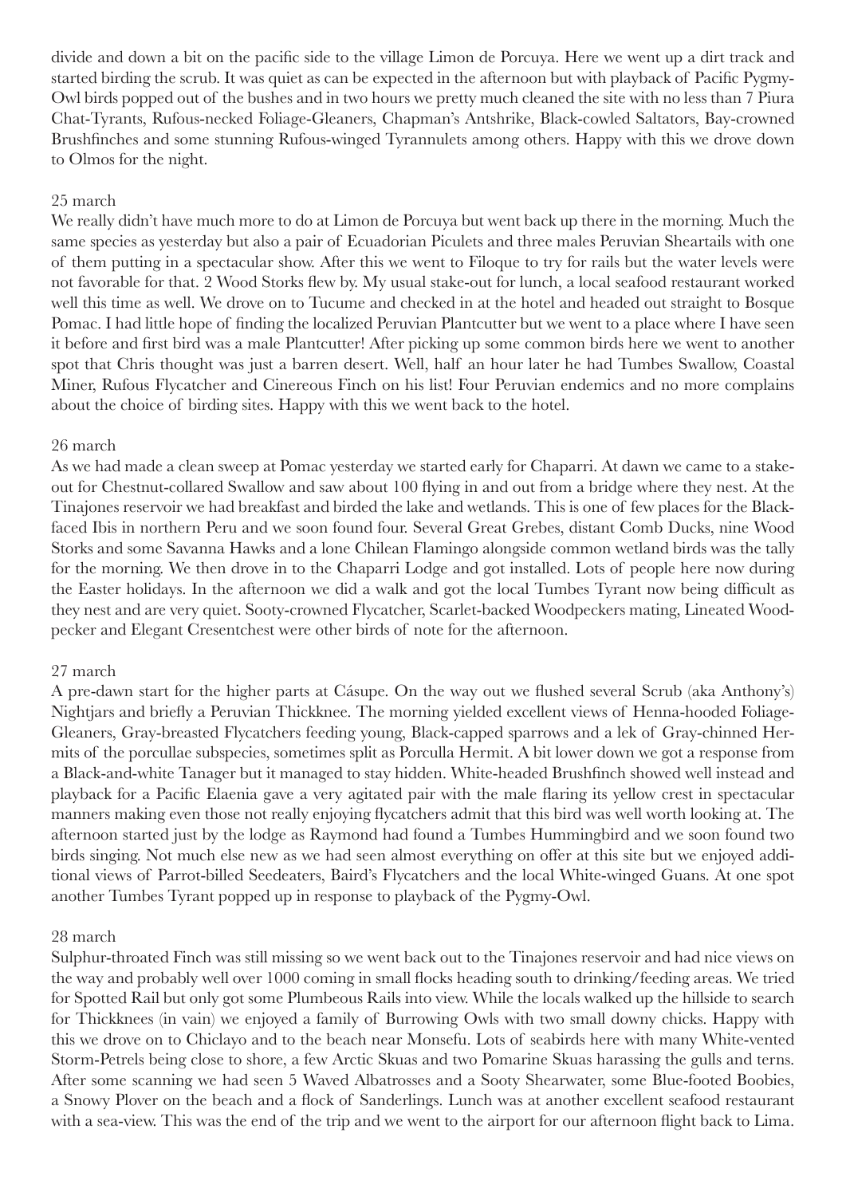divide and down a bit on the pacific side to the village Limon de Porcuya. Here we went up a dirt track and started birding the scrub. It was quiet as can be expected in the afternoon but with playback of Pacific Pygmy-Owl birds popped out of the bushes and in two hours we pretty much cleaned the site with no less than 7 Piura Chat-Tyrants, Rufous-necked Foliage-Gleaners, Chapman's Antshrike, Black-cowled Saltators, Bay-crowned Brushfinches and some stunning Rufous-winged Tyrannulets among others. Happy with this we drove down to Olmos for the night.

25 march

We really didn't have much more to do at Limon de Porcuya but went back up there in the morning. Much the same species as yesterday but also a pair of Ecuadorian Piculets and three males Peruvian Sheartails with one of them putting in a spectacular show. After this we went to Filoque to try for rails but the water levels were not favorable for that. 2 Wood Storks flew by. My usual stake-out for lunch, a local seafood restaurant worked well this time as well. We drove on to Tucume and checked in at the hotel and headed out straight to Bosque Pomac. I had little hope of finding the localized Peruvian Plantcutter but we went to a place where I have seen it before and first bird was a male Plantcutter! After picking up some common birds here we went to another spot that Chris thought was just a barren desert. Well, half an hour later he had Tumbes Swallow, Coastal Miner, Rufous Flycatcher and Cinereous Finch on his list! Four Peruvian endemics and no more complains about the choice of birding sites. Happy with this we went back to the hotel.

26 march

As we had made a clean sweep at Pomac yesterday we started early for Chaparri. At dawn we came to a stake-out for Chestnut-collared Swallow and saw about 100 flying in and out from a bridge where they nest. At the Tinajones reservoir we had breakfast and birded the lake and wetlands. This is one of few places for the Black-faced Ibis in northern Peru and we soon found four. Several Great Grebes, distant Comb Ducks, nine Wood Storks and some Savanna Hawks and a lone Chilean Flamingo alongside common wetland birds was the tally for the morning. We then drove in to the Chaparri Lodge and got installed. Lots of people here now during the Easter holidays. In the afternoon we did a walk and got the local Tumbes Tyrant now being difficult as they nest and are very quiet. Sooty-crowned Flycatcher, Scarlet-backed Woodpeckers mating, Lineated Woodpecker and Elegant Cresentchest were other birds of note for the afternoon.

27 march

A pre-dawn start for the higher parts at Cásupe. On the way out we flushed several Scrub (aka Anthony's) Nightjars and briefly a Peruvian Thickknee. The morning yielded excellent views of Henna-hooded Foliage-Gleaners, Gray-breasted Flycatchers feeding young, Black-capped sparrows and a lek of Gray-chinned Hermits of the porcullae subspecies, sometimes split as Porculla Hermit. A bit lower down we got a response from a Black-and-white Tanager but it managed to stay hidden. White-headed Brushfinch showed well instead and playback for a Pacific Elaenia gave a very agitated pair with the male flaring its yellow crest in spectacular manners making even those not really enjoying flycatchers admit that this bird was well worth looking at. The afternoon started just by the lodge as Raymond had found a Tumbes Hummingbird and we soon found two birds singing. Not much else new as we had seen almost everything on offer at this site but we enjoyed additional views of Parrot-billed Seedeaters, Baird's Flycatchers and the local White-winged Guans. At one spot another Tumbes Tyrant popped up in response to playback of the Pygmy-Owl.

28 march

Sulphur-throated Finch was still missing so we went back out to the Tinajones reservoir and had nice views on the way and probably well over 1000 coming in small flocks heading south to drinking/feeding areas. We tried for Spotted Rail but only got some Plumbeous Rails into view. While the locals walked up the hillside to search for Thickknees (in vain) we enjoyed a family of Burrowing Owls with two small downy chicks. Happy with this we drove on to Chiclayo and to the beach near Monsefu. Lots of seabirds here with many White-vented Storm-Petrels being close to shore, a few Arctic Skuas and two Pomarine Skuas harassing the gulls and terns. After some scanning we had seen 5 Waved Albatrosses and a Sooty Shearwater, some Blue-footed Boobies, a Snowy Plover on the beach and a flock of Sanderlings. Lunch was at another excellent seafood restaurant with a sea-view. This was the end of the trip and we went to the airport for our afternoon flight back to Lima.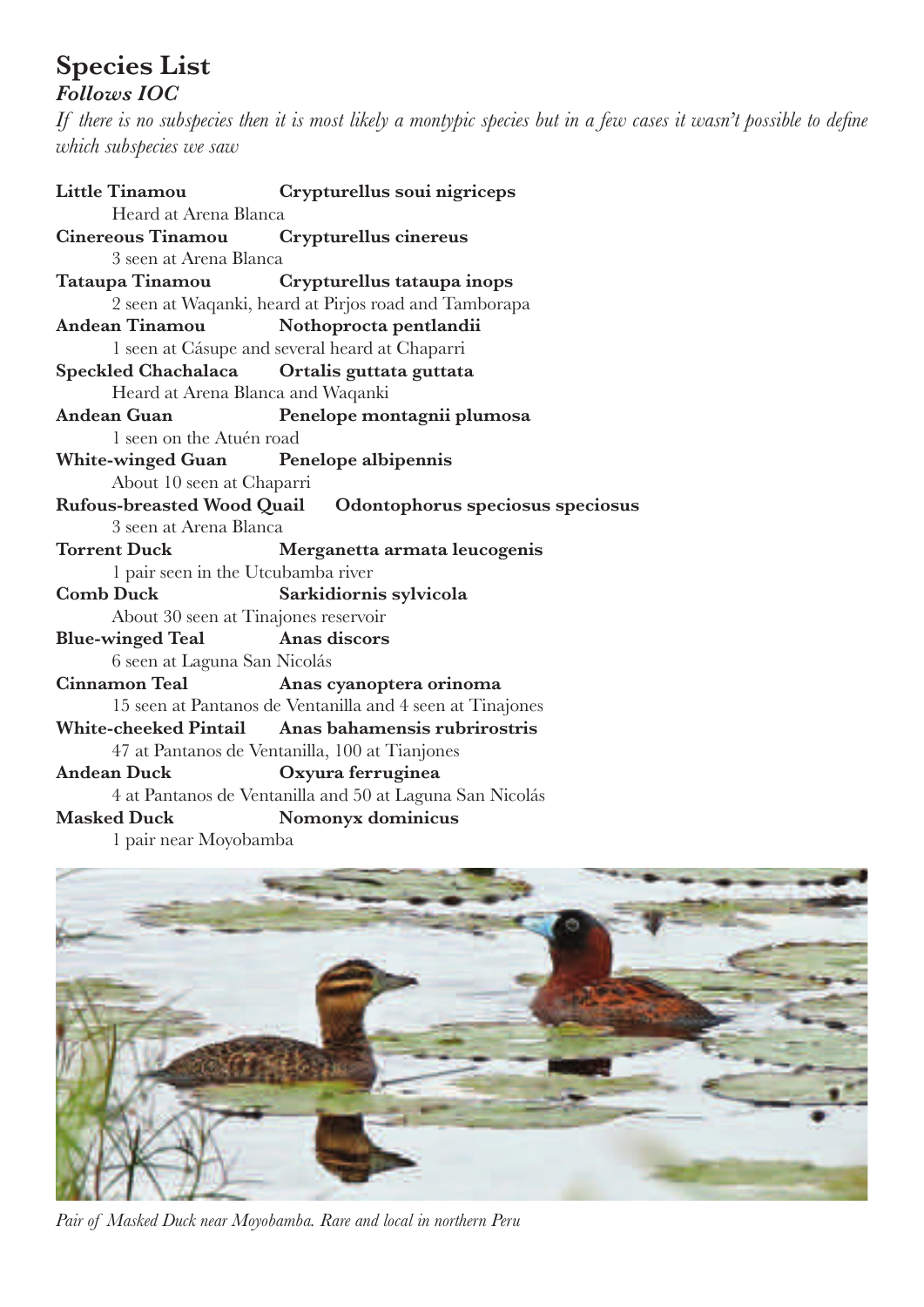## Species List

***Follows IOC***

*If there is no subspecies then it is most likely a montypic species but in a few cases it wasn't possible to define which subspecies we saw*

**Little Tinamou** **Crypturellus soui nigriceps**
Heard at Arena Blanca

**Cinereous Tinamou** **Crypturellus cinereus**
3 seen at Arena Blanca

**Tataupa Tinamou** **Crypturellus tataupa inops**
2 seen at Waqanki, heard at Pirjos road and Tamborapa

**Andean Tinamou** **Nothoprocta pentlandii**
1 seen at Cásupe and several heard at Chaparri

**Speckled Chachalaca** **Ortalis guttata guttata**
Heard at Arena Blanca and Waqanki

**Andean Guan** **Penelope montagnii plumosa**
1 seen on the Atuén road

**White-winged Guan** **Penelope albipennis**
About 10 seen at Chaparri

**Rufous-breasted Wood Quail** **Odontophorus speciosus speciosus**
3 seen at Arena Blanca

**Torrent Duck** **Merganetta armata leucogenis**
1 pair seen in the Utcubamba river

**Comb Duck** **Sarkidiornis sylvicola**
About 30 seen at Tinajones reservoir

**Blue-winged Teal** **Anas discors**
6 seen at Laguna San Nicolás

**Cinnamon Teal** **Anas cyanoptera orinoma**
15 seen at Pantanos de Ventanilla and 4 seen at Tinajones

**White-cheeked Pintail** **Anas bahamensis rubrirostris**
47 at Pantanos de Ventanilla, 100 at Tianjones

**Andean Duck** **Oxyura ferruginea**
4 at Pantanos de Ventanilla and 50 at Laguna San Nicolás

**Masked Duck** **Nomonyx dominicus**
1 pair near Moyobamba

*Pair of Masked Duck near Moyobamba. Rare and local in northern Peru*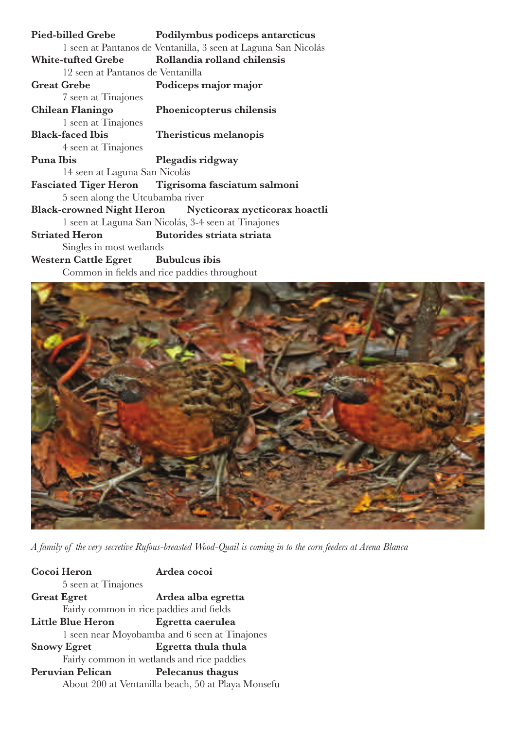**Pied-billed Grebe** **Podilymbus podiceps antarcticus**
1 seen at Pantanos de Ventanilla, 3 seen at Laguna San Nicolás

**White-tufted Grebe** **Rollandia rolland chilensis**
12 seen at Pantanos de Ventanilla

**Great Grebe** **Podiceps major major**
7 seen at Tinajones

**Chilean Flaningo** **Phoenicopterus chilensis**
1 seen at Tinajones

**Black-faced Ibis** **Theristicus melanopis**
4 seen at Tinajones

**Puna Ibis** **Plegadis ridgway**
14 seen at Laguna San Nicolás

**Fasciated Tiger Heron** **Tigrisoma fasciatum salmoni**
5 seen along the Utcubamba river

**Black-crowned Night Heron** **Nycticorax nycticorax hoactli**
1 seen at Laguna San Nicolás, 3-4 seen at Tinajones

**Striated Heron** **Butorides striata striata**
Singles in most wetlands

**Western Cattle Egret** **Bubulcus ibis**
Common in fields and rice paddies throughout

*A family of the very secretive Rufous-breasted Wood-Quail is coming in to the corn feeders at Arena Blanca*

**Cocoi Heron** **Ardea cocoi**
5 seen at Tinajones

**Great Egret** **Ardea alba egretta**
Fairly common in rice paddies and fields

**Little Blue Heron** **Egretta caerulea**
1 seen near Moyobamba and 6 seen at Tinajones

**Snowy Egret** **Egretta thula thula**
Fairly common in wetlands and rice paddies

**Peruvian Pelican** **Pelecanus thagus**
About 200 at Ventanilla beach, 50 at Playa Monsefu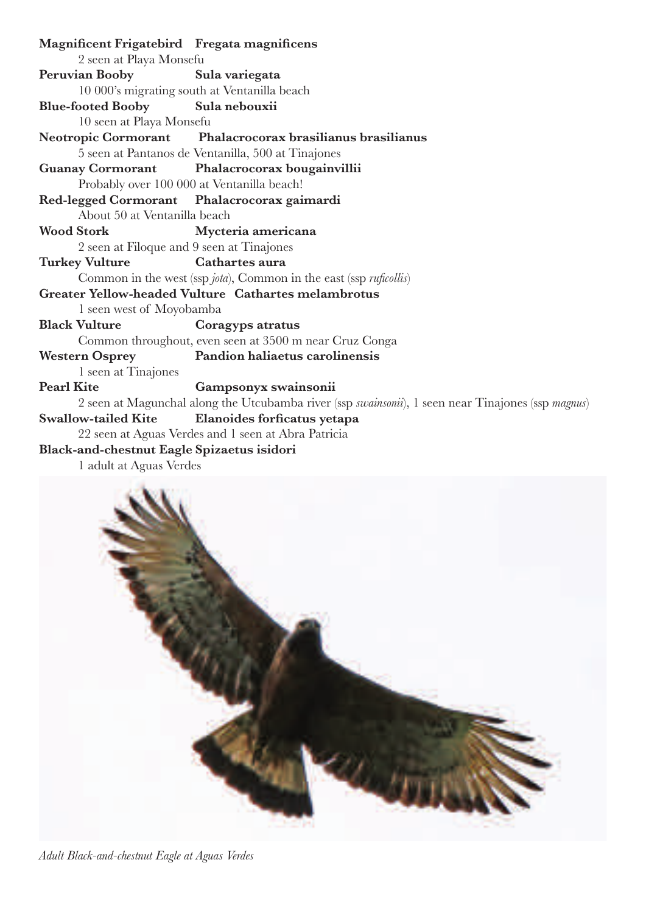**Magnificent Frigatebird** **Fregata magnificens**

2 seen at Playa Monsefu

**Peruvian Booby** **Sula variegata**

10 000's migrating south at Ventanilla beach

**Blue-footed Booby** **Sula nebouxii**

10 seen at Playa Monsefu

**Neotropic Cormorant** **Phalacrocorax brasilianus brasilianus**

5 seen at Pantanos de Ventanilla, 500 at Tinajones

**Guanay Cormorant** **Phalacrocorax bougainvillii**

Probably over 100 000 at Ventanilla beach!

**Red-legged Cormorant** **Phalacrocorax gaimardi**

About 50 at Ventanilla beach

**Wood Stork** **Mycteria americana**

2 seen at Filoque and 9 seen at Tinajones

**Turkey Vulture** **Cathartes aura**

Common in the west (ssp *jota*), Common in the east (ssp *ruficollis*)

**Greater Yellow-headed Vulture** **Cathartes melambrotus**

1 seen west of Moyobamba

**Black Vulture** **Coragyps atratus**

Common throughout, even seen at 3500 m near Cruz Conga

**Western Osprey** **Pandion haliaetus carolinensis**

1 seen at Tinajones

**Pearl Kite** **Gampsonyx swainsonii**

2 seen at Magunchal along the Utcubamba river (ssp *swainsonii*), 1 seen near Tinajones (ssp *magnus*)

**Swallow-tailed Kite** **Elanoides forficatus yetapa**

22 seen at Aguas Verdes and 1 seen at Abra Patricia

**Black-and-chestnut Eagle** **Spizaetus isidori**

1 adult at Aguas Verdes

*Adult Black-and-chestnut Eagle at Aguas Verdes*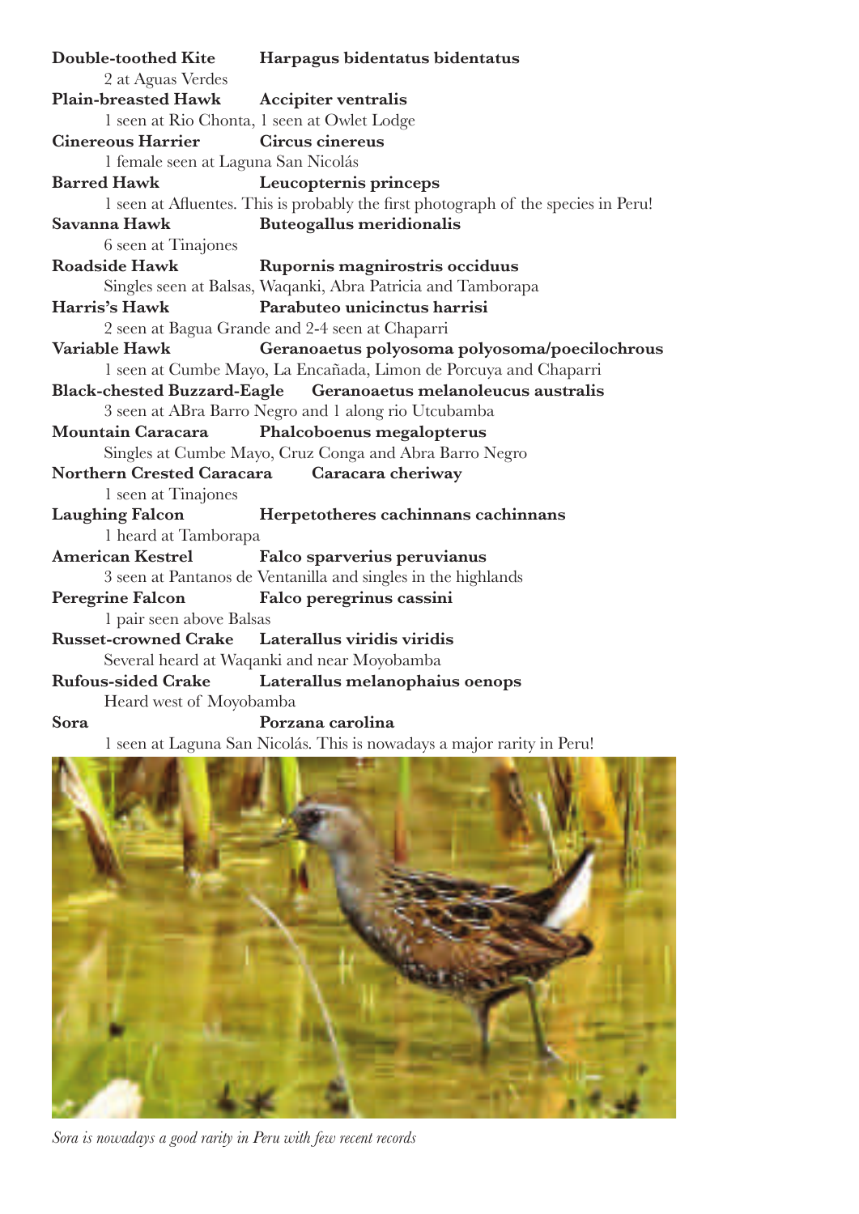**Double-toothed Kite** **Harpagus bidentatus bidentatus**
2 at Aguas Verdes

**Plain-breasted Hawk** **Accipiter ventralis**
1 seen at Rio Chonta, 1 seen at Owlet Lodge

**Cinereous Harrier** **Circus cinereus**
1 female seen at Laguna San Nicolás

**Barred Hawk** **Leucopternis princeps**
1 seen at Afluentes. This is probably the first photograph of the species in Peru!

**Savanna Hawk** **Buteogallus meridionalis**
6 seen at Tinajones

**Roadside Hawk** **Rupornis magnirostris occiduus**
Singles seen at Balsas, Waqanki, Abra Patricia and Tamborapa

**Harris's Hawk** **Parabuteo unicinctus harrisi**
2 seen at Bagua Grande and 2-4 seen at Chaparri

**Variable Hawk** **Geranoaetus polyosoma polyosoma/poecilochrous**
1 seen at Cumbe Mayo, La Encañada, Limon de Porcuya and Chaparri

**Black-chested Buzzard-Eagle** **Geranoaetus melanoleucus australis**
3 seen at ABra Barro Negro and 1 along rio Utcubamba

**Mountain Caracara** **Phalcoboenus megalopterus**
Singles at Cumbe Mayo, Cruz Conga and Abra Barro Negro

**Northern Crested Caracara** **Caracara cheriway**
1 seen at Tinajones

**Laughing Falcon** **Herpetotheres cachinnans cachinnans**
1 heard at Tamborapa

**American Kestrel** **Falco sparverius peruvianus**
3 seen at Pantanos de Ventanilla and singles in the highlands

**Peregrine Falcon** **Falco peregrinus cassini**
1 pair seen above Balsas

**Russet-crowned Crake** **Laterallus viridis viridis**
Several heard at Waqanki and near Moyobamba

**Rufous-sided Crake** **Laterallus melanophaius oenops**
Heard west of Moyobamba

**Sora** **Porzana carolina**
1 seen at Laguna San Nicolás. This is nowadays a major rarity in Peru!

*Sora is nowadays a good rarity in Peru with few recent records*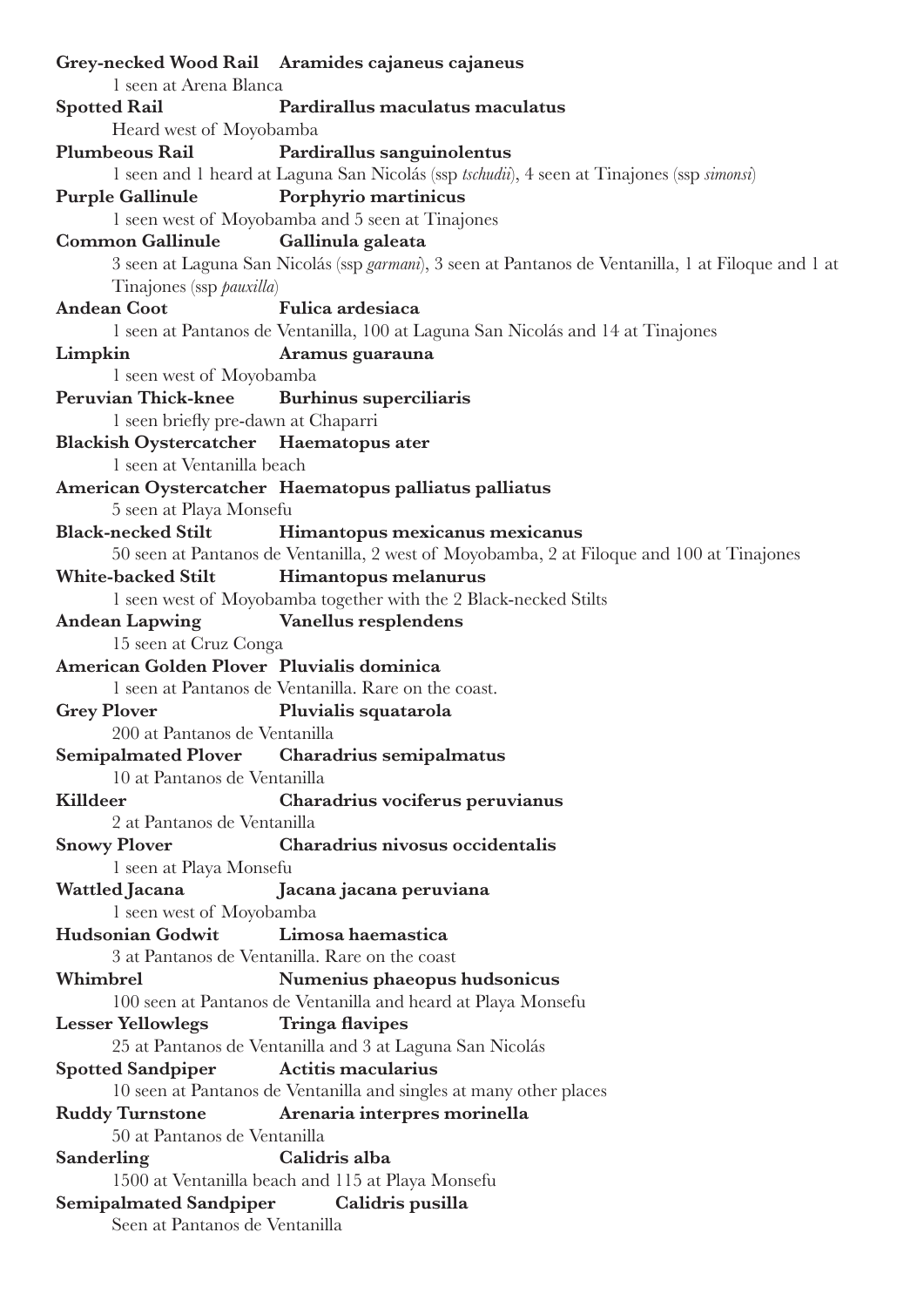**Grey-necked Wood Rail** **Aramides cajaneus cajaneus**
1 seen at Arena Blanca

**Spotted Rail** **Pardirallus maculatus maculatus**
Heard west of Moyobamba

**Plumbeous Rail** **Pardirallus sanguinolentus**
1 seen and 1 heard at Laguna San Nicolás (ssp *tschudii*), 4 seen at Tinajones (ssp *simonsi*)

**Purple Gallinule** **Porphyrio martinicus**
1 seen west of Moyobamba and 5 seen at Tinajones

**Common Gallinule** **Gallinula galeata**
3 seen at Laguna San Nicolás (ssp *garmani*), 3 seen at Pantanos de Ventanilla, 1 at Filoque and 1 at Tinajones (ssp *pauxilla*)

**Andean Coot** **Fulica ardesiaca**
1 seen at Pantanos de Ventanilla, 100 at Laguna San Nicolás and 14 at Tinajones

**Limpkin** **Aramus guarauna**
1 seen west of Moyobamba

**Peruvian Thick-knee** **Burhinus superciliaris**
1 seen briefly pre-dawn at Chaparri

**Blackish Oystercatcher** **Haematopus ater**
1 seen at Ventanilla beach

**American Oystercatcher** **Haematopus palliatus palliatus**
5 seen at Playa Monsefu

**Black-necked Stilt** **Himantopus mexicanus mexicanus**
50 seen at Pantanos de Ventanilla, 2 west of Moyobamba, 2 at Filoque and 100 at Tinajones

**White-backed Stilt** **Himantopus melanurus**
1 seen west of Moyobamba together with the 2 Black-necked Stilts

**Andean Lapwing** **Vanellus resplendens**
15 seen at Cruz Conga

**American Golden Plover** **Pluvialis dominica**
1 seen at Pantanos de Ventanilla. Rare on the coast.

**Grey Plover** **Pluvialis squatarola**
200 at Pantanos de Ventanilla

**Semipalmated Plover** **Charadrius semipalmatus**
10 at Pantanos de Ventanilla

**Killdeer** **Charadrius vociferus peruvianus**
2 at Pantanos de Ventanilla

**Snowy Plover** **Charadrius nivosus occidentalis**
1 seen at Playa Monsefu

**Wattled Jacana** **Jacana jacana peruviana**
1 seen west of Moyobamba

**Hudsonian Godwit** **Limosa haemastica**
3 at Pantanos de Ventanilla. Rare on the coast

**Whimbrel** **Numenius phaeopus hudsonicus**
100 seen at Pantanos de Ventanilla and heard at Playa Monsefu

**Lesser Yellowlegs** **Tringa flavipes**
25 at Pantanos de Ventanilla and 3 at Laguna San Nicolás

**Spotted Sandpiper** **Actitis macularius**
10 seen at Pantanos de Ventanilla and singles at many other places

**Ruddy Turnstone** **Arenaria interpres morinella**
50 at Pantanos de Ventanilla

**Sanderling** **Calidris alba**
1500 at Ventanilla beach and 115 at Playa Monsefu

**Semipalmated Sandpiper** **Calidris pusilla**
Seen at Pantanos de Ventanilla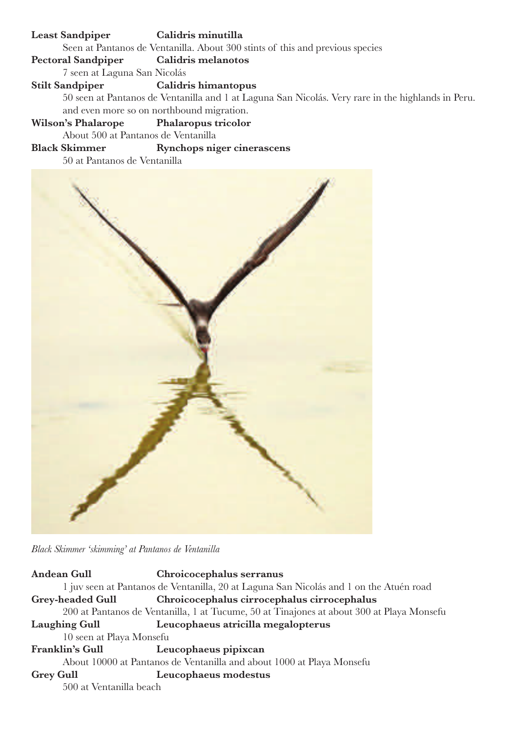**Least Sandpiper** **Calidris minutilla**

Seen at Pantanos de Ventanilla. About 300 stints of this and previous species

**Pectoral Sandpiper** **Calidris melanotos**

7 seen at Laguna San Nicolás

**Stilt Sandpiper** **Calidris himantopus**

50 seen at Pantanos de Ventanilla and 1 at Laguna San Nicolás. Very rare in the highlands in Peru. and even more so on northbound migration.

**Wilson's Phalarope** **Phalaropus tricolor**

About 500 at Pantanos de Ventanilla

**Black Skimmer** **Rynchops niger cinerascens**

50 at Pantanos de Ventanilla

*Black Skimmer 'skimming' at Pantanos de Ventanilla*

**Andean Gull** **Chroicocephalus serranus**

1 juv seen at Pantanos de Ventanilla, 20 at Laguna San Nicolás and 1 on the Atuén road

**Grey-headed Gull** **Chroicocephalus cirrocephalus cirrocephalus**

200 at Pantanos de Ventanilla, 1 at Tucume, 50 at Tinajones at about 300 at Playa Monsefu

**Laughing Gull** **Leucophaeus atricilla megalopterus**

10 seen at Playa Monsefu

**Franklin's Gull** **Leucophaeus pipixcan**

About 10000 at Pantanos de Ventanilla and about 1000 at Playa Monsefu

**Grey Gull** **Leucophaeus modestus**

500 at Ventanilla beach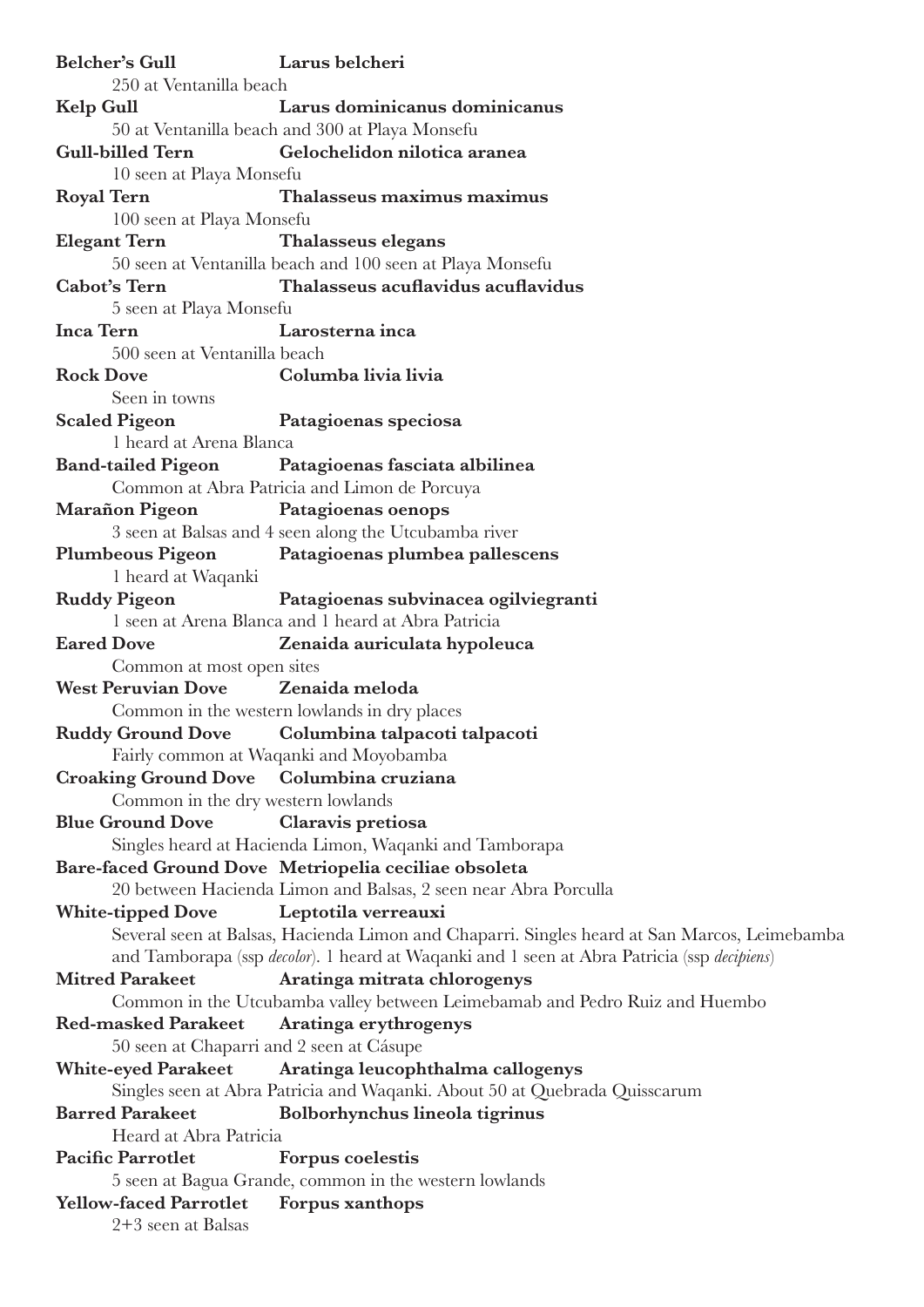**Belcher's Gull** **Larus belcheri**
250 at Ventanilla beach

**Kelp Gull** **Larus dominicanus dominicanus**
50 at Ventanilla beach and 300 at Playa Monsefu

**Gull-billed Tern** **Gelochelidon nilotica aranea**
10 seen at Playa Monsefu

**Royal Tern** **Thalasseus maximus maximus**
100 seen at Playa Monsefu

**Elegant Tern** **Thalasseus elegans**
50 seen at Ventanilla beach and 100 seen at Playa Monsefu

**Cabot's Tern** **Thalasseus acuflavidus acuflavidus**
5 seen at Playa Monsefu

**Inca Tern** **Larosterna inca**
500 seen at Ventanilla beach

**Rock Dove** **Columba livia livia**
Seen in towns

**Scaled Pigeon** **Patagioenas speciosa**
1 heard at Arena Blanca

**Band-tailed Pigeon** **Patagioenas fasciata albilinea**
Common at Abra Patricia and Limon de Porcuya

**Marañon Pigeon** **Patagioenas oenops**
3 seen at Balsas and 4 seen along the Utcubamba river

**Plumbeous Pigeon** **Patagioenas plumbea pallescens**
1 heard at Waqanki

**Ruddy Pigeon** **Patagioenas subvinacea ogilviegranti**
1 seen at Arena Blanca and 1 heard at Abra Patricia

**Eared Dove** **Zenaida auriculata hypoleuca**
Common at most open sites

**West Peruvian Dove** **Zenaida meloda**
Common in the western lowlands in dry places

**Ruddy Ground Dove** **Columbina talpacoti talpacoti**
Fairly common at Waqanki and Moyobamba

**Croaking Ground Dove** **Columbina cruziana**
Common in the dry western lowlands

**Blue Ground Dove** **Claravis pretiosa**
Singles heard at Hacienda Limon, Waqanki and Tamborapa

**Bare-faced Ground Dove** **Metriopelia ceciliae obsoleta**
20 between Hacienda Limon and Balsas, 2 seen near Abra Porculla

**White-tipped Dove** **Leptotila verreauxi**
Several seen at Balsas, Hacienda Limon and Chaparri. Singles heard at San Marcos, Leimebamba and Tamborapa (ssp *decolor*). 1 heard at Waqanki and 1 seen at Abra Patricia (ssp *decipiens*)

**Mitred Parakeet** **Aratinga mitrata chlorogenys**
Common in the Utcubamba valley between Leimebamab and Pedro Ruiz and Huembo

**Red-masked Parakeet** **Aratinga erythrogenys**
50 seen at Chaparri and 2 seen at Cásupe

**White-eyed Parakeet** **Aratinga leucophthalma callogenys**
Singles seen at Abra Patricia and Waqanki. About 50 at Quebrada Quisscarum

**Barred Parakeet** **Bolborhynchus lineola tigrinus**
Heard at Abra Patricia

**Pacific Parrotlet** **Forpus coelestis**
5 seen at Bagua Grande, common in the western lowlands

**Yellow-faced Parrotlet** **Forpus xanthops**
2+3 seen at Balsas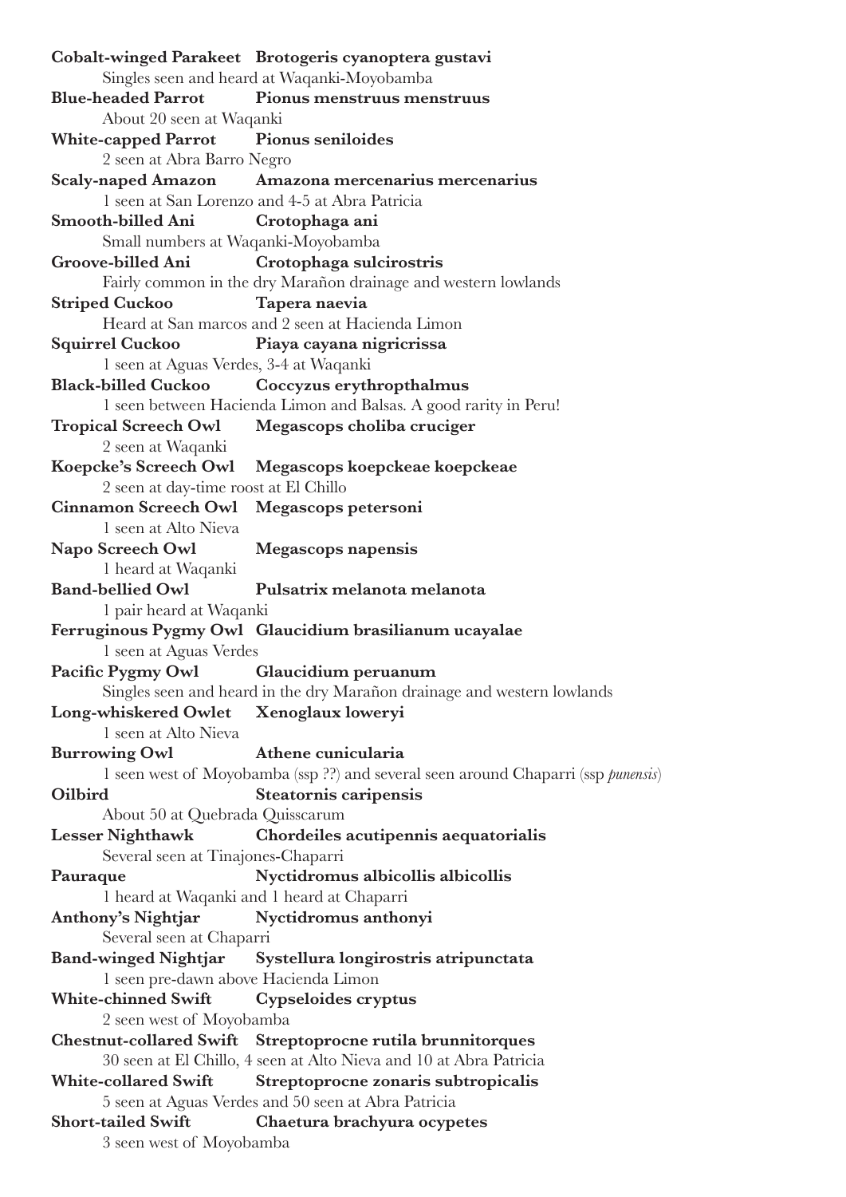**Cobalt-winged Parakeet** **Brotogeris cyanoptera gustavi**
Singles seen and heard at Waqanki-Moyobamba

**Blue-headed Parrot** **Pionus menstruus menstruus**
About 20 seen at Waqanki

**White-capped Parrot** **Pionus seniloides**
2 seen at Abra Barro Negro

**Scaly-naped Amazon** **Amazona mercenarius mercenarius**
1 seen at San Lorenzo and 4-5 at Abra Patricia

**Smooth-billed Ani** **Crotophaga ani**
Small numbers at Waqanki-Moyobamba

**Groove-billed Ani** **Crotophaga sulcirostris**
Fairly common in the dry Marañon drainage and western lowlands

**Striped Cuckoo** **Tapera naevia**
Heard at San marcos and 2 seen at Hacienda Limon

**Squirrel Cuckoo** **Piaya cayana nigricrissa**
1 seen at Aguas Verdes, 3-4 at Waqanki

**Black-billed Cuckoo** **Coccyzus erythropthalmus**
1 seen between Hacienda Limon and Balsas. A good rarity in Peru!

**Tropical Screech Owl** **Megascops choliba cruciger**
2 seen at Waqanki

**Koepcke's Screech Owl** **Megascops koepckeae koepckeae**
2 seen at day-time roost at El Chillo

**Cinnamon Screech Owl** **Megascops petersoni**
1 seen at Alto Nieva

**Napo Screech Owl** **Megascops napensis**
1 heard at Waqanki

**Band-bellied Owl** **Pulsatrix melanota melanota**
1 pair heard at Waqanki

**Ferruginous Pygmy Owl** **Glaucidium brasilianum ucayalae**
1 seen at Aguas Verdes

**Pacific Pygmy Owl** **Glaucidium peruanum**
Singles seen and heard in the dry Marañon drainage and western lowlands

**Long-whiskered Owlet** **Xenoglaux loweryi**
1 seen at Alto Nieva

**Burrowing Owl** **Athene cunicularia**
1 seen west of Moyobamba (ssp ??) and several seen around Chaparri (ssp *punensis*)

**Oilbird** **Steatornis caripensis**
About 50 at Quebrada Quisscarum

**Lesser Nighthawk** **Chordeiles acutipennis aequatorialis**
Several seen at Tinajones-Chaparri

**Pauraque** **Nyctidromus albicollis albicollis**
1 heard at Waqanki and 1 heard at Chaparri

**Anthony's Nightjar** **Nyctidromus anthonyi**
Several seen at Chaparri

**Band-winged Nightjar** **Systellura longirostris atripunctata**
1 seen pre-dawn above Hacienda Limon

**White-chinned Swift** **Cypseloides cryptus**
2 seen west of Moyobamba

**Chestnut-collared Swift** **Streptoprocne rutila brunnitorques**
30 seen at El Chillo, 4 seen at Alto Nieva and 10 at Abra Patricia

**White-collared Swift** **Streptoprocne zonaris subtropicalis**
5 seen at Aguas Verdes and 50 seen at Abra Patricia

**Short-tailed Swift** **Chaetura brachyura ocypetes**
3 seen west of Moyobamba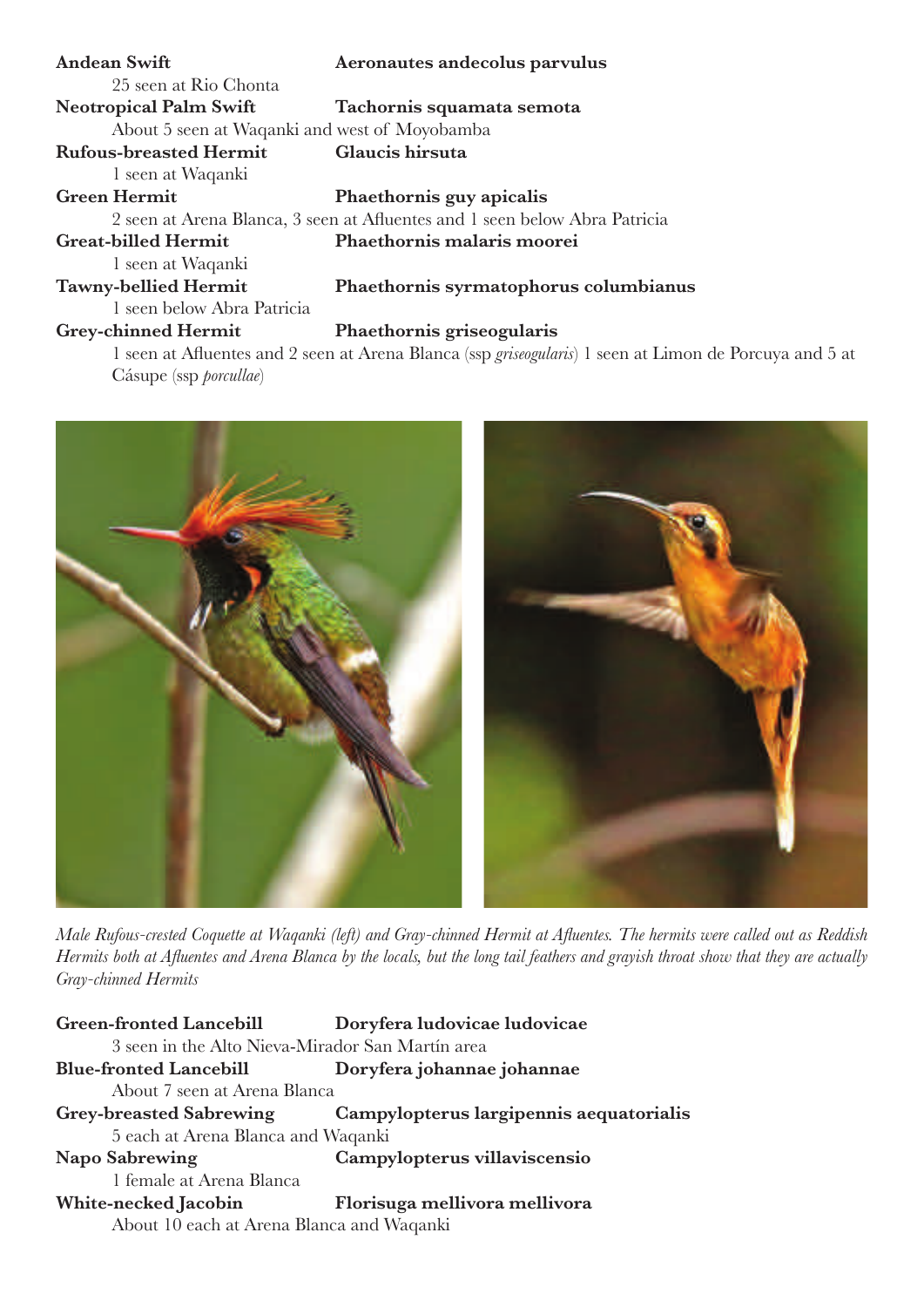**Andean Swift** **Aeronautes andecolus parvulus**

25 seen at Rio Chonta

**Neotropical Palm Swift** **Tachornis squamata semota**

About 5 seen at Waqanki and west of Moyobamba

**Rufous-breasted Hermit** **Glaucis hirsuta**

1 seen at Waqanki

**Green Hermit** **Phaethornis guy apicalis**

2 seen at Arena Blanca, 3 seen at Afluentes and 1 seen below Abra Patricia

**Great-billed Hermit** **Phaethornis malaris moorei**

1 seen at Waqanki

**Tawny-bellied Hermit** **Phaethornis syrmatophorus columbianus**

1 seen below Abra Patricia

**Grey-chinned Hermit** **Phaethornis griseogularis**

1 seen at Afluentes and 2 seen at Arena Blanca (ssp *griseogularis*) 1 seen at Limon de Porcuya and 5 at Cásupe (ssp *porcullae*)

*Male Rufous-crested Coquette at Waqanki (left) and Gray-chinned Hermit at Afluentes. The hermits were called out as Reddish Hermits both at Afluentes and Arena Blanca by the locals, but the long tail feathers and grayish throat show that they are actually Gray-chinned Hermits*

**Green-fronted Lancebill** **Doryfera ludovicae ludovicae**

3 seen in the Alto Nieva-Mirador San Martín area

**Blue-fronted Lancebill** **Doryfera johannae johannae**

About 7 seen at Arena Blanca

**Grey-breasted Sabrewing** **Campylopterus largipennis aequatorialis**

5 each at Arena Blanca and Waqanki

**Napo Sabrewing** **Campylopterus villaviscensio**

1 female at Arena Blanca

**White-necked Jacobin** **Florisuga mellivora mellivora**

About 10 each at Arena Blanca and Waqanki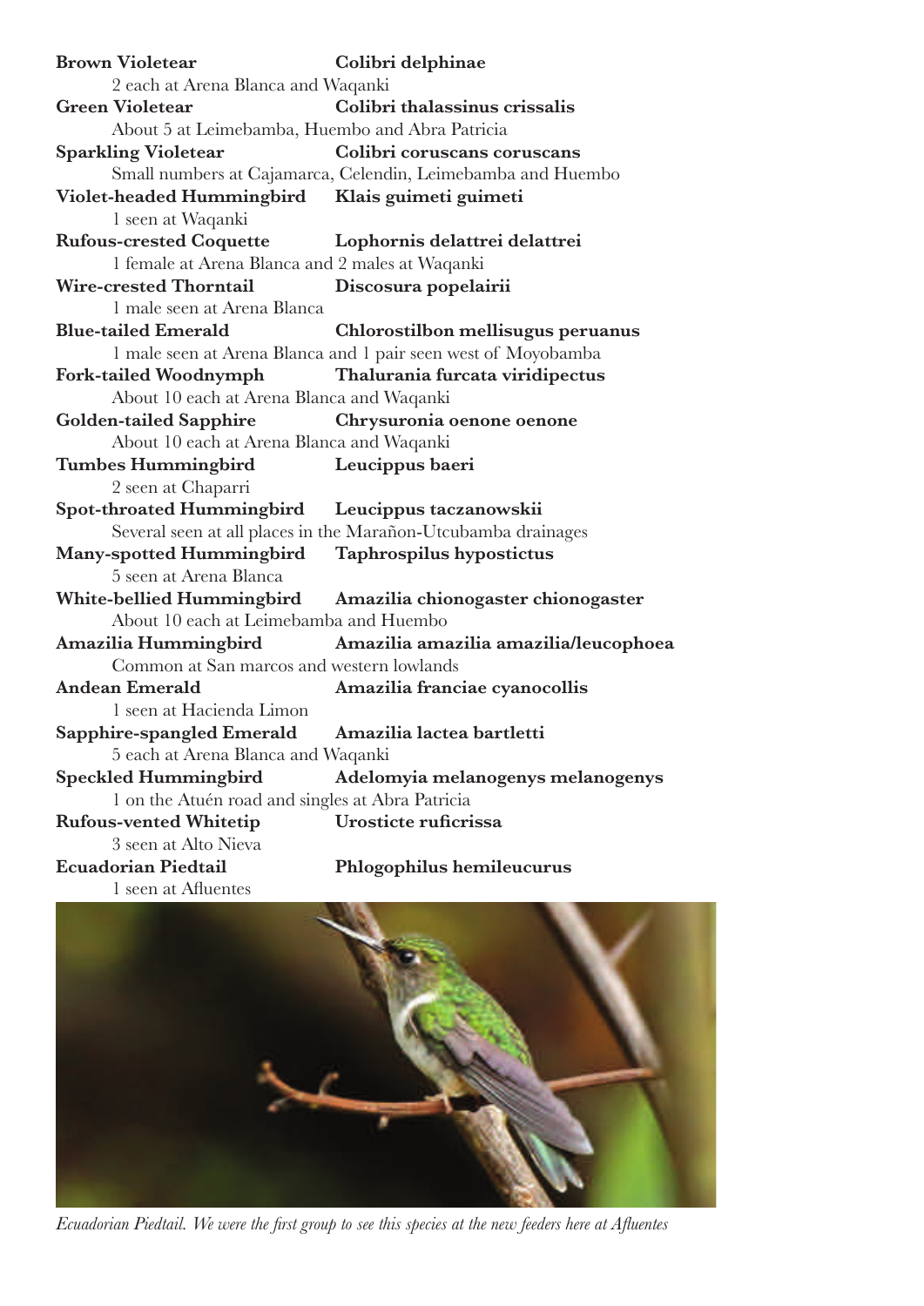**Brown Violetear** **Colibri delphinae**
2 each at Arena Blanca and Waqanki

**Green Violetear** **Colibri thalassinus crissalis**
About 5 at Leimebamba, Huembo and Abra Patricia

**Sparkling Violetear** **Colibri coruscans coruscans**
Small numbers at Cajamarca, Celendin, Leimebamba and Huembo

**Violet-headed Hummingbird** **Klais guimeti guimeti**
1 seen at Waqanki

**Rufous-crested Coquette** **Lophornis delattrei delattrei**
1 female at Arena Blanca and 2 males at Waqanki

**Wire-crested Thorntail** **Discosura popelairii**
1 male seen at Arena Blanca

**Blue-tailed Emerald** **Chlorostilbon mellisugus peruanus**
1 male seen at Arena Blanca and 1 pair seen west of Moyobamba

**Fork-tailed Woodnymph** **Thalurania furcata viridipectus**
About 10 each at Arena Blanca and Waqanki

**Golden-tailed Sapphire** **Chrysuronia oenone oenone**
About 10 each at Arena Blanca and Waqanki

**Tumbes Hummingbird** **Leucippus baeri**
2 seen at Chaparri

**Spot-throated Hummingbird** **Leucippus taczanowskii**
Several seen at all places in the Marañon-Utcubamba drainages

**Many-spotted Hummingbird** **Taphrospilus hypostictus**
5 seen at Arena Blanca

**White-bellied Hummingbird** **Amazilia chionogaster chionogaster**
About 10 each at Leimebamba and Huembo

**Amazilia Hummingbird** **Amazilia amazilia amazilia/leucophoea**
Common at San marcos and western lowlands

**Andean Emerald** **Amazilia franciae cyanocollis**
1 seen at Hacienda Limon

**Sapphire-spangled Emerald** **Amazilia lactea bartletti**
5 each at Arena Blanca and Waqanki

**Speckled Hummingbird** **Adelomyia melanogenys melanogenys**
1 on the Atuén road and singles at Abra Patricia

**Rufous-vented Whitetip** **Urosticte ruficrissa**
3 seen at Alto Nieva

**Ecuadorian Piedtail** **Phlogophilus hemileucurus**
1 seen at Afluentes

*Ecuadorian Piedtail. We were the first group to see this species at the new feeders here at Afluentes*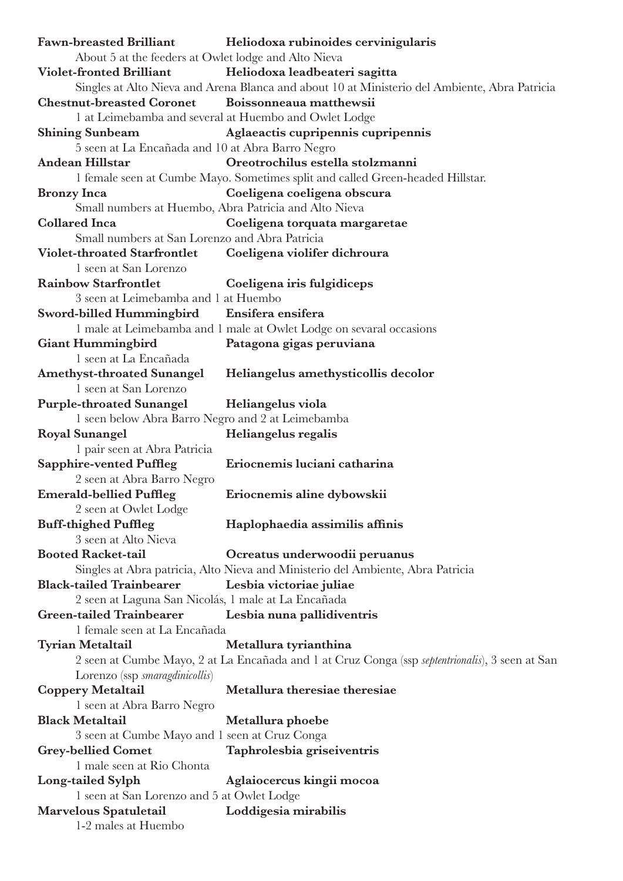**Fawn-breasted Brilliant** **Heliodoxa rubinoides cervinigularis**
About 5 at the feeders at Owlet lodge and Alto Nieva

**Violet-fronted Brilliant** **Heliodoxa leadbeateri sagitta**
Singles at Alto Nieva and Arena Blanca and about 10 at Ministerio del Ambiente, Abra Patricia

**Chestnut-breasted Coronet** **Boissonneaua matthewsii**
1 at Leimebamba and several at Huembo and Owlet Lodge

**Shining Sunbeam** **Aglaeactis cupripennis cupripennis**
5 seen at La Encañada and 10 at Abra Barro Negro

**Andean Hillstar** **Oreotrochilus estella stolzmanni**
1 female seen at Cumbe Mayo. Sometimes split and called Green-headed Hillstar.

**Bronzy Inca** **Coeligena coeligena obscura**
Small numbers at Huembo, Abra Patricia and Alto Nieva

**Collared Inca** **Coeligena torquata margaretae**
Small numbers at San Lorenzo and Abra Patricia

**Violet-throated Starfrontlet** **Coeligena violifer dichroura**
1 seen at San Lorenzo

**Rainbow Starfrontlet** **Coeligena iris fulgidiceps**
3 seen at Leimebamba and 1 at Huembo

**Sword-billed Hummingbird** **Ensifera ensifera**
1 male at Leimebamba and 1 male at Owlet Lodge on sevaral occasions

**Giant Hummingbird** **Patagona gigas peruviana**
1 seen at La Encañada

**Amethyst-throated Sunangel** **Heliangelus amethysticollis decolor**
1 seen at San Lorenzo

**Purple-throated Sunangel** **Heliangelus viola**
1 seen below Abra Barro Negro and 2 at Leimebamba

**Royal Sunangel** **Heliangelus regalis**
1 pair seen at Abra Patricia

**Sapphire-vented Puffleg** **Eriocnemis luciani catharina**
2 seen at Abra Barro Negro

**Emerald-bellied Puffleg** **Eriocnemis aline dybowskii**
2 seen at Owlet Lodge

**Buff-thighed Puffleg** **Haplophaedia assimilis affinis**
3 seen at Alto Nieva

**Booted Racket-tail** **Ocreatus underwoodii peruanus**
Singles at Abra patricia, Alto Nieva and Ministerio del Ambiente, Abra Patricia

**Black-tailed Trainbearer** **Lesbia victoriae juliae**
2 seen at Laguna San Nicolás, 1 male at La Encañada

**Green-tailed Trainbearer** **Lesbia nuna pallidiventris**
1 female seen at La Encañada

**Tyrian Metaltail** **Metallura tyrianthina**
2 seen at Cumbe Mayo, 2 at La Encañada and 1 at Cruz Conga (ssp *septentrionalis*), 3 seen at San Lorenzo (ssp *smaragdinicollis*)

**Coppery Metaltail** **Metallura theresiae theresiae**
1 seen at Abra Barro Negro

**Black Metaltail** **Metallura phoebe**
3 seen at Cumbe Mayo and 1 seen at Cruz Conga

**Grey-bellied Comet** **Taphrolesbia griseiventris**
1 male seen at Rio Chonta

**Long-tailed Sylph** **Aglaiocercus kingii mocoa**
1 seen at San Lorenzo and 5 at Owlet Lodge

**Marvelous Spatuletail** **Loddigesia mirabilis**
1-2 males at Huembo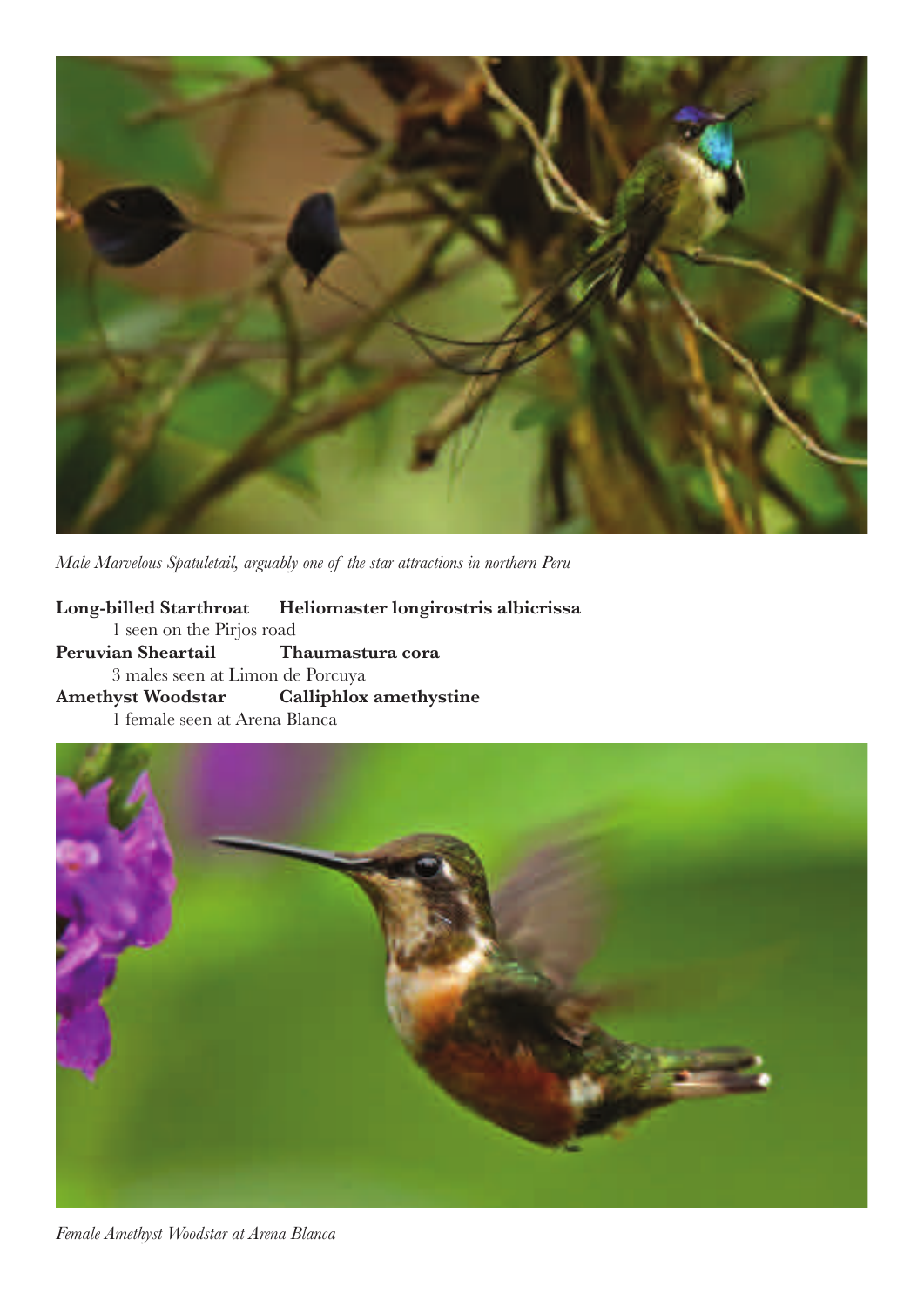*Male Marvelous Spatuletail, arguably one of the star attractions in northern Peru*

**Long-billed Starthroat** **Heliomaster longirostris albicrissa**
1 seen on the Pirjos road

**Peruvian Sheartail** **Thaumastura cora**
3 males seen at Limon de Porcuya

**Amethyst Woodstar** **Calliphlox amethystine**
1 female seen at Arena Blanca

*Female Amethyst Woodstar at Arena Blanca*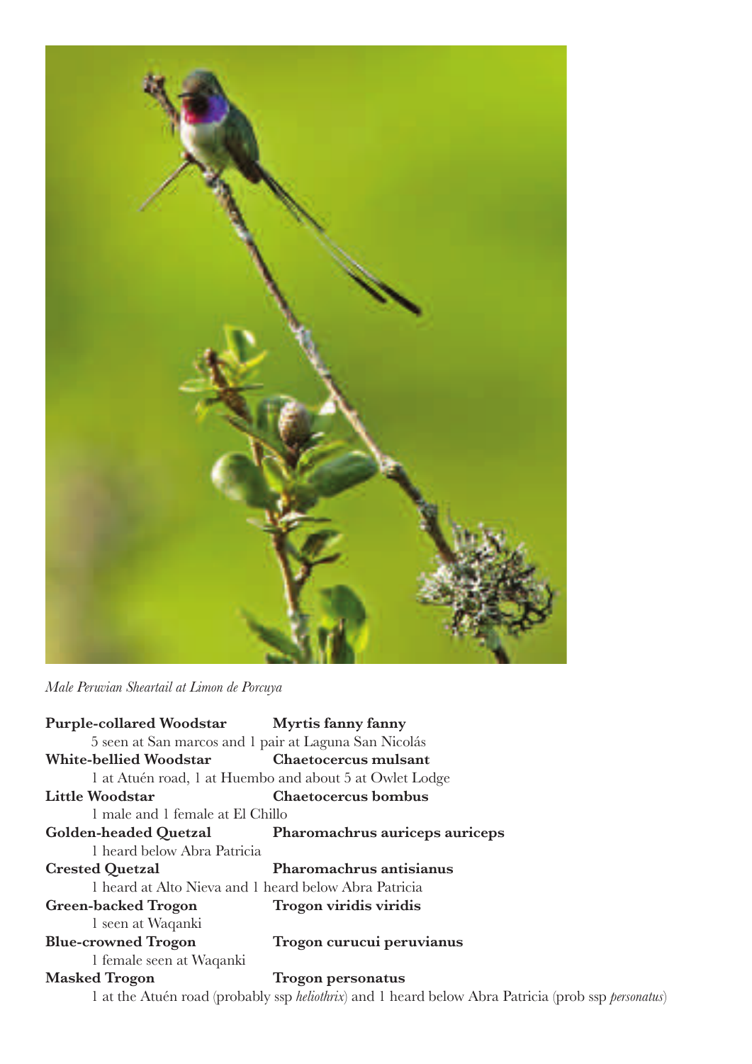*Male Peruvian Sheartail at Limon de Porcuya*

**Purple-collared Woodstar** **Myrtis fanny fanny**
5 seen at San marcos and 1 pair at Laguna San Nicolás

**White-bellied Woodstar** **Chaetocercus mulsant**
1 at Atuén road, 1 at Huembo and about 5 at Owlet Lodge

**Little Woodstar** **Chaetocercus bombus**
1 male and 1 female at El Chillo

**Golden-headed Quetzal** **Pharomachrus auriceps auriceps**
1 heard below Abra Patricia

**Crested Quetzal** **Pharomachrus antisianus**
1 heard at Alto Nieva and 1 heard below Abra Patricia

**Green-backed Trogon** **Trogon viridis viridis**
1 seen at Waqanki

**Blue-crowned Trogon** **Trogon curucui peruvianus**
1 female seen at Waqanki

**Masked Trogon** **Trogon personatus**
1 at the Atuén road (probably ssp *heliothrix*) and 1 heard below Abra Patricia (prob ssp *personatus*)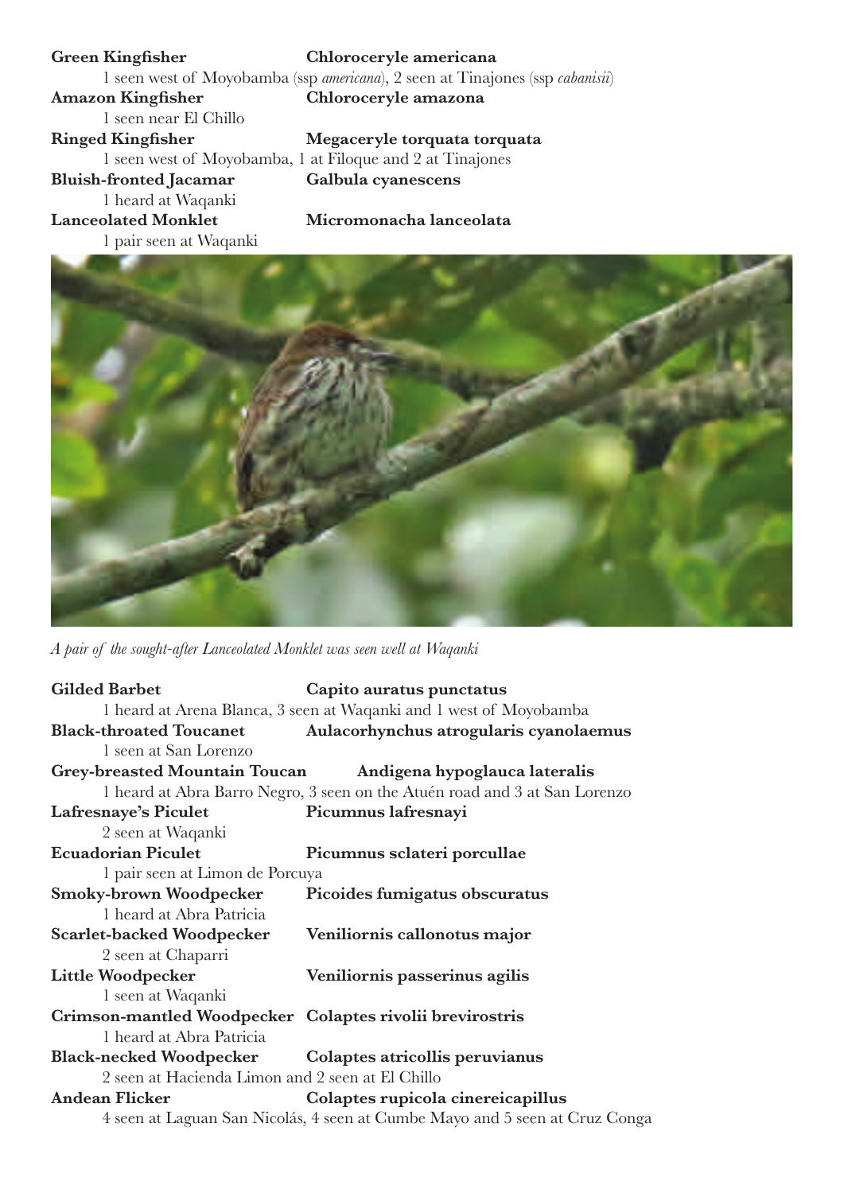**Green Kingfisher** **Chloroceryle americana**
1 seen west of Moyobamba (ssp *americana*), 2 seen at Tinajones (ssp *cabanisii*)

**Amazon Kingfisher** **Chloroceryle amazona**
1 seen near El Chillo

**Ringed Kingfisher** **Megaceryle torquata torquata**
1 seen west of Moyobamba, 1 at Filoque and 2 at Tinajones

**Bluish-fronted Jacamar** **Galbula cyanescens**
1 heard at Waqanki

**Lanceolated Monklet** **Micromonacha lanceolata**
1 pair seen at Waqanki

*A pair of the sought-after Lanceolated Monklet was seen well at Waqanki*

**Gilded Barbet** **Capito auratus punctatus**
1 heard at Arena Blanca, 3 seen at Waqanki and 1 west of Moyobamba

**Black-throated Toucanet** **Aulacorhynchus atrogularis cyanolaemus**
1 seen at San Lorenzo

**Grey-breasted Mountain Toucan** **Andigena hypoglauca lateralis**
1 heard at Abra Barro Negro, 3 seen on the Atuén road and 3 at San Lorenzo

**Lafresnaye's Piculet** **Picumnus lafresnayi**
2 seen at Waqanki

**Ecuadorian Piculet** **Picumnus sclateri porcullae**
1 pair seen at Limon de Porcuya

**Smoky-brown Woodpecker** **Picoides fumigatus obscuratus**
1 heard at Abra Patricia

**Scarlet-backed Woodpecker** **Veniliornis callonotus major**
2 seen at Chaparri

**Little Woodpecker** **Veniliornis passerinus agilis**
1 seen at Waqanki

**Crimson-mantled Woodpecker** **Colaptes rivolii brevirostris**
1 heard at Abra Patricia

**Black-necked Woodpecker** **Colaptes atricollis peruvianus**
2 seen at Hacienda Limon and 2 seen at El Chillo

**Andean Flicker** **Colaptes rupicola cinereicapillus**
4 seen at Laguan San Nicolás, 4 seen at Cumbe Mayo and 5 seen at Cruz Conga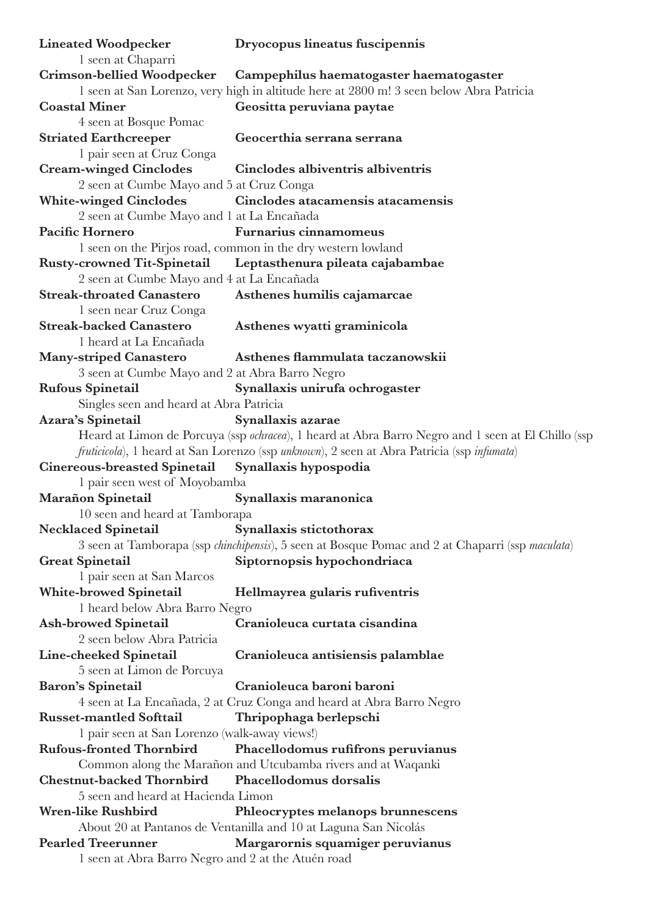**Lineated Woodpecker** **Dryocopus lineatus fuscipennis**
1 seen at Chaparri

**Crimson-bellied Woodpecker** **Campephilus haematogaster haematogaster**
1 seen at San Lorenzo, very high in altitude here at 2800 m! 3 seen below Abra Patricia

**Coastal Miner** **Geositta peruviana paytae**
4 seen at Bosque Pomac

**Striated Earthcreeper** **Geocerthia serrana serrana**
1 pair seen at Cruz Conga

**Cream-winged Cinclodes** **Cinclodes albiventris albiventris**
2 seen at Cumbe Mayo and 5 at Cruz Conga

**White-winged Cinclodes** **Cinclodes atacamensis atacamensis**
2 seen at Cumbe Mayo and 1 at La Encañada

**Pacific Hornero** **Furnarius cinnamomeus**
1 seen on the Pirjos road, common in the dry western lowland

**Rusty-crowned Tit-Spinetail** **Leptasthenura pileata cajabambae**
2 seen at Cumbe Mayo and 4 at La Encañada

**Streak-throated Canastero** **Asthenes humilis cajamarcae**
1 seen near Cruz Conga

**Streak-backed Canastero** **Asthenes wyatti graminicola**
1 heard at La Encañada

**Many-striped Canastero** **Asthenes flammulata taczanowskii**
3 seen at Cumbe Mayo and 2 at Abra Barro Negro

**Rufous Spinetail** **Synallaxis unirufa ochrogaster**
Singles seen and heard at Abra Patricia

**Azara's Spinetail** **Synallaxis azarae**
Heard at Limon de Porcuya (ssp *ochracea*), 1 heard at Abra Barro Negro and 1 seen at El Chillo (ssp *fruticicola*), 1 heard at San Lorenzo (ssp *unknown*), 2 seen at Abra Patricia (ssp *infumata*)

**Cinereous-breasted Spinetail** **Synallaxis hypospodia**
1 pair seen west of Moyobamba

**Marañon Spinetail** **Synallaxis maranonica**
10 seen and heard at Tamborapa

**Necklaced Spinetail** **Synallaxis stictothorax**
3 seen at Tamborapa (ssp *chinchipensis*), 5 seen at Bosque Pomac and 2 at Chaparri (ssp *maculata*)

**Great Spinetail** **Siptornopsis hypochondriaca**
1 pair seen at San Marcos

**White-browed Spinetail** **Hellmayrea gularis rufiventris**
1 heard below Abra Barro Negro

**Ash-browed Spinetail** **Cranioleuca curtata cisandina**
2 seen below Abra Patricia

**Line-cheeked Spinetail** **Cranioleuca antisiensis palamblae**
5 seen at Limon de Porcuya

**Baron's Spinetail** **Cranioleuca baroni baroni**
4 seen at La Encañada, 2 at Cruz Conga and heard at Abra Barro Negro

**Russet-mantled Softtail** **Thripophaga berlepschi**
1 pair seen at San Lorenzo (walk-away views!)

**Rufous-fronted Thornbird** **Phacellodomus rufifrons peruvianus**
Common along the Marañon and Utcubamba rivers and at Waqanki

**Chestnut-backed Thornbird** **Phacellodomus dorsalis**
5 seen and heard at Hacienda Limon

**Wren-like Rushbird** **Phleocryptes melanops brunnescens**
About 20 at Pantanos de Ventanilla and 10 at Laguna San Nicolás

**Pearled Treerunner** **Margarornis squamiger peruvianus**
1 seen at Abra Barro Negro and 2 at the Atuén road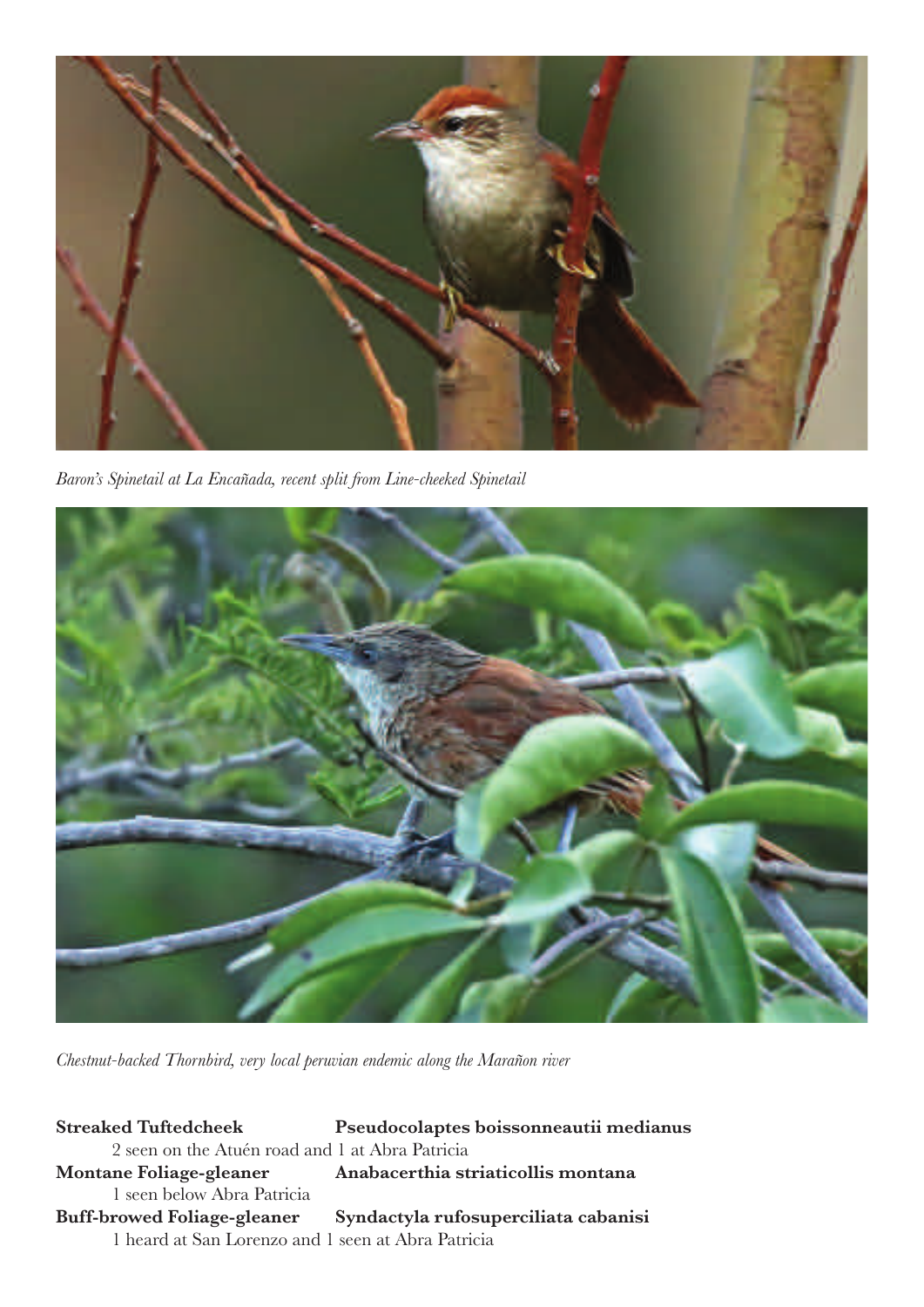*Baron's Spinetail at La Encañada, recent split from Line-cheeked Spinetail*

*Chestnut-backed Thornbird, very local peruvian endemic along the Marañon river*

**Streaked Tuftedcheek** **Pseudocolaptes boissonneautii medianus**
2 seen on the Atuén road and 1 at Abra Patricia

**Montane Foliage-gleaner** **Anabacerthia striaticollis montana**
1 seen below Abra Patricia

**Buff-browed Foliage-gleaner** **Syndactyla rufosuperciliata cabanisi**
1 heard at San Lorenzo and 1 seen at Abra Patricia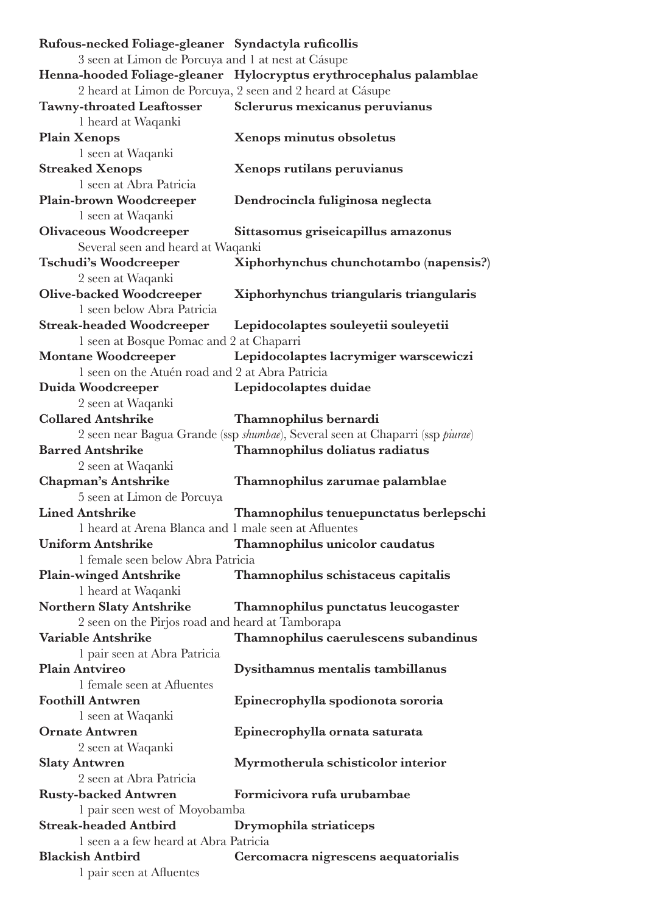**Rufous-necked Foliage-gleaner** **Syndactyla ruficollis**
3 seen at Limon de Porcuya and 1 at nest at Cásupe

**Henna-hooded Foliage-gleaner** **Hylocryptus erythrocephalus palamblae**
2 heard at Limon de Porcuya, 2 seen and 2 heard at Cásupe

**Tawny-throated Leaftosser** **Sclerurus mexicanus peruvianus**
1 heard at Waqanki

**Plain Xenops** **Xenops minutus obsoletus**
1 seen at Waqanki

**Streaked Xenops** **Xenops rutilans peruvianus**
1 seen at Abra Patricia

**Plain-brown Woodcreeper** **Dendrocincla fuliginosa neglecta**
1 seen at Waqanki

**Olivaceous Woodcreeper** **Sittasomus griseicapillus amazonus**
Several seen and heard at Waqanki

**Tschudi's Woodcreeper** **Xiphorhynchus chunchotambo (napensis?)**
2 seen at Waqanki

**Olive-backed Woodcreeper** **Xiphorhynchus triangularis triangularis**
1 seen below Abra Patricia

**Streak-headed Woodcreeper** **Lepidocolaptes souleyetii souleyetii**
1 seen at Bosque Pomac and 2 at Chaparri

**Montane Woodcreeper** **Lepidocolaptes lacrymiger warscewiczi**
1 seen on the Atuén road and 2 at Abra Patricia

**Duida Woodcreeper** **Lepidocolaptes duidae**
2 seen at Waqanki

**Collared Antshrike** **Thamnophilus bernardi**
2 seen near Bagua Grande (ssp *shumbae*), Several seen at Chaparri (ssp *piurae*)

**Barred Antshrike** **Thamnophilus doliatus radiatus**
2 seen at Waqanki

**Chapman's Antshrike** **Thamnophilus zarumae palamblae**
5 seen at Limon de Porcuya

**Lined Antshrike** **Thamnophilus tenuepunctatus berlepschi**
1 heard at Arena Blanca and 1 male seen at Afluentes

**Uniform Antshrike** **Thamnophilus unicolor caudatus**
1 female seen below Abra Patricia

**Plain-winged Antshrike** **Thamnophilus schistaceus capitalis**
1 heard at Waqanki

**Northern Slaty Antshrike** **Thamnophilus punctatus leucogaster**
2 seen on the Pirjos road and heard at Tamborapa

**Variable Antshrike** **Thamnophilus caerulescens subandinus**
1 pair seen at Abra Patricia

**Plain Antvireo** **Dysithamnus mentalis tambillanus**
1 female seen at Afluentes

**Foothill Antwren** **Epinecrophylla spodionota sororia**
1 seen at Waqanki

**Ornate Antwren** **Epinecrophylla ornata saturata**
2 seen at Waqanki

**Slaty Antwren** **Myrmotherula schisticolor interior**
2 seen at Abra Patricia

**Rusty-backed Antwren** **Formicivora rufa urubambae**
1 pair seen west of Moyobamba

**Streak-headed Antbird** **Drymophila striaticeps**
1 seen a a few heard at Abra Patricia

**Blackish Antbird** **Cercomacra nigrescens aequatorialis**
1 pair seen at Afluentes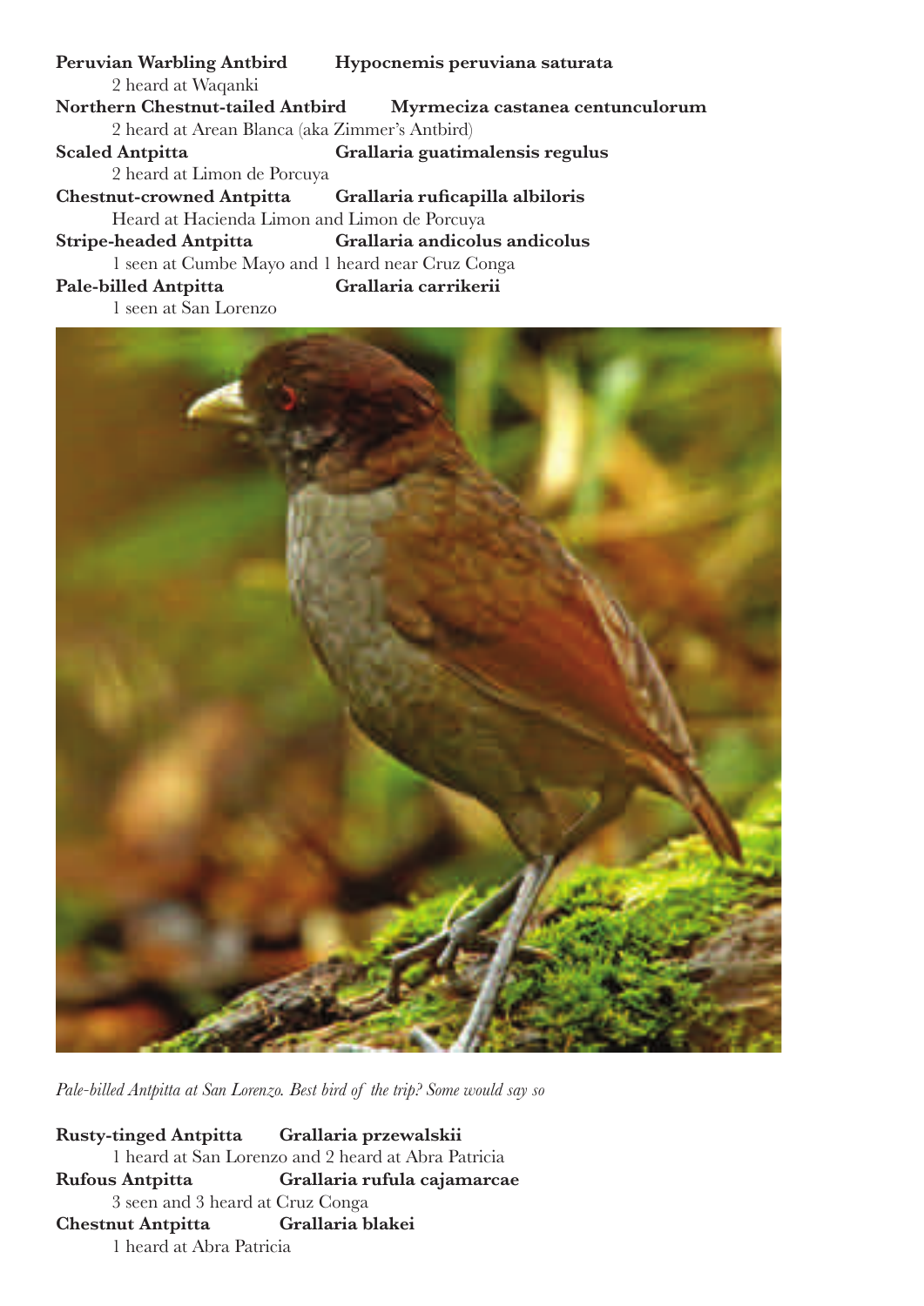**Peruvian Warbling Antbird** **Hypocnemis peruviana saturata**

2 heard at Waqanki

**Northern Chestnut-tailed Antbird** **Myrmeciza castanea centunculorum**

2 heard at Arean Blanca (aka Zimmer's Antbird)

**Scaled Antpitta** **Grallaria guatimalensis regulus**

2 heard at Limon de Porcuya

**Chestnut-crowned Antpitta** **Grallaria ruficapilla albiloris**

Heard at Hacienda Limon and Limon de Porcuya

**Stripe-headed Antpitta** **Grallaria andicolus andicolus**

1 seen at Cumbe Mayo and 1 heard near Cruz Conga

**Pale-billed Antpitta** **Grallaria carrikerii**

1 seen at San Lorenzo

*Pale-billed Antpitta at San Lorenzo. Best bird of the trip? Some would say so*

**Rusty-tinged Antpitta** **Grallaria przewalskii**

1 heard at San Lorenzo and 2 heard at Abra Patricia

**Rufous Antpitta** **Grallaria rufula cajamarcae**

3 seen and 3 heard at Cruz Conga

**Chestnut Antpitta** **Grallaria blakei**

1 heard at Abra Patricia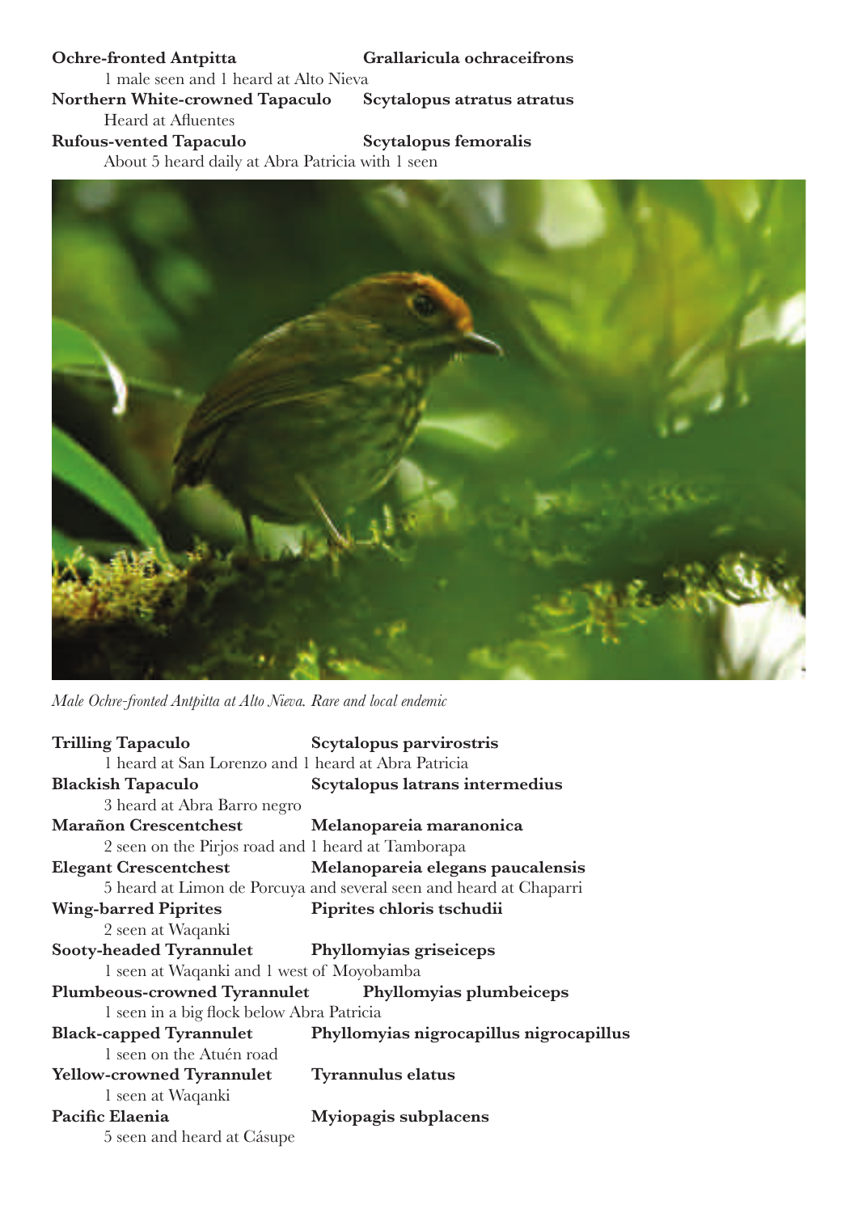**Ochre-fronted Antpitta** **Grallaricula ochraceifrons**
1 male seen and 1 heard at Alto Nieva

**Northern White-crowned Tapaculo** **Scytalopus atratus atratus**
Heard at Afluentes

**Rufous-vented Tapaculo** **Scytalopus femoralis**
About 5 heard daily at Abra Patricia with 1 seen

*Male Ochre-fronted Antpitta at Alto Nieva. Rare and local endemic*

**Trilling Tapaculo** **Scytalopus parvirostris**
1 heard at San Lorenzo and 1 heard at Abra Patricia

**Blackish Tapaculo** **Scytalopus latrans intermedius**
3 heard at Abra Barro negro

**Marañon Crescentchest** **Melanopareia maranonica**
2 seen on the Pirjos road and 1 heard at Tamborapa

**Elegant Crescentchest** **Melanopareia elegans paucalensis**
5 heard at Limon de Porcuya and several seen and heard at Chaparri

**Wing-barred Piprites** **Piprites chloris tschudii**
2 seen at Waqanki

**Sooty-headed Tyrannulet** **Phyllomyias griseiceps**
1 seen at Waqanki and 1 west of Moyobamba

**Plumbeous-crowned Tyrannulet** **Phyllomyias plumbeiceps**
1 seen in a big flock below Abra Patricia

**Black-capped Tyrannulet** **Phyllomyias nigrocapillus nigrocapillus**
1 seen on the Atuén road

**Yellow-crowned Tyrannulet** **Tyrannulus elatus**
1 seen at Waqanki

**Pacific Elaenia** **Myiopagis subplacens**
5 seen and heard at Cásupe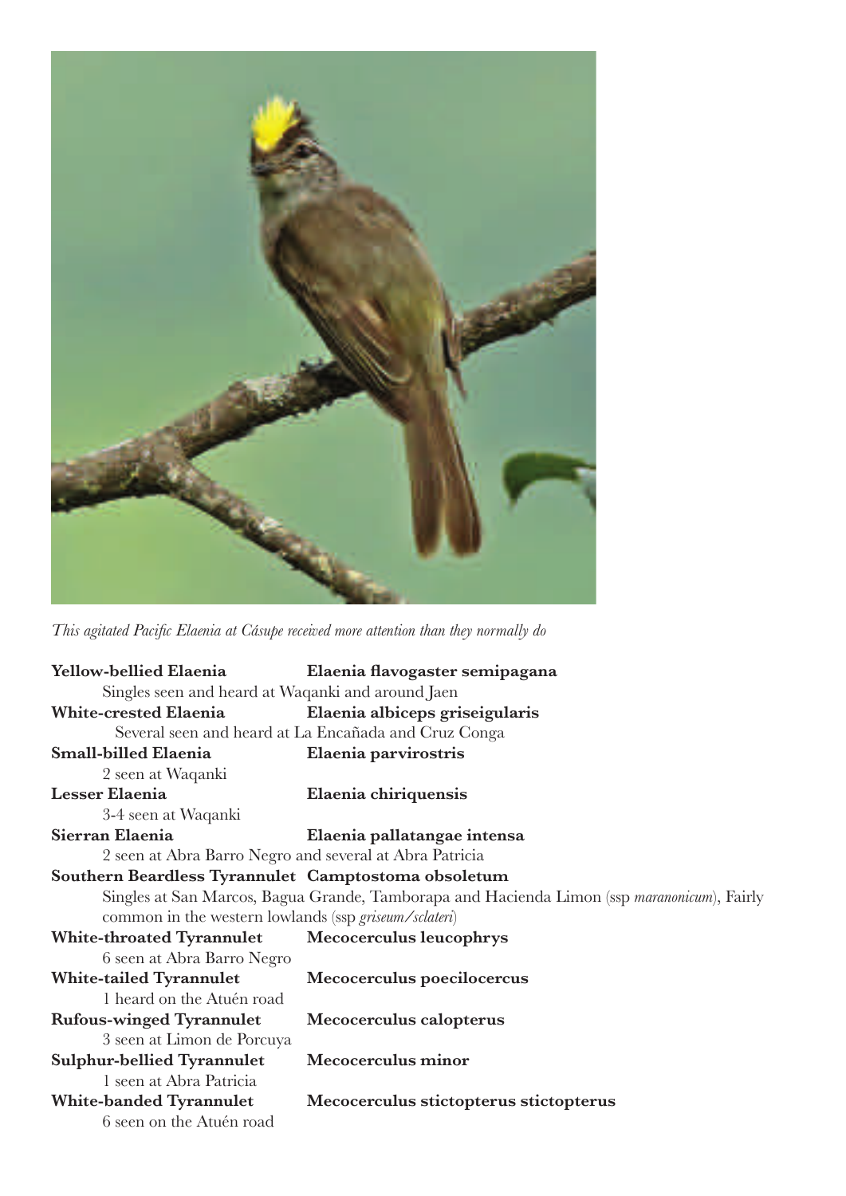*This agitated Pacific Elaenia at Cásupe received more attention than they normally do*

**Yellow-bellied Elaenia** **Elaenia flavogaster semipagana**
Singles seen and heard at Waqanki and around Jaen

**White-crested Elaenia** **Elaenia albiceps griseigularis**
Several seen and heard at La Encañada and Cruz Conga

**Small-billed Elaenia** **Elaenia parvirostris**
2 seen at Waqanki

**Lesser Elaenia** **Elaenia chiriquensis**
3-4 seen at Waqanki

**Sierran Elaenia** **Elaenia pallatangae intensa**
2 seen at Abra Barro Negro and several at Abra Patricia

**Southern Beardless Tyrannulet** **Camptostoma obsoletum**
Singles at San Marcos, Bagua Grande, Tamborapa and Hacienda Limon (ssp *maranonicum*), Fairly common in the western lowlands (ssp *griseum/sclateri*)

**White-throated Tyrannulet** **Mecocerculus leucophrys**
6 seen at Abra Barro Negro

**White-tailed Tyrannulet** **Mecocerculus poecilocercus**
1 heard on the Atuén road

**Rufous-winged Tyrannulet** **Mecocerculus calopterus**
3 seen at Limon de Porcuya

**Sulphur-bellied Tyrannulet** **Mecocerculus minor**
1 seen at Abra Patricia

**White-banded Tyrannulet** **Mecocerculus stictopterus stictopterus**
6 seen on the Atuén road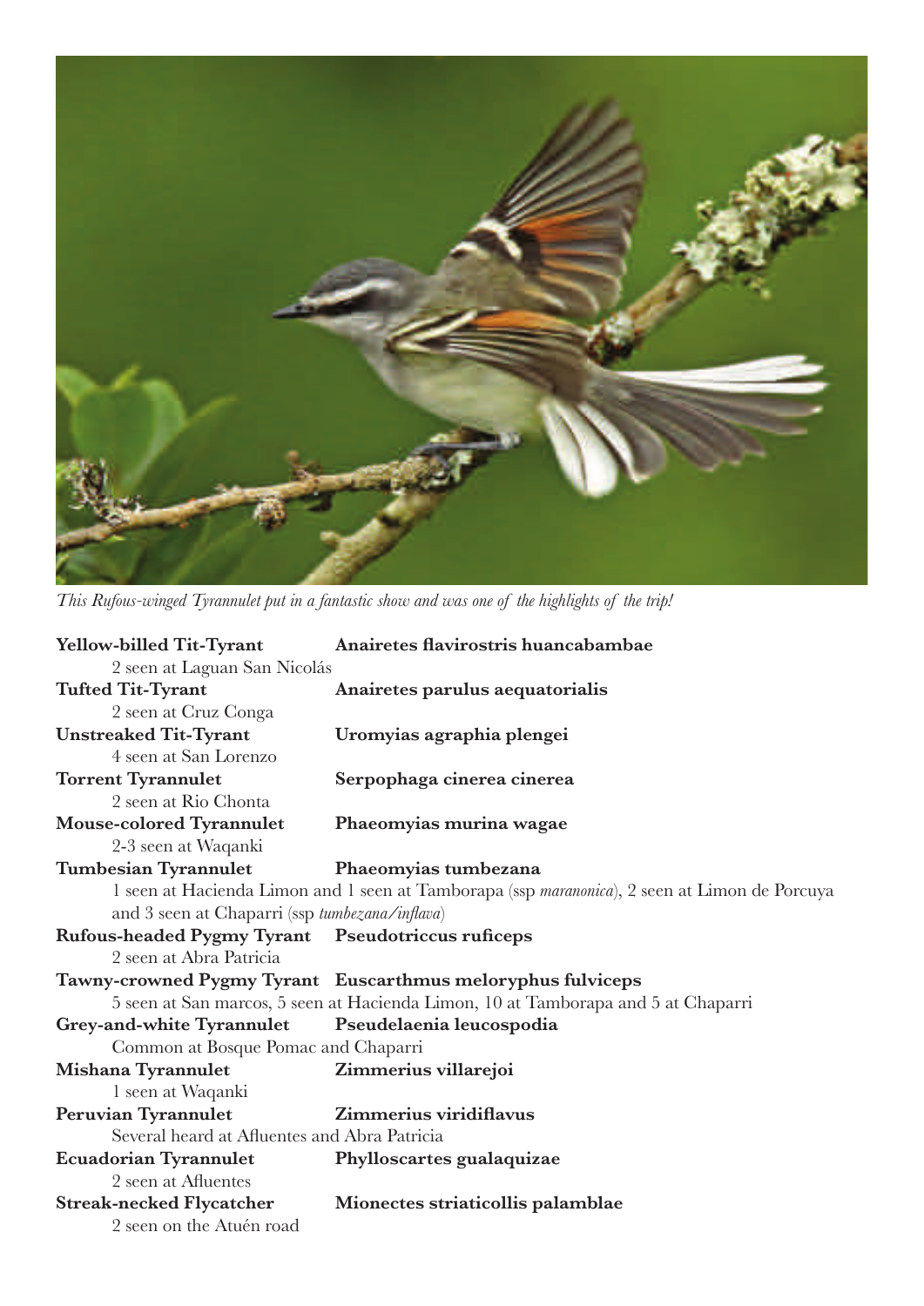*This Rufous-winged Tyrannulet put in a fantastic show and was one of the highlights of the trip!*

**Yellow-billed Tit-Tyrant** **Anairetes flavirostris huancabambae**
2 seen at Laguan San Nicolás

**Tufted Tit-Tyrant** **Anairetes parulus aequatorialis**
2 seen at Cruz Conga

**Unstreaked Tit-Tyrant** **Uromyias agraphia plengei**
4 seen at San Lorenzo

**Torrent Tyrannulet** **Serpophaga cinerea cinerea**
2 seen at Rio Chonta

**Mouse-colored Tyrannulet** **Phaeomyias murina wagae**
2-3 seen at Waqanki

**Tumbesian Tyrannulet** **Phaeomyias tumbezana**
1 seen at Hacienda Limon and 1 seen at Tamborapa (ssp *maranonica*), 2 seen at Limon de Porcuya and 3 seen at Chaparri (ssp *tumbezana/inflava*)

**Rufous-headed Pygmy Tyrant** **Pseudotriccus ruficeps**
2 seen at Abra Patricia

**Tawny-crowned Pygmy Tyrant** **Euscarthmus meloryphus fulviceps**
5 seen at San marcos, 5 seen at Hacienda Limon, 10 at Tamborapa and 5 at Chaparri

**Grey-and-white Tyrannulet** **Pseudelaenia leucospodia**
Common at Bosque Pomac and Chaparri

**Mishana Tyrannulet** **Zimmerius villarejoi**
1 seen at Waqanki

**Peruvian Tyrannulet** **Zimmerius viridiflavus**
Several heard at Afluentes and Abra Patricia

**Ecuadorian Tyrannulet** **Phylloscartes gualaquizae**
2 seen at Afluentes

**Streak-necked Flycatcher** **Mionectes striaticollis palamblae**
2 seen on the Atuén road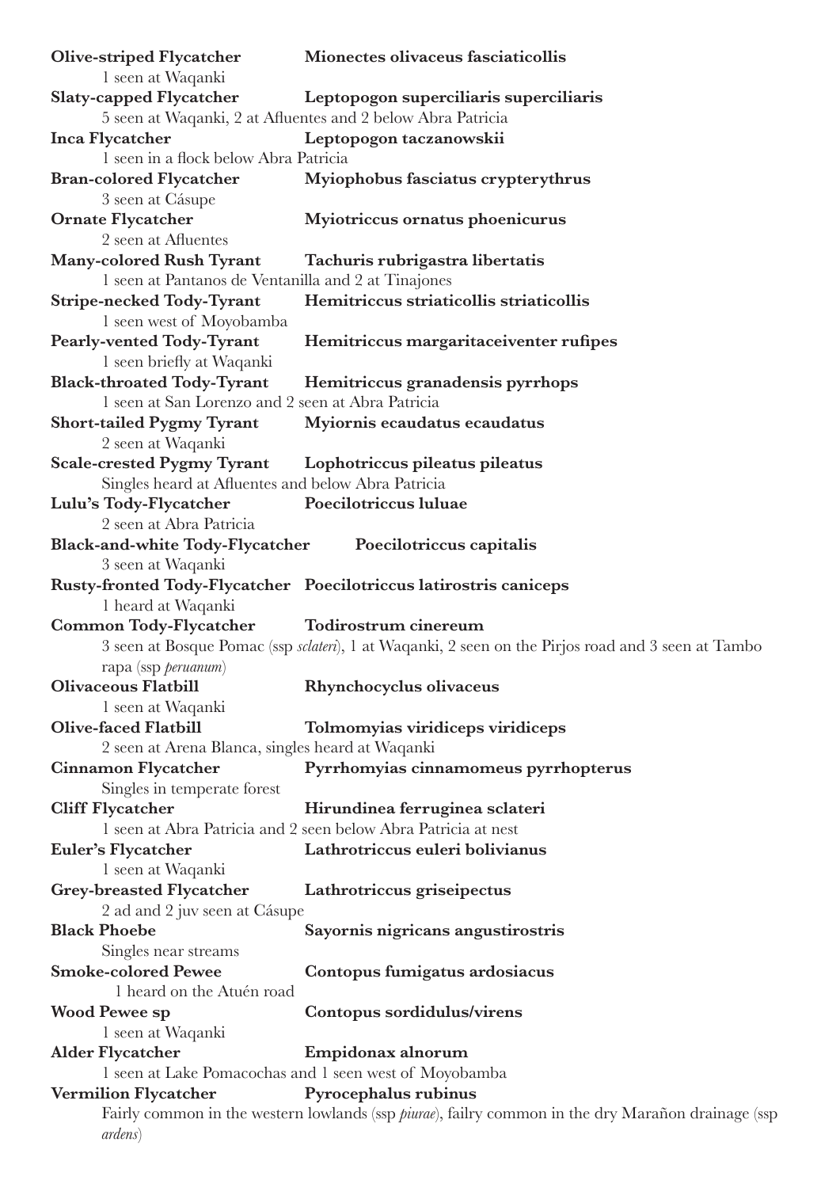**Olive-striped Flycatcher** **Mionectes olivaceus fasciaticollis**
1 seen at Waqanki

**Slaty-capped Flycatcher** **Leptopogon superciliaris superciliaris**
5 seen at Waqanki, 2 at Afluentes and 2 below Abra Patricia

**Inca Flycatcher** **Leptopogon taczanowskii**
1 seen in a flock below Abra Patricia

**Bran-colored Flycatcher** **Myiophobus fasciatus crypterythrus**
3 seen at Cásupe

**Ornate Flycatcher** **Myiotriccus ornatus phoenicurus**
2 seen at Afluentes

**Many-colored Rush Tyrant** **Tachuris rubrigastra libertatis**
1 seen at Pantanos de Ventanilla and 2 at Tinajones

**Stripe-necked Tody-Tyrant** **Hemitriccus striaticollis striaticollis**
1 seen west of Moyobamba

**Pearly-vented Tody-Tyrant** **Hemitriccus margaritaceiventer rufipes**
1 seen briefly at Waqanki

**Black-throated Tody-Tyrant** **Hemitriccus granadensis pyrrhops**
1 seen at San Lorenzo and 2 seen at Abra Patricia

**Short-tailed Pygmy Tyrant** **Myiornis ecaudatus ecaudatus**
2 seen at Waqanki

**Scale-crested Pygmy Tyrant** **Lophotriccus pileatus pileatus**
Singles heard at Afluentes and below Abra Patricia

**Lulu's Tody-Flycatcher** **Poecilotriccus luluae**
2 seen at Abra Patricia

**Black-and-white Tody-Flycatcher** **Poecilotriccus capitalis**
3 seen at Waqanki

**Rusty-fronted Tody-Flycatcher** **Poecilotriccus latirostris caniceps**
1 heard at Waqanki

**Common Tody-Flycatcher** **Todirostrum cinereum**
3 seen at Bosque Pomac (ssp *sclateri*), 1 at Waqanki, 2 seen on the Pirjos road and 3 seen at Tambo rapa (ssp *peruanum*)

**Olivaceous Flatbill** **Rhynchocyclus olivaceus**
1 seen at Waqanki

**Olive-faced Flatbill** **Tolmomyias viridiceps viridiceps**
2 seen at Arena Blanca, singles heard at Waqanki

**Cinnamon Flycatcher** **Pyrrhomyias cinnamomeus pyrrhopterus**
Singles in temperate forest

**Cliff Flycatcher** **Hirundinea ferruginea sclateri**
1 seen at Abra Patricia and 2 seen below Abra Patricia at nest

**Euler's Flycatcher** **Lathrotriccus euleri bolivianus**
1 seen at Waqanki

**Grey-breasted Flycatcher** **Lathrotriccus griseipectus**
2 ad and 2 juv seen at Cásupe

**Black Phoebe** **Sayornis nigricans angustirostris**
Singles near streams

**Smoke-colored Pewee** **Contopus fumigatus ardosiacus**
1 heard on the Atuén road

**Wood Pewee sp** **Contopus sordidulus/virens**
1 seen at Waqanki

**Alder Flycatcher** **Empidonax alnorum**
1 seen at Lake Pomacochas and 1 seen west of Moyobamba

**Vermilion Flycatcher** **Pyrocephalus rubinus**
Fairly common in the western lowlands (ssp *piurae*), failry common in the dry Marañon drainage (ssp *ardens*)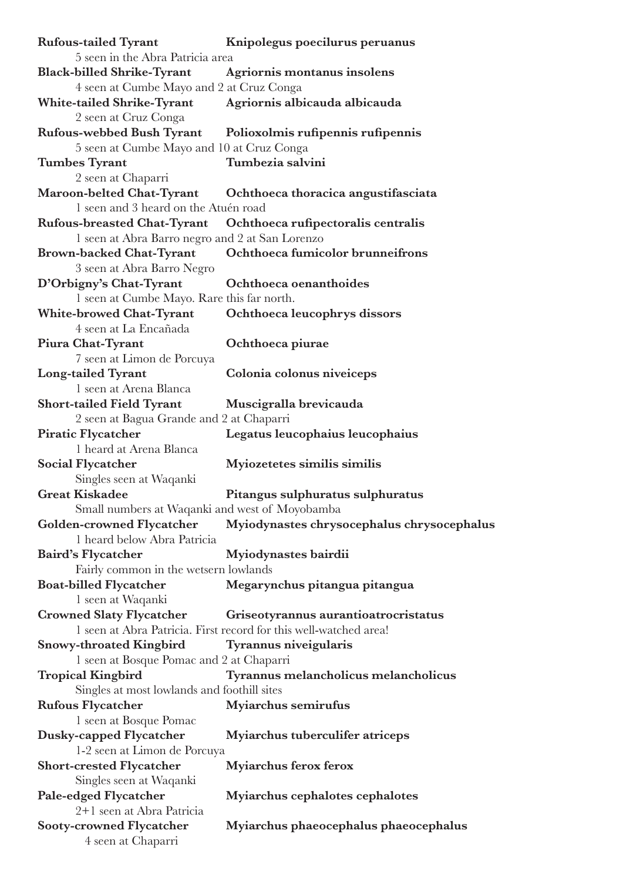**Rufous-tailed Tyrant** **Knipolegus poecilurus peruanus**
5 seen in the Abra Patricia area

**Black-billed Shrike-Tyrant** **Agriornis montanus insolens**
4 seen at Cumbe Mayo and 2 at Cruz Conga

**White-tailed Shrike-Tyrant** **Agriornis albicauda albicauda**
2 seen at Cruz Conga

**Rufous-webbed Bush Tyrant** **Polioxolmis rufipennis rufipennis**
5 seen at Cumbe Mayo and 10 at Cruz Conga

**Tumbes Tyrant** **Tumbezia salvini**
2 seen at Chaparri

**Maroon-belted Chat-Tyrant** **Ochthoeca thoracica angustifasciata**
1 seen and 3 heard on the Atuén road

**Rufous-breasted Chat-Tyrant** **Ochthoeca rufipectoralis centralis**
1 seen at Abra Barro negro and 2 at San Lorenzo

**Brown-backed Chat-Tyrant** **Ochthoeca fumicolor brunneifrons**
3 seen at Abra Barro Negro

**D'Orbigny's Chat-Tyrant** **Ochthoeca oenanthoides**
1 seen at Cumbe Mayo. Rare this far north.

**White-browed Chat-Tyrant** **Ochthoeca leucophrys dissors**
4 seen at La Encañada

**Piura Chat-Tyrant** **Ochthoeca piurae**
7 seen at Limon de Porcuya

**Long-tailed Tyrant** **Colonia colonus niveiceps**
1 seen at Arena Blanca

**Short-tailed Field Tyrant** **Muscigralla brevicauda**
2 seen at Bagua Grande and 2 at Chaparri

**Piratic Flycatcher** **Legatus leucophaius leucophaius**
1 heard at Arena Blanca

**Social Flycatcher** **Myiozetetes similis similis**
Singles seen at Waqanki

**Great Kiskadee** **Pitangus sulphuratus sulphuratus**
Small numbers at Waqanki and west of Moyobamba

**Golden-crowned Flycatcher** **Myiodynastes chrysocephalus chrysocephalus**
1 heard below Abra Patricia

**Baird's Flycatcher** **Myiodynastes bairdii**
Fairly common in the wetsern lowlands

**Boat-billed Flycatcher** **Megarynchus pitangua pitangua**
1 seen at Waqanki

**Crowned Slaty Flycatcher** **Griseotyrannus aurantioatrocristatus**
1 seen at Abra Patricia. First record for this well-watched area!

**Snowy-throated Kingbird** **Tyrannus niveigularis**
1 seen at Bosque Pomac and 2 at Chaparri

**Tropical Kingbird** **Tyrannus melancholicus melancholicus**
Singles at most lowlands and foothill sites

**Rufous Flycatcher** **Myiarchus semirufus**
1 seen at Bosque Pomac

**Dusky-capped Flycatcher** **Myiarchus tuberculifer atriceps**
1-2 seen at Limon de Porcuya

**Short-crested Flycatcher** **Myiarchus ferox ferox**
Singles seen at Waqanki

**Pale-edged Flycatcher** **Myiarchus cephalotes cephalotes**
2+1 seen at Abra Patricia

**Sooty-crowned Flycatcher** **Myiarchus phaeocephalus phaeocephalus**
4 seen at Chaparri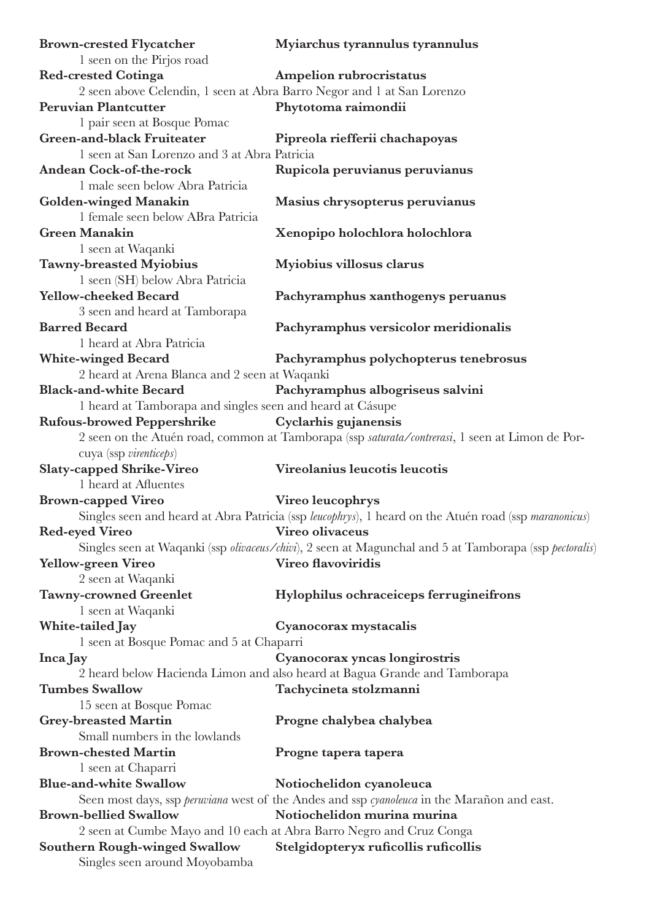**Brown-crested Flycatcher** — **Myiarchus tyrannulus tyrannulus**
1 seen on the Pirjos road

**Red-crested Cotinga** — **Ampelion rubrocristatus**
2 seen above Celendin, 1 seen at Abra Barro Negor and 1 at San Lorenzo

**Peruvian Plantcutter** — **Phytotoma raimondii**
1 pair seen at Bosque Pomac

**Green-and-black Fruiteater** — **Pipreola riefferii chachapoyas**
1 seen at San Lorenzo and 3 at Abra Patricia

**Andean Cock-of-the-rock** — **Rupicola peruvianus peruvianus**
1 male seen below Abra Patricia

**Golden-winged Manakin** — **Masius chrysopterus peruvianus**
1 female seen below ABra Patricia

**Green Manakin** — **Xenopipo holochlora holochlora**
1 seen at Waqanki

**Tawny-breasted Myiobius** — **Myiobius villosus clarus**
1 seen (SH) below Abra Patricia

**Yellow-cheeked Becard** — **Pachyramphus xanthogenys peruanus**
3 seen and heard at Tamborapa

**Barred Becard** — **Pachyramphus versicolor meridionalis**
1 heard at Abra Patricia

**White-winged Becard** — **Pachyramphus polychopterus tenebrosus**
2 heard at Arena Blanca and 2 seen at Waqanki

**Black-and-white Becard** — **Pachyramphus albogriseus salvini**
1 heard at Tamborapa and singles seen and heard at Cásupe

**Rufous-browed Peppershrike** — **Cyclarhis gujanensis**
2 seen on the Atuén road, common at Tamborapa (ssp *saturata/contrerasi*, 1 seen at Limon de Porcuya (ssp *virenticeps*)

**Slaty-capped Shrike-Vireo** — **Vireolanius leucotis leucotis**
1 heard at Afluentes

**Brown-capped Vireo** — **Vireo leucophrys**
Singles seen and heard at Abra Patricia (ssp *leucophrys*), 1 heard on the Atuén road (ssp *maranonicus*)

**Red-eyed Vireo** — **Vireo olivaceus**
Singles seen at Waqanki (ssp *olivaceus/chivi*), 2 seen at Magunchal and 5 at Tamborapa (ssp *pectoralis*)

**Yellow-green Vireo** — **Vireo flavoviridis**
2 seen at Waqanki

**Tawny-crowned Greenlet** — **Hylophilus ochraceiceps ferrugineifrons**
1 seen at Waqanki

**White-tailed Jay** — **Cyanocorax mystacalis**
1 seen at Bosque Pomac and 5 at Chaparri

**Inca Jay** — **Cyanocorax yncas longirostris**
2 heard below Hacienda Limon and also heard at Bagua Grande and Tamborapa

**Tumbes Swallow** — **Tachycineta stolzmanni**
15 seen at Bosque Pomac

**Grey-breasted Martin** — **Progne chalybea chalybea**
Small numbers in the lowlands

**Brown-chested Martin** — **Progne tapera tapera**
1 seen at Chaparri

**Blue-and-white Swallow** — **Notiochelidon cyanoleuca**
Seen most days, ssp *peruviana* west of the Andes and ssp *cyanoleuca* in the Marañon and east.

**Brown-bellied Swallow** — **Notiochelidon murina murina**
2 seen at Cumbe Mayo and 10 each at Abra Barro Negro and Cruz Conga

**Southern Rough-winged Swallow** — **Stelgidopteryx ruficollis ruficollis**
Singles seen around Moyobamba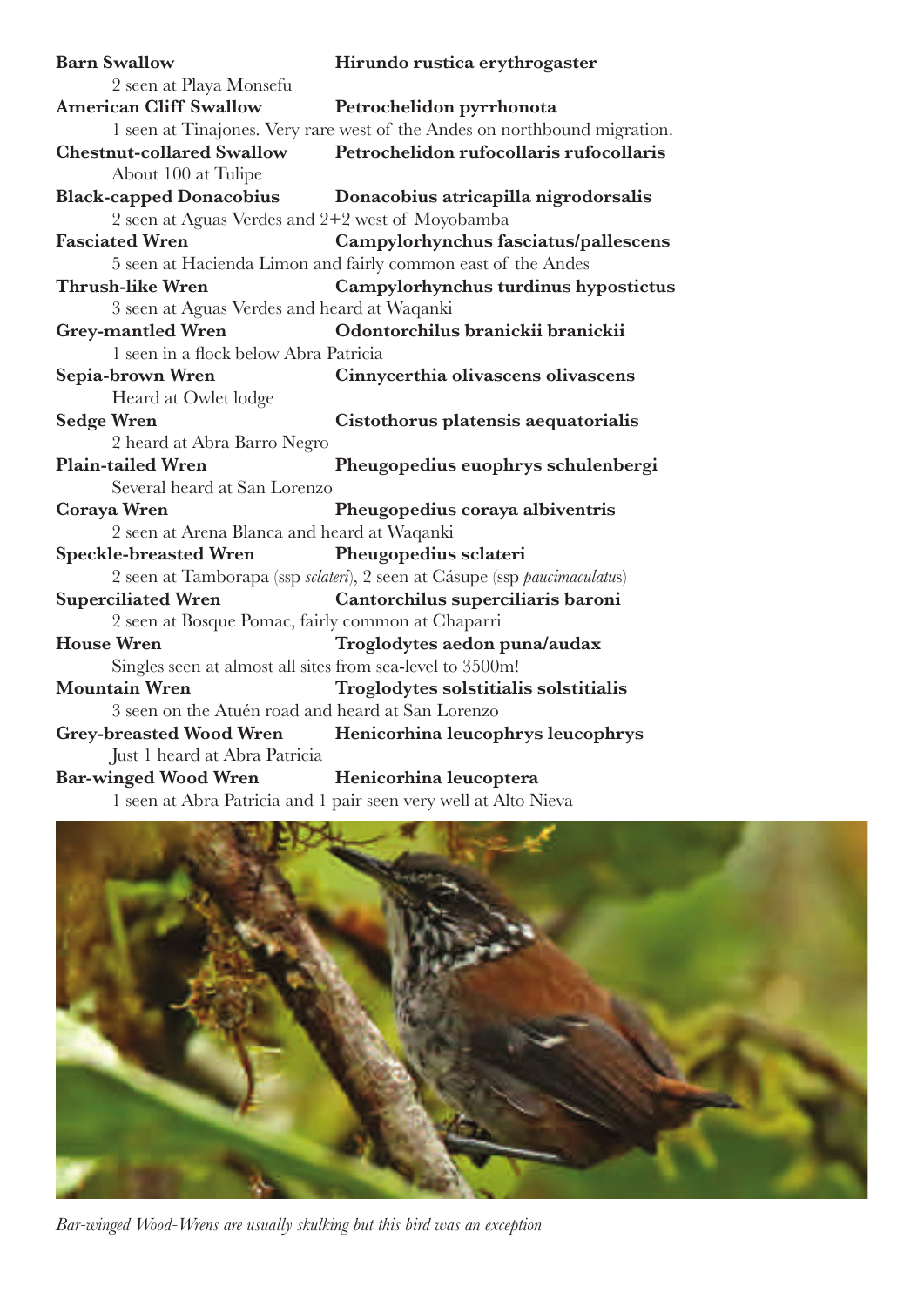**Barn Swallow** **Hirundo rustica erythrogaster**
2 seen at Playa Monsefu

**American Cliff Swallow** **Petrochelidon pyrrhonota**
1 seen at Tinajones. Very rare west of the Andes on northbound migration.

**Chestnut-collared Swallow** **Petrochelidon rufocollaris rufocollaris**
About 100 at Tulipe

**Black-capped Donacobius** **Donacobius atricapilla nigrodorsalis**
2 seen at Aguas Verdes and 2+2 west of Moyobamba

**Fasciated Wren** **Campylorhynchus fasciatus/pallescens**
5 seen at Hacienda Limon and fairly common east of the Andes

**Thrush-like Wren** **Campylorhynchus turdinus hypostictus**
3 seen at Aguas Verdes and heard at Waqanki

**Grey-mantled Wren** **Odontorchilus branickii branickii**
1 seen in a flock below Abra Patricia

**Sepia-brown Wren** **Cinnycerthia olivascens olivascens**
Heard at Owlet lodge

**Sedge Wren** **Cistothorus platensis aequatorialis**
2 heard at Abra Barro Negro

**Plain-tailed Wren** **Pheugopedius euophrys schulenbergi**
Several heard at San Lorenzo

**Coraya Wren** **Pheugopedius coraya albiventris**
2 seen at Arena Blanca and heard at Waqanki

**Speckle-breasted Wren** **Pheugopedius sclateri**
2 seen at Tamborapa (ssp *sclateri*), 2 seen at Cásupe (ssp *paucimaculatus*)

**Superciliated Wren** **Cantorchilus superciliaris baroni**
2 seen at Bosque Pomac, fairly common at Chaparri

**House Wren** **Troglodytes aedon puna/audax**
Singles seen at almost all sites from sea-level to 3500m!

**Mountain Wren** **Troglodytes solstitialis solstitialis**
3 seen on the Atuén road and heard at San Lorenzo

**Grey-breasted Wood Wren** **Henicorhina leucophrys leucophrys**
Just 1 heard at Abra Patricia

**Bar-winged Wood Wren** **Henicorhina leucoptera**
1 seen at Abra Patricia and 1 pair seen very well at Alto Nieva

*Bar-winged Wood-Wrens are usually skulking but this bird was an exception*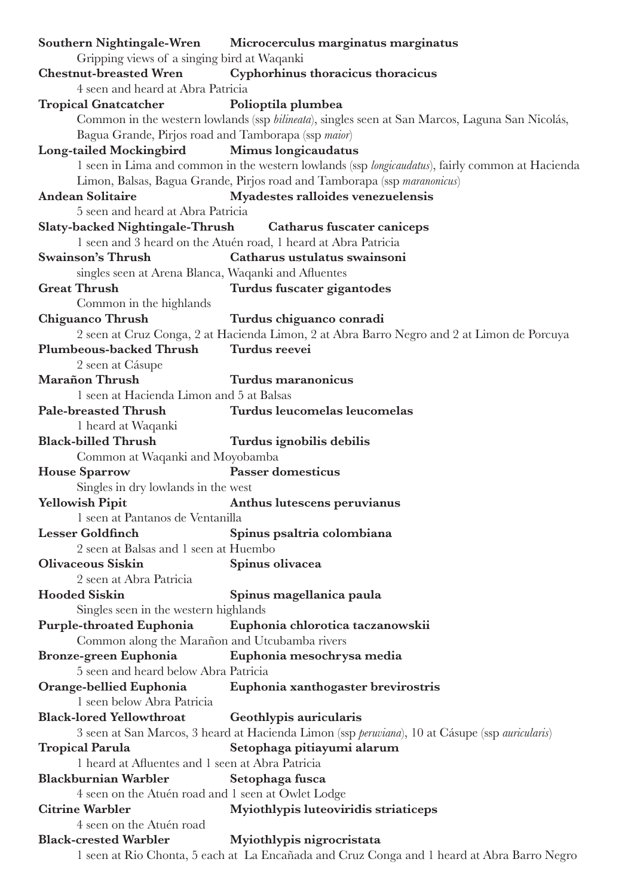**Southern Nightingale-Wren** **Microcerculus marginatus marginatus**
Gripping views of a singing bird at Waqanki

**Chestnut-breasted Wren** **Cyphorhinus thoracicus thoracicus**
4 seen and heard at Abra Patricia

**Tropical Gnatcatcher** **Polioptila plumbea**
Common in the western lowlands (ssp *bilineata*), singles seen at San Marcos, Laguna San Nicolás, Bagua Grande, Pirjos road and Tamborapa (ssp *maior*)

**Long-tailed Mockingbird** **Mimus longicaudatus**
1 seen in Lima and common in the western lowlands (ssp *longicaudatus*), fairly common at Hacienda Limon, Balsas, Bagua Grande, Pirjos road and Tamborapa (ssp *maranonicus*)

**Andean Solitaire** **Myadestes ralloides venezuelensis**
5 seen and heard at Abra Patricia

**Slaty-backed Nightingale-Thrush** **Catharus fuscater caniceps**
1 seen and 3 heard on the Atuén road, 1 heard at Abra Patricia

**Swainson's Thrush** **Catharus ustulatus swainsoni**
singles seen at Arena Blanca, Waqanki and Afluentes

**Great Thrush** **Turdus fuscater gigantodes**
Common in the highlands

**Chiguanco Thrush** **Turdus chiguanco conradi**
2 seen at Cruz Conga, 2 at Hacienda Limon, 2 at Abra Barro Negro and 2 at Limon de Porcuya

**Plumbeous-backed Thrush** **Turdus reevei**
2 seen at Cásupe

**Marañon Thrush** **Turdus maranonicus**
1 seen at Hacienda Limon and 5 at Balsas

**Pale-breasted Thrush** **Turdus leucomelas leucomelas**
1 heard at Waqanki

**Black-billed Thrush** **Turdus ignobilis debilis**
Common at Waqanki and Moyobamba

**House Sparrow** **Passer domesticus**
Singles in dry lowlands in the west

**Yellowish Pipit** **Anthus lutescens peruvianus**
1 seen at Pantanos de Ventanilla

**Lesser Goldfinch** **Spinus psaltria colombiana**
2 seen at Balsas and 1 seen at Huembo

**Olivaceous Siskin** **Spinus olivacea**
2 seen at Abra Patricia

**Hooded Siskin** **Spinus magellanica paula**
Singles seen in the western highlands

**Purple-throated Euphonia** **Euphonia chlorotica taczanowskii**
Common along the Marañon and Utcubamba rivers

**Bronze-green Euphonia** **Euphonia mesochrysa media**
5 seen and heard below Abra Patricia

**Orange-bellied Euphonia** **Euphonia xanthogaster brevirostris**
1 seen below Abra Patricia

**Black-lored Yellowthroat** **Geothlypis auricularis**
3 seen at San Marcos, 3 heard at Hacienda Limon (ssp *peruviana*), 10 at Cásupe (ssp *auricularis*)

**Tropical Parula** **Setophaga pitiayumi alarum**
1 heard at Afluentes and 1 seen at Abra Patricia

**Blackburnian Warbler** **Setophaga fusca**
4 seen on the Atuén road and 1 seen at Owlet Lodge

**Citrine Warbler** **Myiothlypis luteoviridis striaticeps**
4 seen on the Atuén road

**Black-crested Warbler** **Myiothlypis nigrocristata**
1 seen at Rio Chonta, 5 each at La Encañada and Cruz Conga and 1 heard at Abra Barro Negro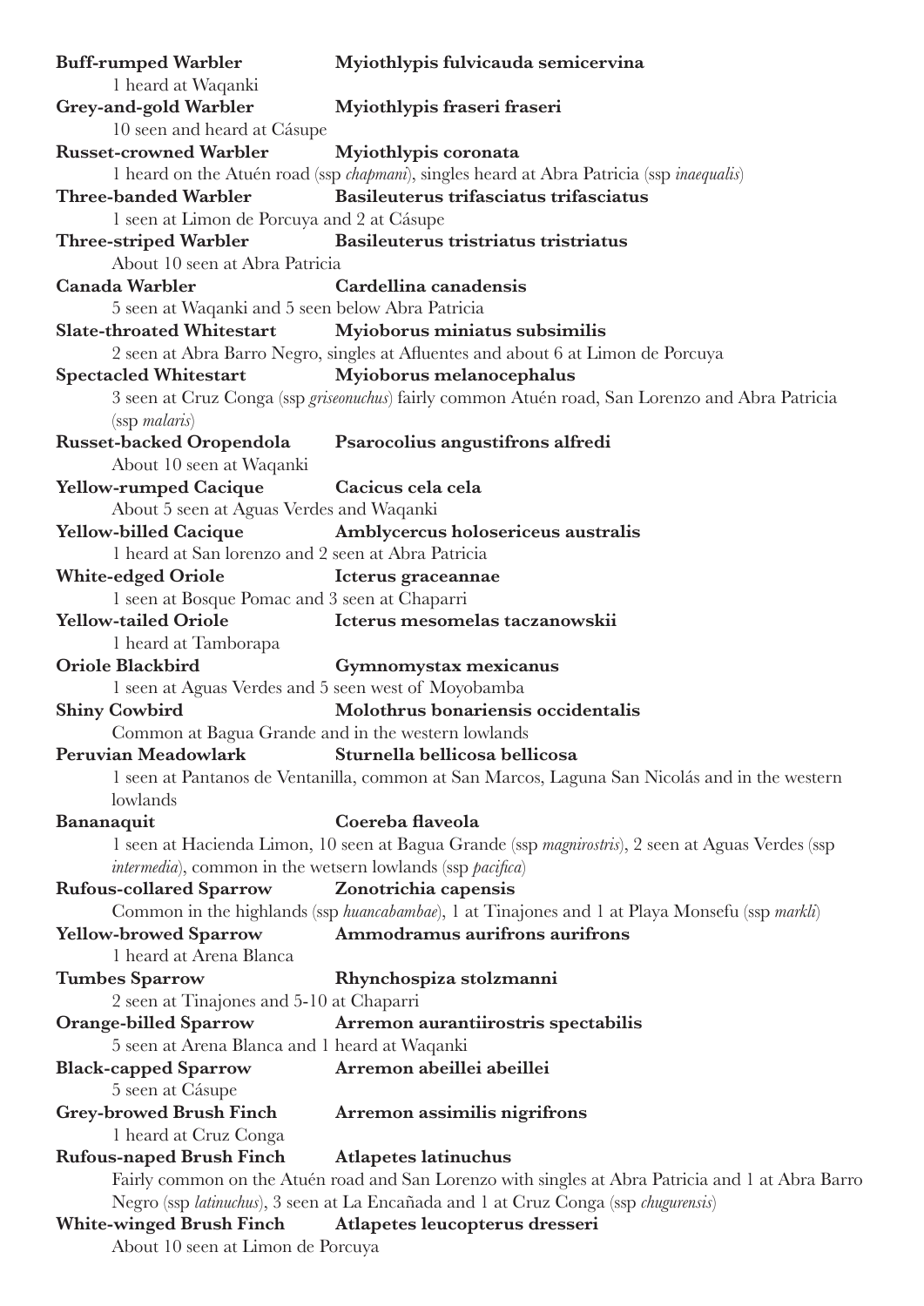**Buff-rumped Warbler** **Myiothlypis fulvicauda semicervina**
1 heard at Waqanki

**Grey-and-gold Warbler** **Myiothlypis fraseri fraseri**
10 seen and heard at Cásupe

**Russet-crowned Warbler** **Myiothlypis coronata**
1 heard on the Atuén road (ssp *chapmani*), singles heard at Abra Patricia (ssp *inaequalis*)

**Three-banded Warbler** **Basileuterus trifasciatus trifasciatus**
1 seen at Limon de Porcuya and 2 at Cásupe

**Three-striped Warbler** **Basileuterus tristriatus tristriatus**
About 10 seen at Abra Patricia

**Canada Warbler** **Cardellina canadensis**
5 seen at Waqanki and 5 seen below Abra Patricia

**Slate-throated Whitestart** **Myioborus miniatus subsimilis**
2 seen at Abra Barro Negro, singles at Afluentes and about 6 at Limon de Porcuya

**Spectacled Whitestart** **Myioborus melanocephalus**
3 seen at Cruz Conga (ssp *griseonuchus*) fairly common Atuén road, San Lorenzo and Abra Patricia (ssp *malaris*)

**Russet-backed Oropendola** **Psarocolius angustifrons alfredi**
About 10 seen at Waqanki

**Yellow-rumped Cacique** **Cacicus cela cela**
About 5 seen at Aguas Verdes and Waqanki

**Yellow-billed Cacique** **Amblycercus holosericeus australis**
1 heard at San lorenzo and 2 seen at Abra Patricia

**White-edged Oriole** **Icterus graceannae**
1 seen at Bosque Pomac and 3 seen at Chaparri

**Yellow-tailed Oriole** **Icterus mesomelas taczanowskii**
1 heard at Tamborapa

**Oriole Blackbird** **Gymnomystax mexicanus**
1 seen at Aguas Verdes and 5 seen west of Moyobamba

**Shiny Cowbird** **Molothrus bonariensis occidentalis**
Common at Bagua Grande and in the western lowlands

**Peruvian Meadowlark** **Sturnella bellicosa bellicosa**
1 seen at Pantanos de Ventanilla, common at San Marcos, Laguna San Nicolás and in the western lowlands

**Bananaquit** **Coereba flaveola**
1 seen at Hacienda Limon, 10 seen at Bagua Grande (ssp *magnirostris*), 2 seen at Aguas Verdes (ssp *intermedia*), common in the wetsern lowlands (ssp *pacifica*)

**Rufous-collared Sparrow** **Zonotrichia capensis**
Common in the highlands (ssp *huancabambae*), 1 at Tinajones and 1 at Playa Monsefu (ssp *markli*)

**Yellow-browed Sparrow** **Ammodramus aurifrons aurifrons**
1 heard at Arena Blanca

**Tumbes Sparrow** **Rhynchospiza stolzmanni**
2 seen at Tinajones and 5-10 at Chaparri

**Orange-billed Sparrow** **Arremon aurantiirostris spectabilis**
5 seen at Arena Blanca and 1 heard at Waqanki

**Black-capped Sparrow** **Arremon abeillei abeillei**
5 seen at Cásupe

**Grey-browed Brush Finch** **Arremon assimilis nigrifrons**
1 heard at Cruz Conga

**Rufous-naped Brush Finch** **Atlapetes latinuchus**
Fairly common on the Atuén road and San Lorenzo with singles at Abra Patricia and 1 at Abra Barro Negro (ssp *latinuchus*), 3 seen at La Encañada and 1 at Cruz Conga (ssp *chugurensis*)

**White-winged Brush Finch** **Atlapetes leucopterus dresseri**
About 10 seen at Limon de Porcuya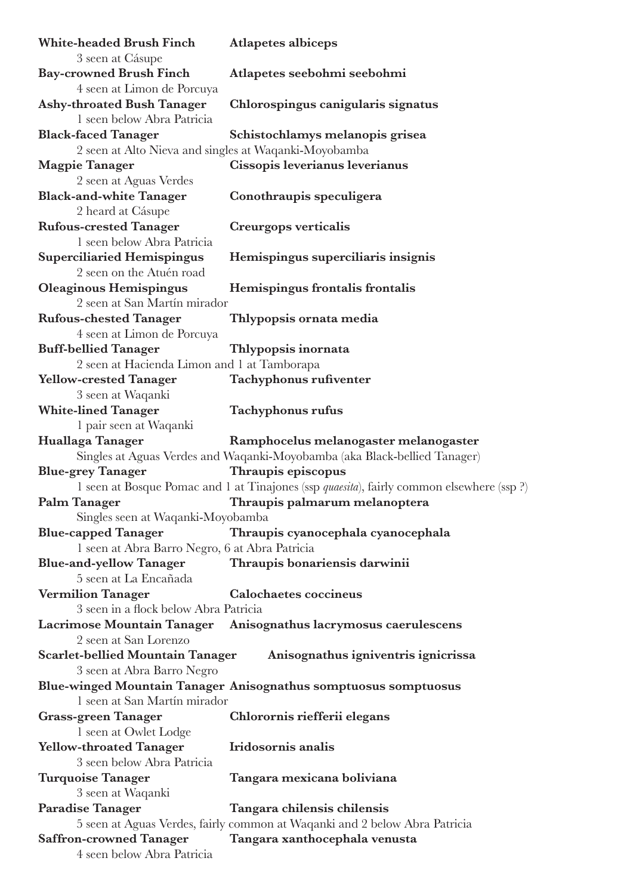**White-headed Brush Finch** **Atlapetes albiceps**
3 seen at Cásupe

**Bay-crowned Brush Finch** **Atlapetes seebohmi seebohmi**
4 seen at Limon de Porcuya

**Ashy-throated Bush Tanager** **Chlorospingus canigularis signatus**
1 seen below Abra Patricia

**Black-faced Tanager** **Schistochlamys melanopis grisea**
2 seen at Alto Nieva and singles at Waqanki-Moyobamba

**Magpie Tanager** **Cissopis leverianus leverianus**
2 seen at Aguas Verdes

**Black-and-white Tanager** **Conothraupis speculigera**
2 heard at Cásupe

**Rufous-crested Tanager** **Creurgops verticalis**
1 seen below Abra Patricia

**Superciliaried Hemispingus** **Hemispingus superciliaris insignis**
2 seen on the Atuén road

**Oleaginous Hemispingus** **Hemispingus frontalis frontalis**
2 seen at San Martín mirador

**Rufous-chested Tanager** **Thlypopsis ornata media**
4 seen at Limon de Porcuya

**Buff-bellied Tanager** **Thlypopsis inornata**
2 seen at Hacienda Limon and 1 at Tamborapa

**Yellow-crested Tanager** **Tachyphonus rufiventer**
3 seen at Waqanki

**White-lined Tanager** **Tachyphonus rufus**
1 pair seen at Waqanki

**Huallaga Tanager** **Ramphocelus melanogaster melanogaster**
Singles at Aguas Verdes and Waqanki-Moyobamba (aka Black-bellied Tanager)

**Blue-grey Tanager** **Thraupis episcopus**
1 seen at Bosque Pomac and 1 at Tinajones (ssp *quaesita*), fairly common elsewhere (ssp ?)

**Palm Tanager** **Thraupis palmarum melanoptera**
Singles seen at Waqanki-Moyobamba

**Blue-capped Tanager** **Thraupis cyanocephala cyanocephala**
1 seen at Abra Barro Negro, 6 at Abra Patricia

**Blue-and-yellow Tanager** **Thraupis bonariensis darwinii**
5 seen at La Encañada

**Vermilion Tanager** **Calochaetes coccineus**
3 seen in a flock below Abra Patricia

**Lacrimose Mountain Tanager** **Anisognathus lacrymosus caerulescens**
2 seen at San Lorenzo

**Scarlet-bellied Mountain Tanager** **Anisognathus igniventris ignicrissa**
3 seen at Abra Barro Negro

**Blue-winged Mountain Tanager** **Anisognathus somptuosus somptuosus**
1 seen at San Martín mirador

**Grass-green Tanager** **Chlorornis riefferii elegans**
1 seen at Owlet Lodge

**Yellow-throated Tanager** **Iridosornis analis**
3 seen below Abra Patricia

**Turquoise Tanager** **Tangara mexicana boliviana**
3 seen at Waqanki

**Paradise Tanager** **Tangara chilensis chilensis**
5 seen at Aguas Verdes, fairly common at Waqanki and 2 below Abra Patricia

**Saffron-crowned Tanager** **Tangara xanthocephala venusta**
4 seen below Abra Patricia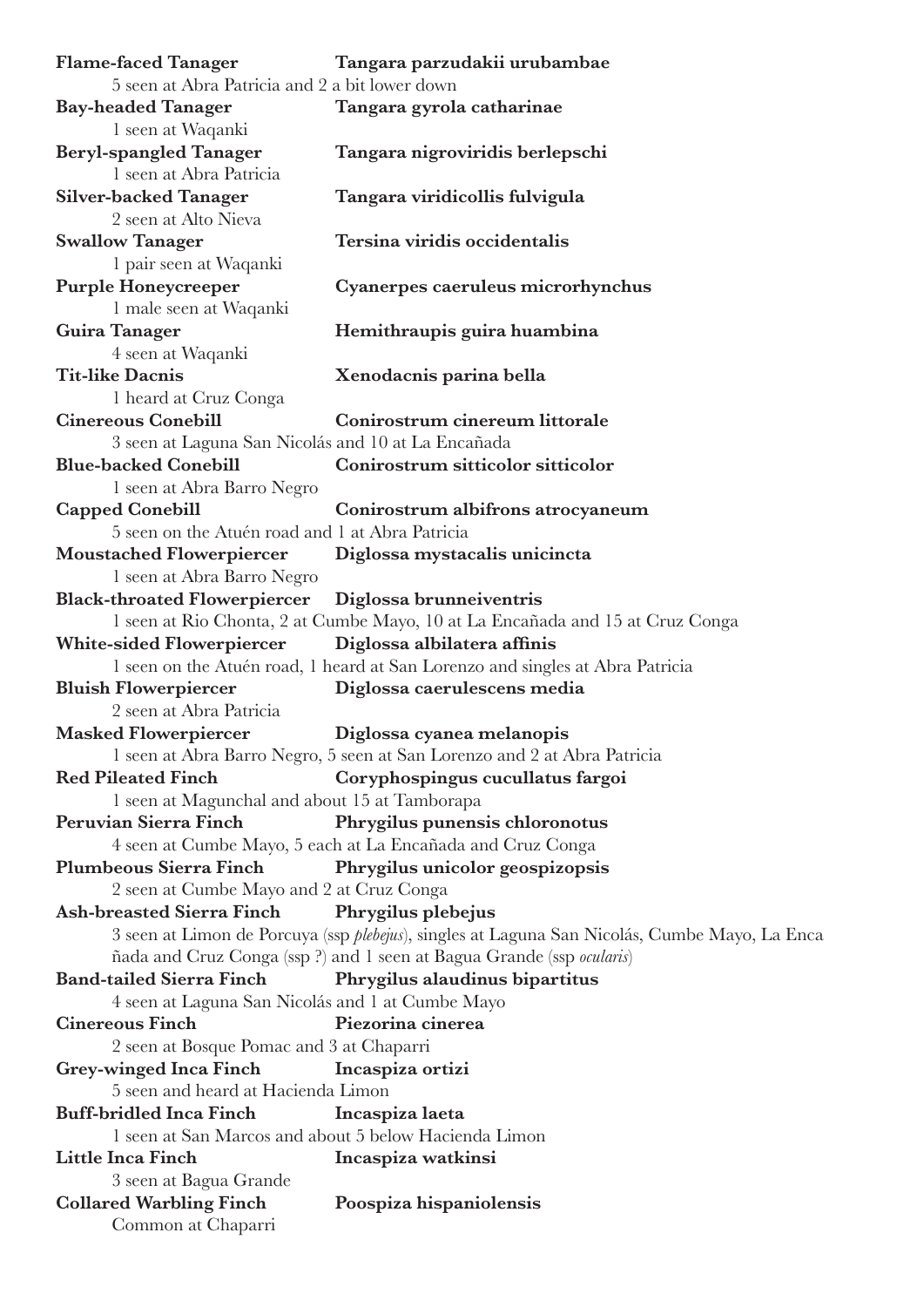**Flame-faced Tanager** **Tangara parzudakii urubambae**
5 seen at Abra Patricia and 2 a bit lower down

**Bay-headed Tanager** **Tangara gyrola catharinae**
1 seen at Waqanki

**Beryl-spangled Tanager** **Tangara nigroviridis berlepschi**
1 seen at Abra Patricia

**Silver-backed Tanager** **Tangara viridicollis fulvigula**
2 seen at Alto Nieva

**Swallow Tanager** **Tersina viridis occidentalis**
1 pair seen at Waqanki

**Purple Honeycreeper** **Cyanerpes caeruleus microrhynchus**
1 male seen at Waqanki

**Guira Tanager** **Hemithraupis guira huambina**
4 seen at Waqanki

**Tit-like Dacnis** **Xenodacnis parina bella**
1 heard at Cruz Conga

**Cinereous Conebill** **Conirostrum cinereum littorale**
3 seen at Laguna San Nicolás and 10 at La Encañada

**Blue-backed Conebill** **Conirostrum sitticolor sitticolor**
1 seen at Abra Barro Negro

**Capped Conebill** **Conirostrum albifrons atrocyaneum**
5 seen on the Atuén road and 1 at Abra Patricia

**Moustached Flowerpiercer** **Diglossa mystacalis unicincta**
1 seen at Abra Barro Negro

**Black-throated Flowerpiercer** **Diglossa brunneiventris**
1 seen at Rio Chonta, 2 at Cumbe Mayo, 10 at La Encañada and 15 at Cruz Conga

**White-sided Flowerpiercer** **Diglossa albilatera affinis**
1 seen on the Atuén road, 1 heard at San Lorenzo and singles at Abra Patricia

**Bluish Flowerpiercer** **Diglossa caerulescens media**
2 seen at Abra Patricia

**Masked Flowerpiercer** **Diglossa cyanea melanopis**
1 seen at Abra Barro Negro, 5 seen at San Lorenzo and 2 at Abra Patricia

**Red Pileated Finch** **Coryphospingus cucullatus fargoi**
1 seen at Magunchal and about 15 at Tamborapa

**Peruvian Sierra Finch** **Phrygilus punensis chloronotus**
4 seen at Cumbe Mayo, 5 each at La Encañada and Cruz Conga

**Plumbeous Sierra Finch** **Phrygilus unicolor geospizopsis**
2 seen at Cumbe Mayo and 2 at Cruz Conga

**Ash-breasted Sierra Finch** **Phrygilus plebejus**
3 seen at Limon de Porcuya (ssp *plebejus*), singles at Laguna San Nicolás, Cumbe Mayo, La Encañada and Cruz Conga (ssp ?) and 1 seen at Bagua Grande (ssp *ocularis*)

**Band-tailed Sierra Finch** **Phrygilus alaudinus bipartitus**
4 seen at Laguna San Nicolás and 1 at Cumbe Mayo

**Cinereous Finch** **Piezorina cinerea**
2 seen at Bosque Pomac and 3 at Chaparri

**Grey-winged Inca Finch** **Incaspiza ortizi**
5 seen and heard at Hacienda Limon

**Buff-bridled Inca Finch** **Incaspiza laeta**
1 seen at San Marcos and about 5 below Hacienda Limon

**Little Inca Finch** **Incaspiza watkinsi**
3 seen at Bagua Grande

**Collared Warbling Finch** **Poospiza hispaniolensis**
Common at Chaparri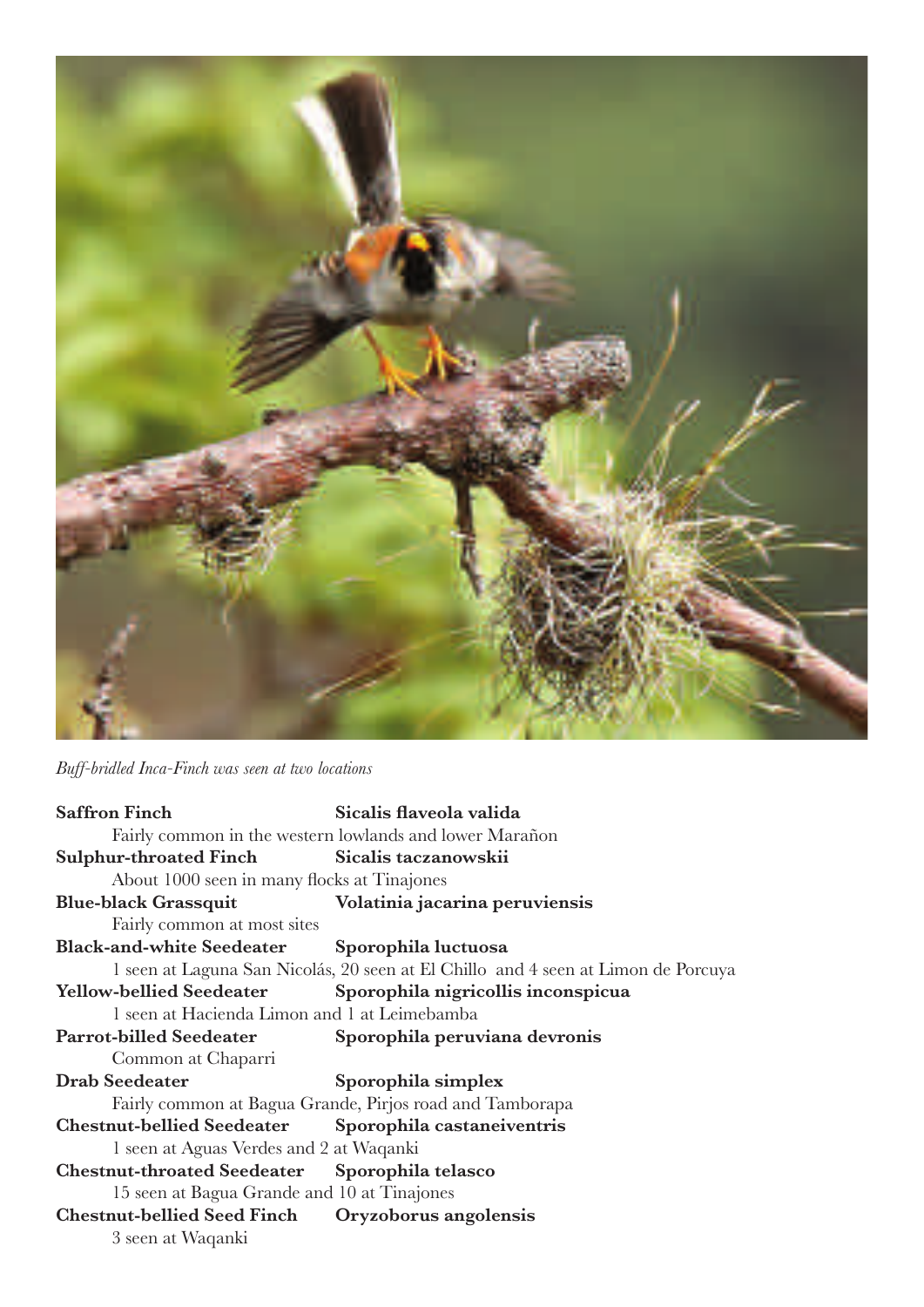*Buff-bridled Inca-Finch was seen at two locations*

**Saffron Finch** **Sicalis flaveola valida**
Fairly common in the western lowlands and lower Marañon

**Sulphur-throated Finch** **Sicalis taczanowskii**
About 1000 seen in many flocks at Tinajones

**Blue-black Grassquit** **Volatinia jacarina peruviensis**
Fairly common at most sites

**Black-and-white Seedeater** **Sporophila luctuosa**
1 seen at Laguna San Nicolás, 20 seen at El Chillo and 4 seen at Limon de Porcuya

**Yellow-bellied Seedeater** **Sporophila nigricollis inconspicua**
1 seen at Hacienda Limon and 1 at Leimebamba

**Parrot-billed Seedeater** **Sporophila peruviana devronis**
Common at Chaparri

**Drab Seedeater** **Sporophila simplex**
Fairly common at Bagua Grande, Pirjos road and Tamborapa

**Chestnut-bellied Seedeater** **Sporophila castaneiventris**
1 seen at Aguas Verdes and 2 at Waqanki

**Chestnut-throated Seedeater** **Sporophila telasco**
15 seen at Bagua Grande and 10 at Tinajones

**Chestnut-bellied Seed Finch** **Oryzoborus angolensis**
3 seen at Waqanki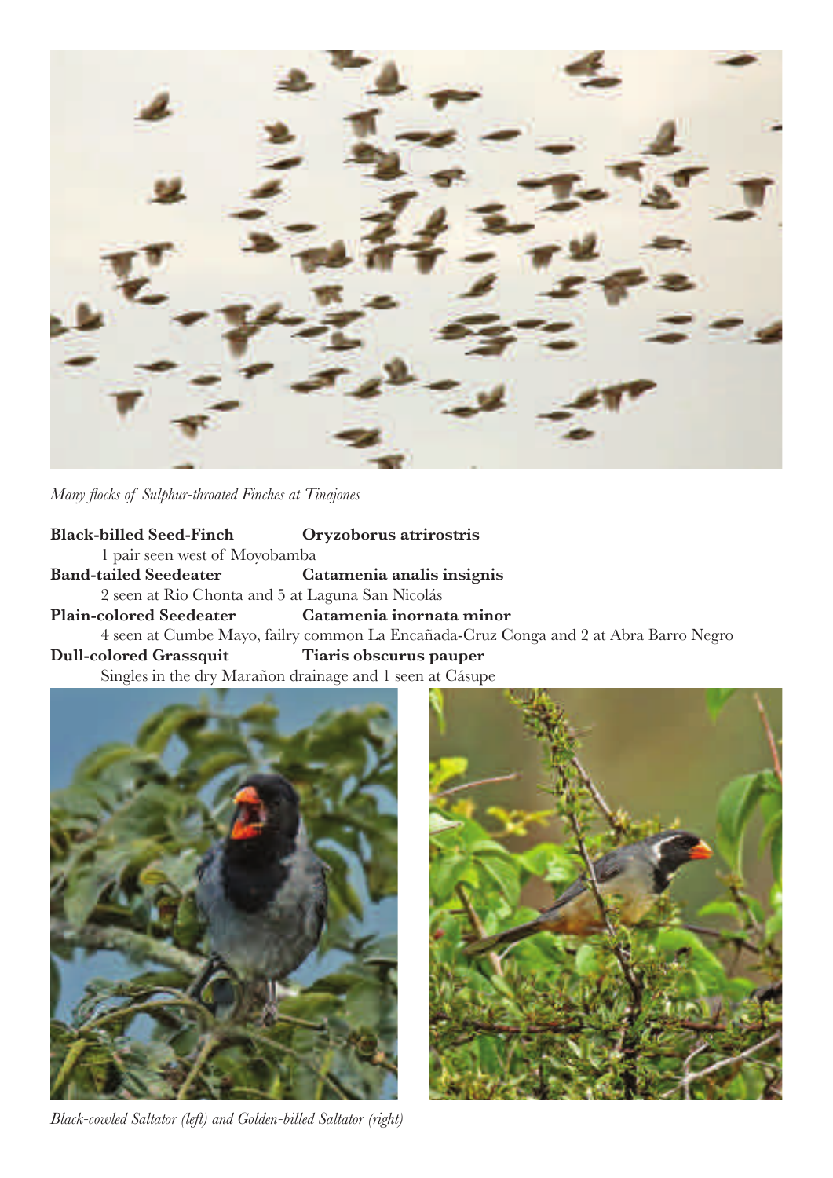*Many flocks of Sulphur-throated Finches at Tinajones*

**Black-billed Seed-Finch** **Oryzoborus atrirostris**

1 pair seen west of Moyobamba

**Band-tailed Seedeater** **Catamenia analis insignis**

2 seen at Rio Chonta and 5 at Laguna San Nicolás

**Plain-colored Seedeater** **Catamenia inornata minor**

4 seen at Cumbe Mayo, failry common La Encañada-Cruz Conga and 2 at Abra Barro Negro

**Dull-colored Grassquit** **Tiaris obscurus pauper**

Singles in the dry Marañon drainage and 1 seen at Cásupe

*Black-cowled Saltator (left) and Golden-billed Saltator (right)*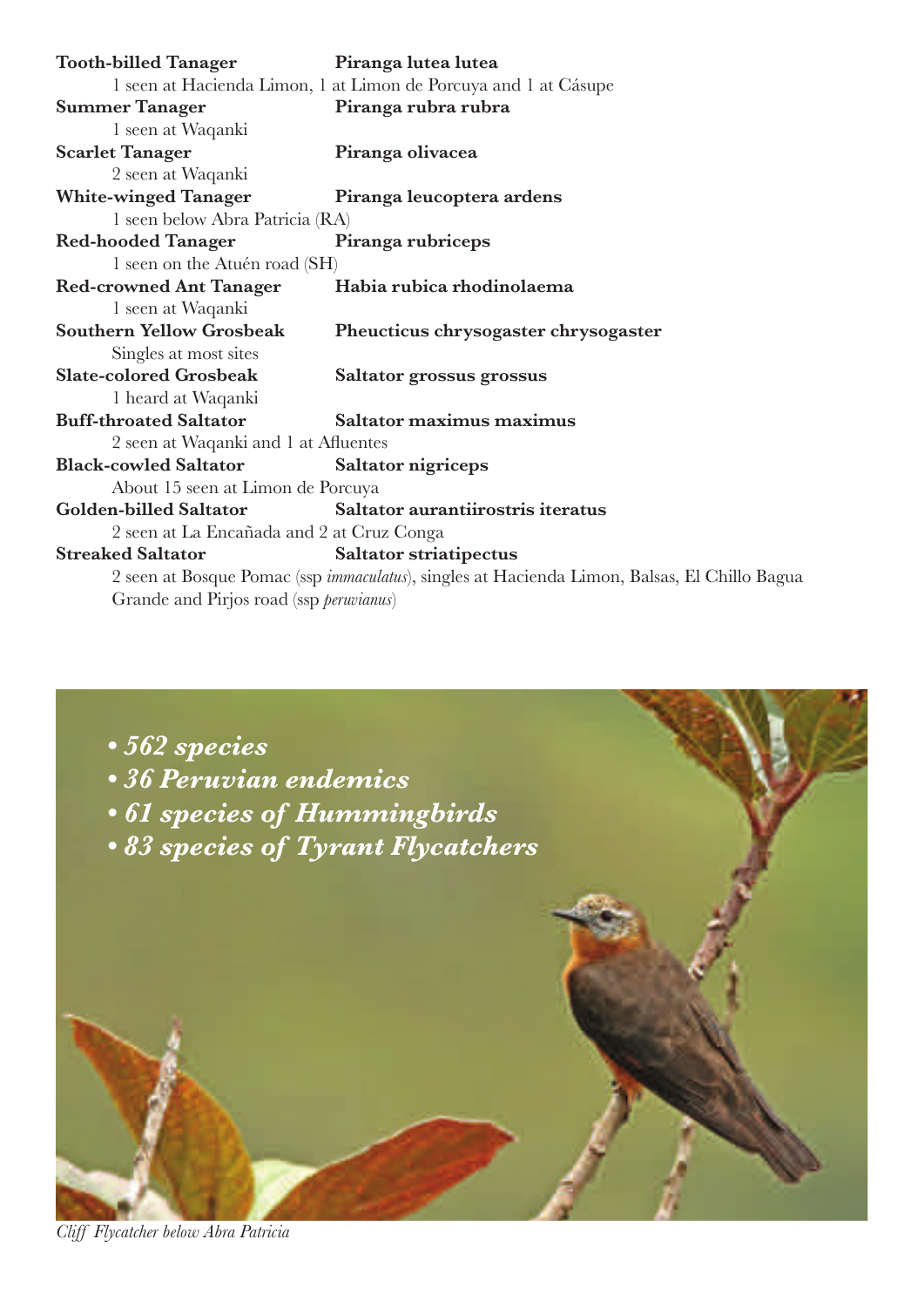**Tooth-billed Tanager** **Piranga lutea lutea**
1 seen at Hacienda Limon, 1 at Limon de Porcuya and 1 at Cásupe

**Summer Tanager** **Piranga rubra rubra**
1 seen at Waqanki

**Scarlet Tanager** **Piranga olivacea**
2 seen at Waqanki

**White-winged Tanager** **Piranga leucoptera ardens**
1 seen below Abra Patricia (RA)

**Red-hooded Tanager** **Piranga rubriceps**
1 seen on the Atuén road (SH)

**Red-crowned Ant Tanager** **Habia rubica rhodinolaema**
1 seen at Waqanki

**Southern Yellow Grosbeak** **Pheucticus chrysogaster chrysogaster**
Singles at most sites

**Slate-colored Grosbeak** **Saltator grossus grossus**
1 heard at Waqanki

**Buff-throated Saltator** **Saltator maximus maximus**
2 seen at Waqanki and 1 at Afluentes

**Black-cowled Saltator** **Saltator nigriceps**
About 15 seen at Limon de Porcuya

**Golden-billed Saltator** **Saltator aurantiirostris iteratus**
2 seen at La Encañada and 2 at Cruz Conga

**Streaked Saltator** **Saltator striatipectus**
2 seen at Bosque Pomac (ssp *immaculatus*), singles at Hacienda Limon, Balsas, El Chillo Bagua Grande and Pirjos road (ssp *peruvianus*)

***• 562 species***
***• 36 Peruvian endemics***
***• 61 species of Hummingbirds***
***• 83 species of Tyrant Flycatchers***

*Cliff Flycatcher below Abra Patricia*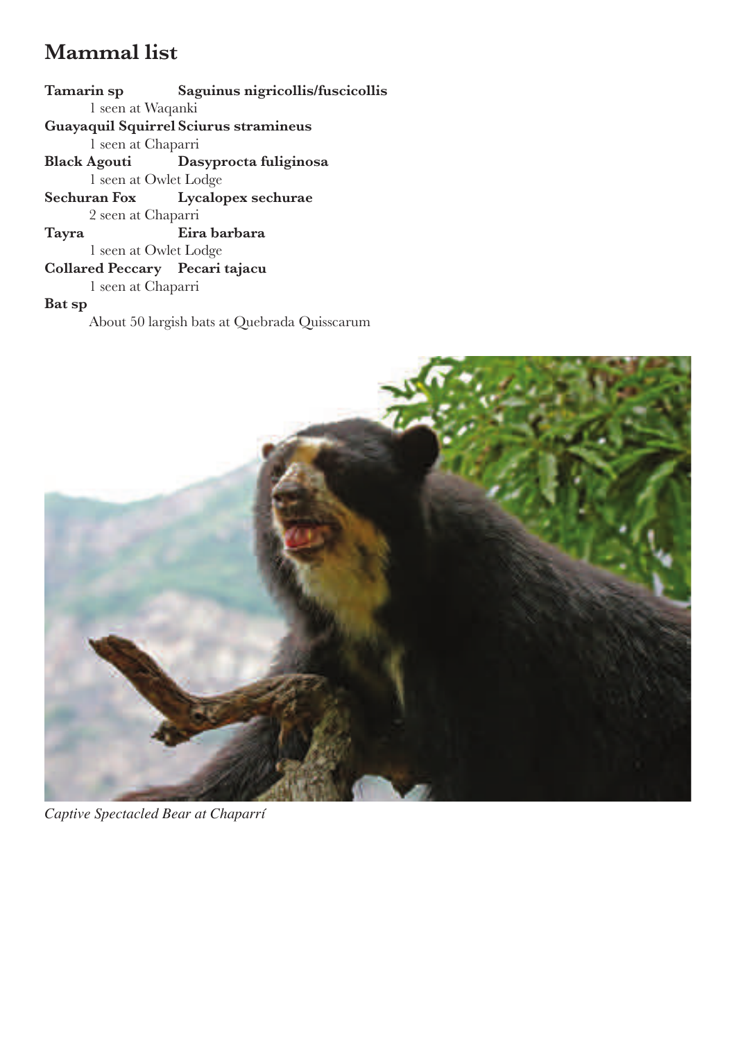## Mammal list

**Tamarin sp** **Saguinus nigricollis/fuscicollis**
1 seen at Waqanki

**Guayaquil Squirrel** **Sciurus stramineus**
1 seen at Chaparri

**Black Agouti** **Dasyprocta fuliginosa**
1 seen at Owlet Lodge

**Sechuran Fox** **Lycalopex sechurae**
2 seen at Chaparri

**Tayra** **Eira barbara**
1 seen at Owlet Lodge

**Collared Peccary** **Pecari tajacu**
1 seen at Chaparri

**Bat sp**
About 50 largish bats at Quebrada Quisscarum

*Captive Spectacled Bear at Chaparrí*